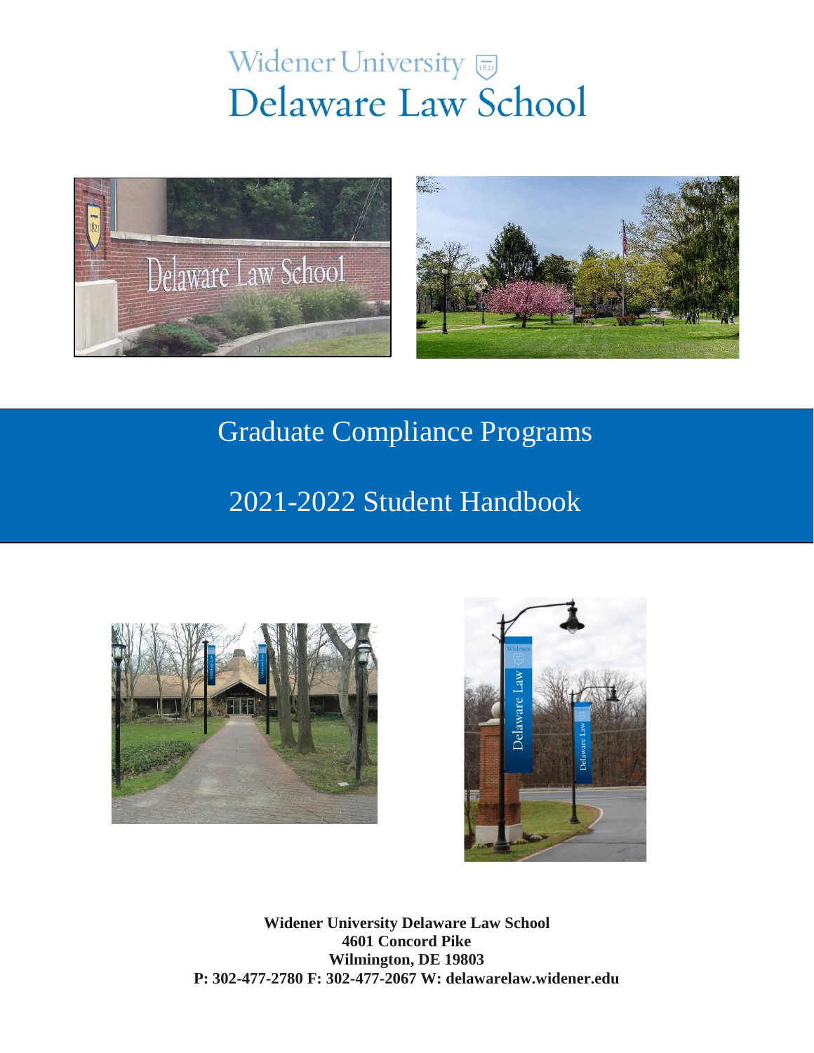# Widener University Delaware Law School

## Graduate Compliance Programs

## 2021-2022 Student Handbook

**Widener University Delaware Law School**
**4601 Concord Pike**
**Wilmington, DE 19803**
**P: 302-477-2780 F: 302-477-2067 W: delawarelaw.widener.edu**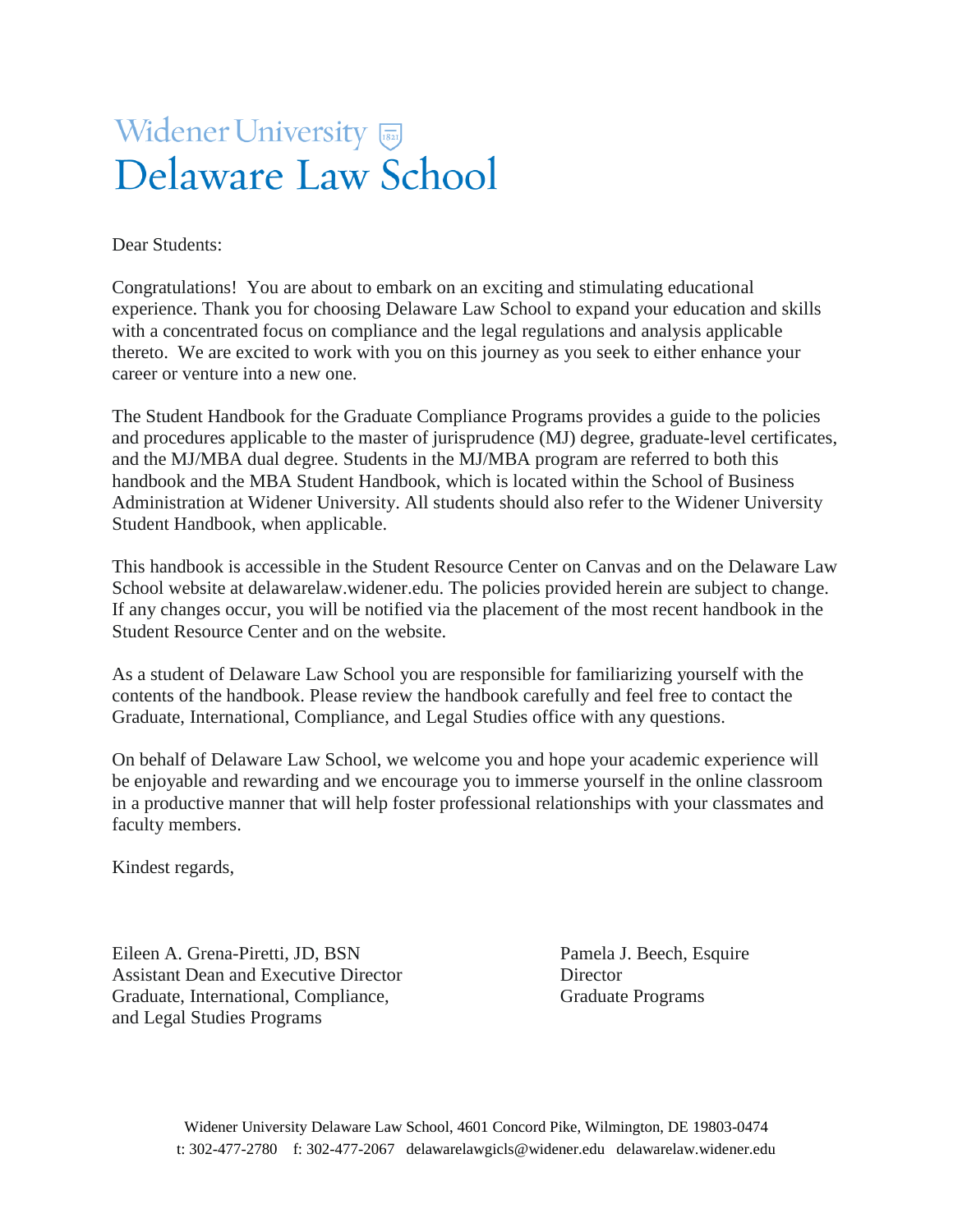# Widener University
# Delaware Law School

Dear Students:

Congratulations! You are about to embark on an exciting and stimulating educational experience. Thank you for choosing Delaware Law School to expand your education and skills with a concentrated focus on compliance and the legal regulations and analysis applicable thereto. We are excited to work with you on this journey as you seek to either enhance your career or venture into a new one.

The Student Handbook for the Graduate Compliance Programs provides a guide to the policies and procedures applicable to the master of jurisprudence (MJ) degree, graduate-level certificates, and the MJ/MBA dual degree. Students in the MJ/MBA program are referred to both this handbook and the MBA Student Handbook, which is located within the School of Business Administration at Widener University. All students should also refer to the Widener University Student Handbook, when applicable.

This handbook is accessible in the Student Resource Center on Canvas and on the Delaware Law School website at delawarelaw.widener.edu. The policies provided herein are subject to change. If any changes occur, you will be notified via the placement of the most recent handbook in the Student Resource Center and on the website.

As a student of Delaware Law School you are responsible for familiarizing yourself with the contents of the handbook. Please review the handbook carefully and feel free to contact the Graduate, International, Compliance, and Legal Studies office with any questions.

On behalf of Delaware Law School, we welcome you and hope your academic experience will be enjoyable and rewarding and we encourage you to immerse yourself in the online classroom in a productive manner that will help foster professional relationships with your classmates and faculty members.

Kindest regards,

Eileen A. Grena-Piretti, JD, BSN
Assistant Dean and Executive Director
Graduate, International, Compliance,
and Legal Studies Programs

Pamela J. Beech, Esquire
Director
Graduate Programs

Widener University Delaware Law School, 4601 Concord Pike, Wilmington, DE 19803-0474
t: 302-477-2780 f: 302-477-2067 delawarelawgicls@widener.edu delawarelaw.widener.edu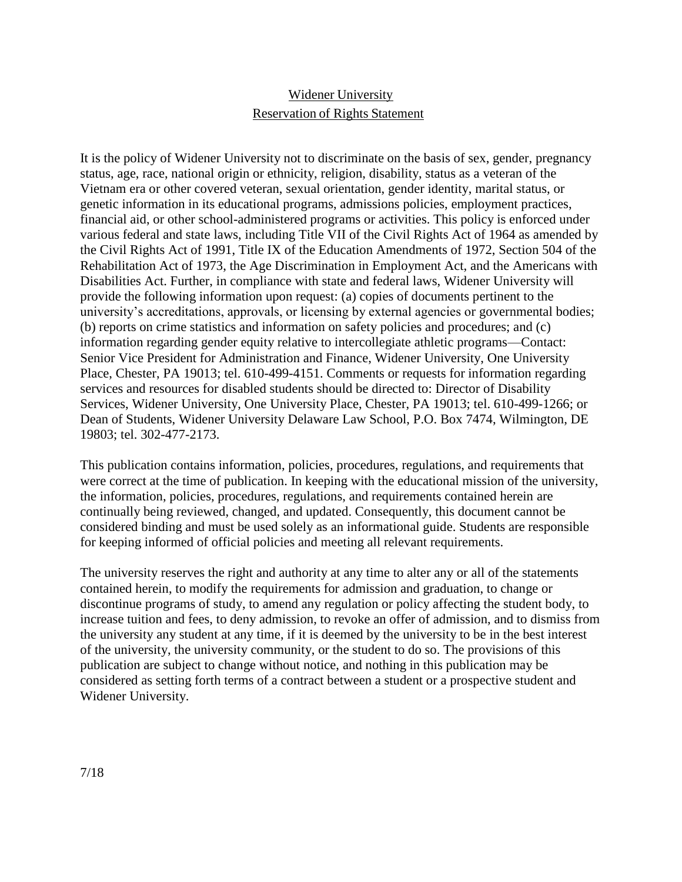## Widener University
## Reservation of Rights Statement

It is the policy of Widener University not to discriminate on the basis of sex, gender, pregnancy status, age, race, national origin or ethnicity, religion, disability, status as a veteran of the Vietnam era or other covered veteran, sexual orientation, gender identity, marital status, or genetic information in its educational programs, admissions policies, employment practices, financial aid, or other school-administered programs or activities. This policy is enforced under various federal and state laws, including Title VII of the Civil Rights Act of 1964 as amended by the Civil Rights Act of 1991, Title IX of the Education Amendments of 1972, Section 504 of the Rehabilitation Act of 1973, the Age Discrimination in Employment Act, and the Americans with Disabilities Act. Further, in compliance with state and federal laws, Widener University will provide the following information upon request: (a) copies of documents pertinent to the university's accreditations, approvals, or licensing by external agencies or governmental bodies; (b) reports on crime statistics and information on safety policies and procedures; and (c) information regarding gender equity relative to intercollegiate athletic programs—Contact: Senior Vice President for Administration and Finance, Widener University, One University Place, Chester, PA 19013; tel. 610-499-4151. Comments or requests for information regarding services and resources for disabled students should be directed to: Director of Disability Services, Widener University, One University Place, Chester, PA 19013; tel. 610-499-1266; or Dean of Students, Widener University Delaware Law School, P.O. Box 7474, Wilmington, DE 19803; tel. 302-477-2173.

This publication contains information, policies, procedures, regulations, and requirements that were correct at the time of publication. In keeping with the educational mission of the university, the information, policies, procedures, regulations, and requirements contained herein are continually being reviewed, changed, and updated. Consequently, this document cannot be considered binding and must be used solely as an informational guide. Students are responsible for keeping informed of official policies and meeting all relevant requirements.

The university reserves the right and authority at any time to alter any or all of the statements contained herein, to modify the requirements for admission and graduation, to change or discontinue programs of study, to amend any regulation or policy affecting the student body, to increase tuition and fees, to deny admission, to revoke an offer of admission, and to dismiss from the university any student at any time, if it is deemed by the university to be in the best interest of the university, the university community, or the student to do so. The provisions of this publication are subject to change without notice, and nothing in this publication may be considered as setting forth terms of a contract between a student or a prospective student and Widener University.

7/18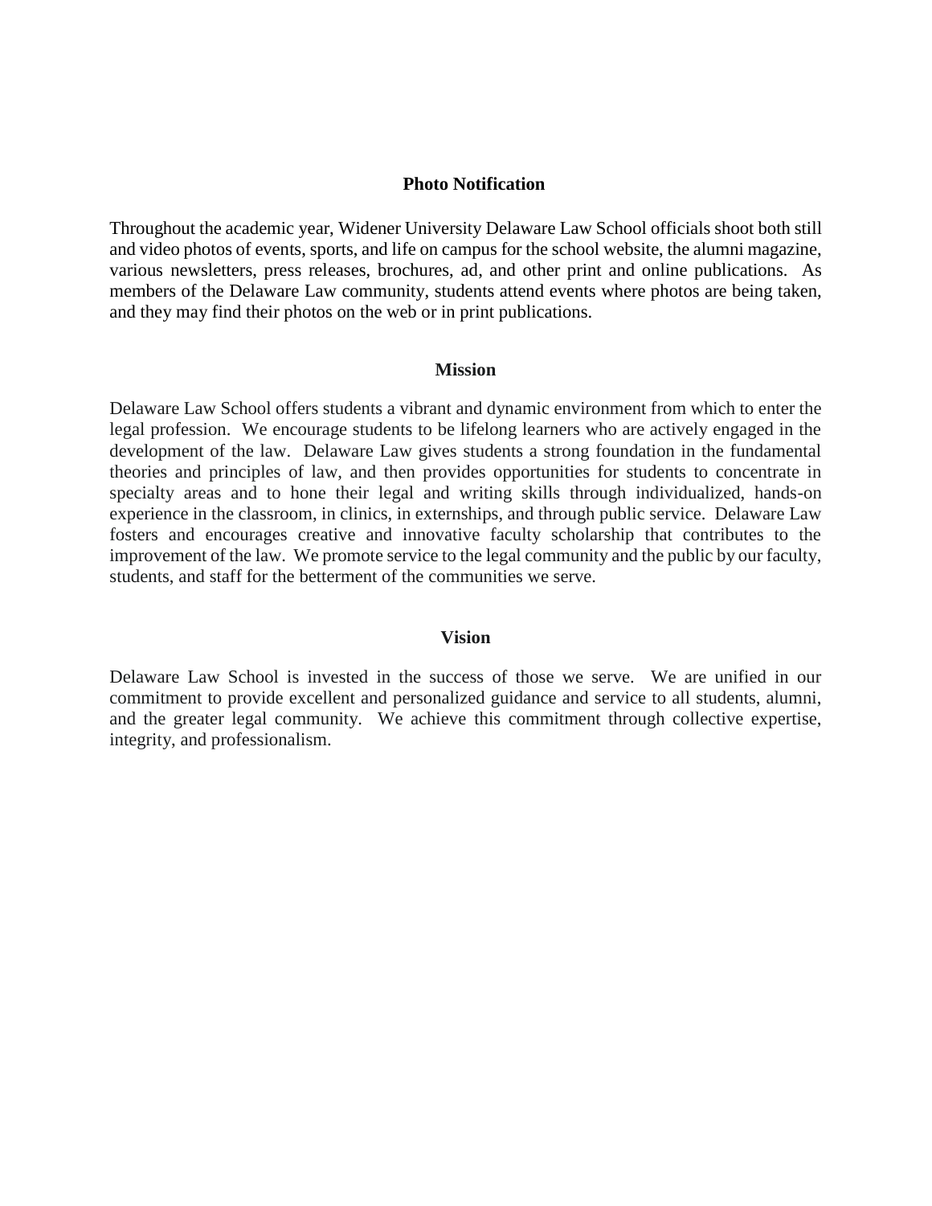## Photo Notification

Throughout the academic year, Widener University Delaware Law School officials shoot both still and video photos of events, sports, and life on campus for the school website, the alumni magazine, various newsletters, press releases, brochures, ad, and other print and online publications. As members of the Delaware Law community, students attend events where photos are being taken, and they may find their photos on the web or in print publications.

## Mission

Delaware Law School offers students a vibrant and dynamic environment from which to enter the legal profession. We encourage students to be lifelong learners who are actively engaged in the development of the law. Delaware Law gives students a strong foundation in the fundamental theories and principles of law, and then provides opportunities for students to concentrate in specialty areas and to hone their legal and writing skills through individualized, hands-on experience in the classroom, in clinics, in externships, and through public service. Delaware Law fosters and encourages creative and innovative faculty scholarship that contributes to the improvement of the law. We promote service to the legal community and the public by our faculty, students, and staff for the betterment of the communities we serve.

## Vision

Delaware Law School is invested in the success of those we serve. We are unified in our commitment to provide excellent and personalized guidance and service to all students, alumni, and the greater legal community. We achieve this commitment through collective expertise, integrity, and professionalism.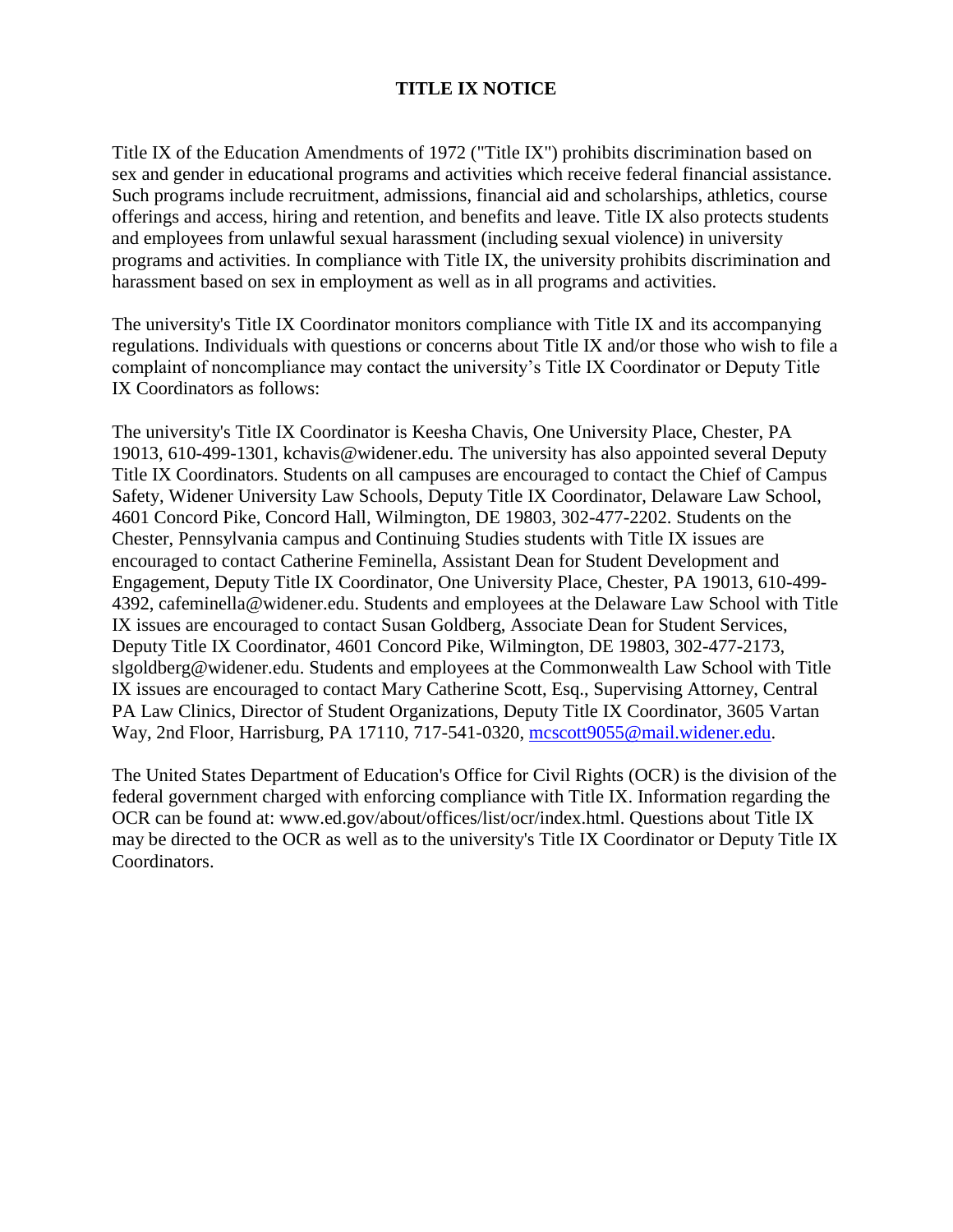# TITLE IX NOTICE

Title IX of the Education Amendments of 1972 ("Title IX") prohibits discrimination based on sex and gender in educational programs and activities which receive federal financial assistance. Such programs include recruitment, admissions, financial aid and scholarships, athletics, course offerings and access, hiring and retention, and benefits and leave. Title IX also protects students and employees from unlawful sexual harassment (including sexual violence) in university programs and activities. In compliance with Title IX, the university prohibits discrimination and harassment based on sex in employment as well as in all programs and activities.

The university's Title IX Coordinator monitors compliance with Title IX and its accompanying regulations. Individuals with questions or concerns about Title IX and/or those who wish to file a complaint of noncompliance may contact the university's Title IX Coordinator or Deputy Title IX Coordinators as follows:

The university's Title IX Coordinator is Keesha Chavis, One University Place, Chester, PA 19013, 610-499-1301, kchavis@widener.edu. The university has also appointed several Deputy Title IX Coordinators. Students on all campuses are encouraged to contact the Chief of Campus Safety, Widener University Law Schools, Deputy Title IX Coordinator, Delaware Law School, 4601 Concord Pike, Concord Hall, Wilmington, DE 19803, 302-477-2202. Students on the Chester, Pennsylvania campus and Continuing Studies students with Title IX issues are encouraged to contact Catherine Feminella, Assistant Dean for Student Development and Engagement, Deputy Title IX Coordinator, One University Place, Chester, PA 19013, 610-499-4392, cafeminella@widener.edu. Students and employees at the Delaware Law School with Title IX issues are encouraged to contact Susan Goldberg, Associate Dean for Student Services, Deputy Title IX Coordinator, 4601 Concord Pike, Wilmington, DE 19803, 302-477-2173, slgoldberg@widener.edu. Students and employees at the Commonwealth Law School with Title IX issues are encouraged to contact Mary Catherine Scott, Esq., Supervising Attorney, Central PA Law Clinics, Director of Student Organizations, Deputy Title IX Coordinator, 3605 Vartan Way, 2nd Floor, Harrisburg, PA 17110, 717-541-0320, mcscott9055@mail.widener.edu.

The United States Department of Education's Office for Civil Rights (OCR) is the division of the federal government charged with enforcing compliance with Title IX. Information regarding the OCR can be found at: www.ed.gov/about/offices/list/ocr/index.html. Questions about Title IX may be directed to the OCR as well as to the university's Title IX Coordinator or Deputy Title IX Coordinators.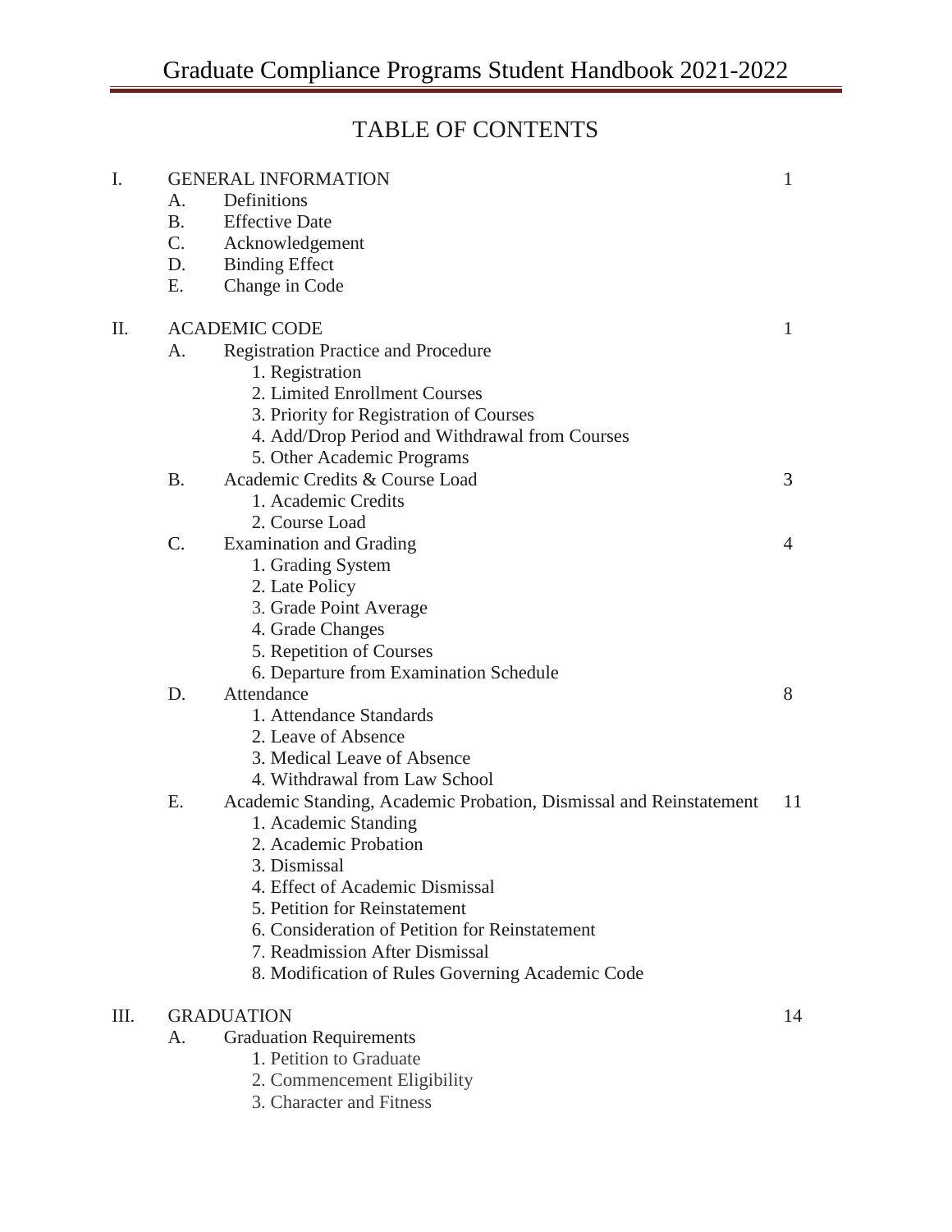# TABLE OF CONTENTS

| | | | |
|---|---|---|---|
| I. | GENERAL INFORMATION | | 1 |
| | A. | Definitions | |
| | B. | Effective Date | |
| | C. | Acknowledgement | |
| | D. | Binding Effect | |
| | E. | Change in Code | |
| II. | ACADEMIC CODE | | 1 |
| | A. | Registration Practice and Procedure | |
| | | 1. Registration | |
| | | 2. Limited Enrollment Courses | |
| | | 3. Priority for Registration of Courses | |
| | | 4. Add/Drop Period and Withdrawal from Courses | |
| | | 5. Other Academic Programs | |
| | B. | Academic Credits & Course Load | 3 |
| | | 1. Academic Credits | |
| | | 2. Course Load | |
| | C. | Examination and Grading | 4 |
| | | 1. Grading System | |
| | | 2. Late Policy | |
| | | 3. Grade Point Average | |
| | | 4. Grade Changes | |
| | | 5. Repetition of Courses | |
| | | 6. Departure from Examination Schedule | |
| | D. | Attendance | 8 |
| | | 1. Attendance Standards | |
| | | 2. Leave of Absence | |
| | | 3. Medical Leave of Absence | |
| | | 4. Withdrawal from Law School | |
| | E. | Academic Standing, Academic Probation, Dismissal and Reinstatement | 11 |
| | | 1. Academic Standing | |
| | | 2. Academic Probation | |
| | | 3. Dismissal | |
| | | 4. Effect of Academic Dismissal | |
| | | 5. Petition for Reinstatement | |
| | | 6. Consideration of Petition for Reinstatement | |
| | | 7. Readmission After Dismissal | |
| | | 8. Modification of Rules Governing Academic Code | |
| III. | GRADUATION | | 14 |
| | A. | Graduation Requirements | |
| | | 1. Petition to Graduate | |
| | | 2. Commencement Eligibility | |
| | | 3. Character and Fitness | |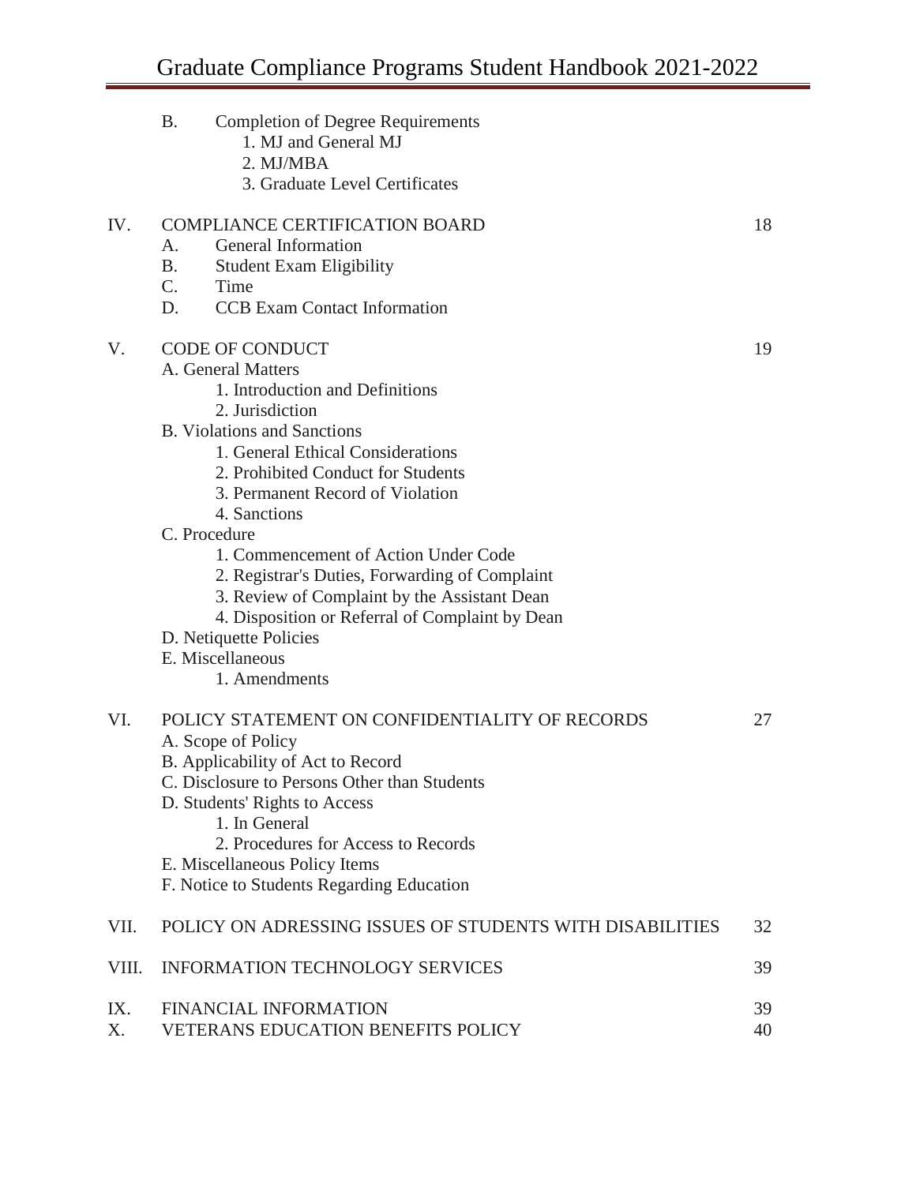B. Completion of Degree Requirements
   1. MJ and General MJ
   2. MJ/MBA
   3. Graduate Level Certificates

IV. COMPLIANCE CERTIFICATION BOARD — 18
   A. General Information
   B. Student Exam Eligibility
   C. Time
   D. CCB Exam Contact Information

V. CODE OF CONDUCT — 19
   A. General Matters
      1. Introduction and Definitions
      2. Jurisdiction
   B. Violations and Sanctions
      1. General Ethical Considerations
      2. Prohibited Conduct for Students
      3. Permanent Record of Violation
      4. Sanctions
   C. Procedure
      1. Commencement of Action Under Code
      2. Registrar's Duties, Forwarding of Complaint
      3. Review of Complaint by the Assistant Dean
      4. Disposition or Referral of Complaint by Dean
   D. Netiquette Policies
   E. Miscellaneous
      1. Amendments

VI. POLICY STATEMENT ON CONFIDENTIALITY OF RECORDS — 27
   A. Scope of Policy
   B. Applicability of Act to Record
   C. Disclosure to Persons Other than Students
   D. Students' Rights to Access
      1. In General
      2. Procedures for Access to Records
   E. Miscellaneous Policy Items
   F. Notice to Students Regarding Education

VII. POLICY ON ADRESSING ISSUES OF STUDENTS WITH DISABILITIES — 32

VIII. INFORMATION TECHNOLOGY SERVICES — 39

IX. FINANCIAL INFORMATION — 39

X. VETERANS EDUCATION BENEFITS POLICY — 40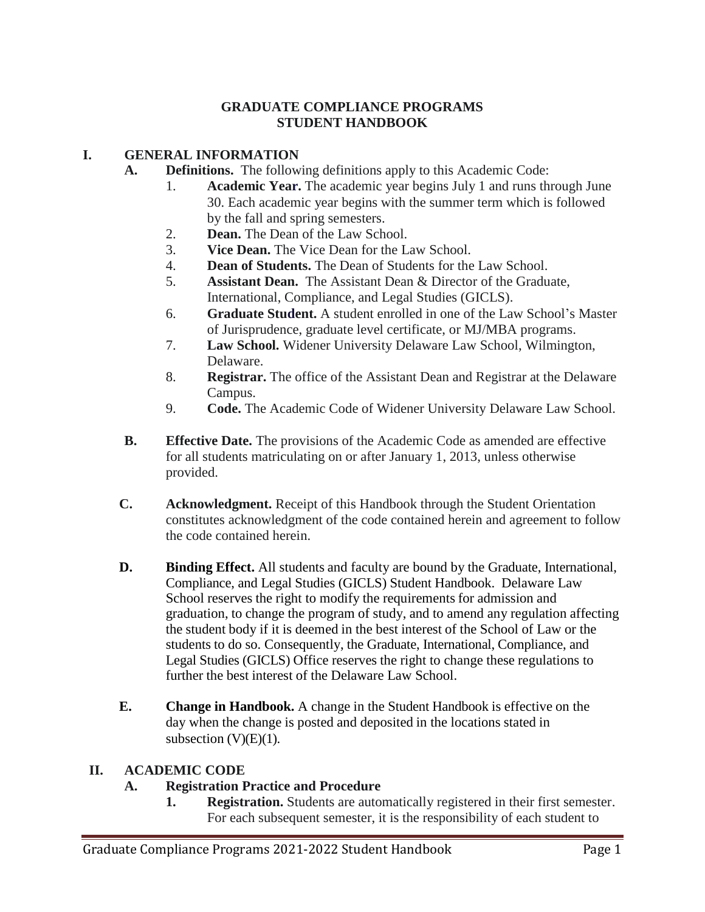# GRADUATE COMPLIANCE PROGRAMS STUDENT HANDBOOK

## I. GENERAL INFORMATION

**A. Definitions.** The following definitions apply to this Academic Code:

1. **Academic Year.** The academic year begins July 1 and runs through June 30. Each academic year begins with the summer term which is followed by the fall and spring semesters.
2. **Dean.** The Dean of the Law School.
3. **Vice Dean.** The Vice Dean for the Law School.
4. **Dean of Students.** The Dean of Students for the Law School.
5. **Assistant Dean.** The Assistant Dean & Director of the Graduate, International, Compliance, and Legal Studies (GICLS).
6. **Graduate Student.** A student enrolled in one of the Law School's Master of Jurisprudence, graduate level certificate, or MJ/MBA programs.
7. **Law School.** Widener University Delaware Law School, Wilmington, Delaware.
8. **Registrar.** The office of the Assistant Dean and Registrar at the Delaware Campus.
9. **Code.** The Academic Code of Widener University Delaware Law School.

**B. Effective Date.** The provisions of the Academic Code as amended are effective for all students matriculating on or after January 1, 2013, unless otherwise provided.

**C. Acknowledgment.** Receipt of this Handbook through the Student Orientation constitutes acknowledgment of the code contained herein and agreement to follow the code contained herein.

**D. Binding Effect.** All students and faculty are bound by the Graduate, International, Compliance, and Legal Studies (GICLS) Student Handbook. Delaware Law School reserves the right to modify the requirements for admission and graduation, to change the program of study, and to amend any regulation affecting the student body if it is deemed in the best interest of the School of Law or the students to do so. Consequently, the Graduate, International, Compliance, and Legal Studies (GICLS) Office reserves the right to change these regulations to further the best interest of the Delaware Law School.

**E. Change in Handbook.** A change in the Student Handbook is effective on the day when the change is posted and deposited in the locations stated in subsection (V)(E)(1).

## II. ACADEMIC CODE

### A. Registration Practice and Procedure

1. **Registration.** Students are automatically registered in their first semester. For each subsequent semester, it is the responsibility of each student to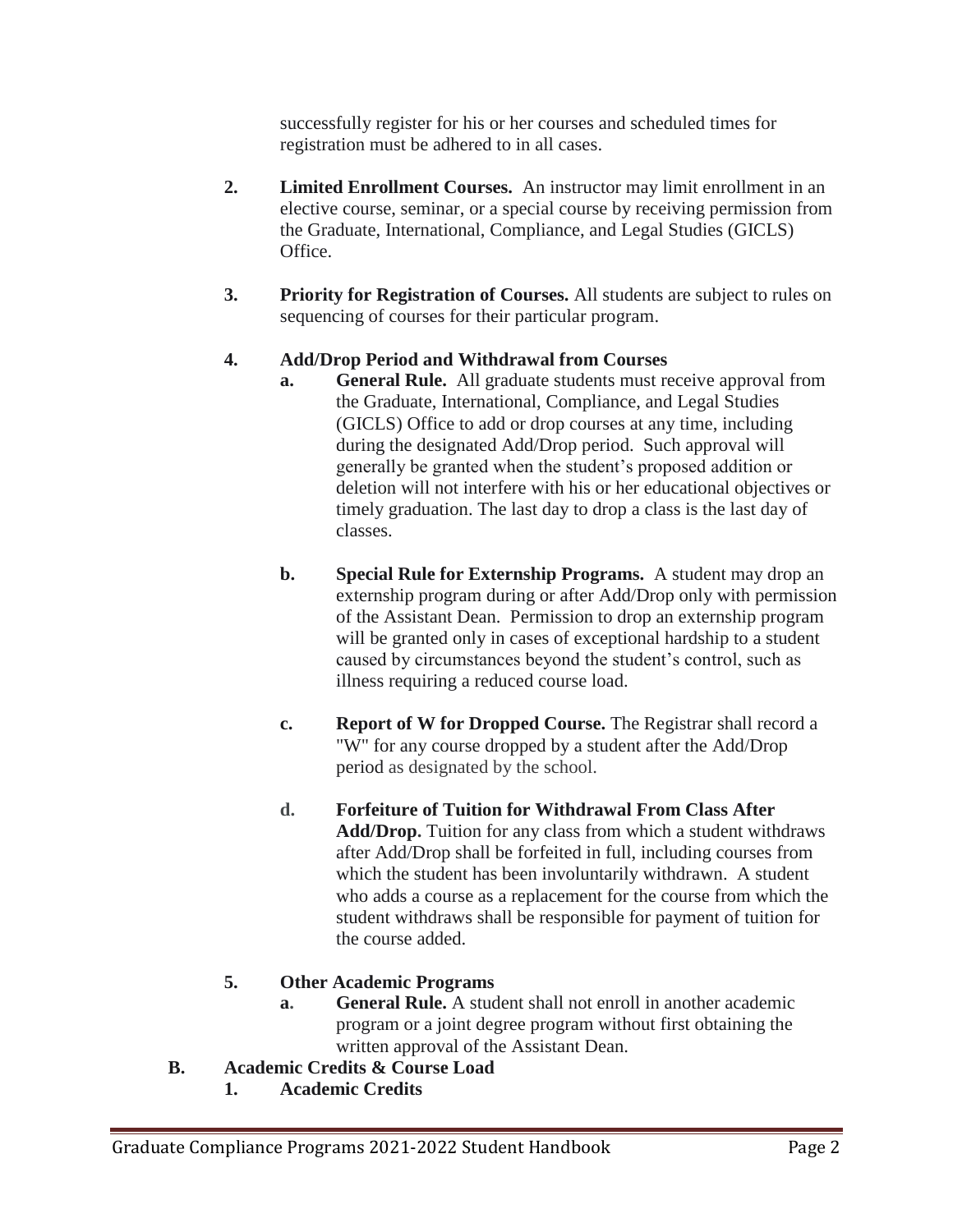successfully register for his or her courses and scheduled times for registration must be adhered to in all cases.

2. **Limited Enrollment Courses.** An instructor may limit enrollment in an elective course, seminar, or a special course by receiving permission from the Graduate, International, Compliance, and Legal Studies (GICLS) Office.

3. **Priority for Registration of Courses.** All students are subject to rules on sequencing of courses for their particular program.

4. **Add/Drop Period and Withdrawal from Courses**
   - a. **General Rule.** All graduate students must receive approval from the Graduate, International, Compliance, and Legal Studies (GICLS) Office to add or drop courses at any time, including during the designated Add/Drop period. Such approval will generally be granted when the student's proposed addition or deletion will not interfere with his or her educational objectives or timely graduation. The last day to drop a class is the last day of classes.

   - b. **Special Rule for Externship Programs.** A student may drop an externship program during or after Add/Drop only with permission of the Assistant Dean. Permission to drop an externship program will be granted only in cases of exceptional hardship to a student caused by circumstances beyond the student's control, such as illness requiring a reduced course load.

   - c. **Report of W for Dropped Course.** The Registrar shall record a "W" for any course dropped by a student after the Add/Drop period as designated by the school.

   - d. **Forfeiture of Tuition for Withdrawal From Class After Add/Drop.** Tuition for any class from which a student withdraws after Add/Drop shall be forfeited in full, including courses from which the student has been involuntarily withdrawn. A student who adds a course as a replacement for the course from which the student withdraws shall be responsible for payment of tuition for the course added.

5. **Other Academic Programs**
   - a. **General Rule.** A student shall not enroll in another academic program or a joint degree program without first obtaining the written approval of the Assistant Dean.

## B. Academic Credits & Course Load

### 1. Academic Credits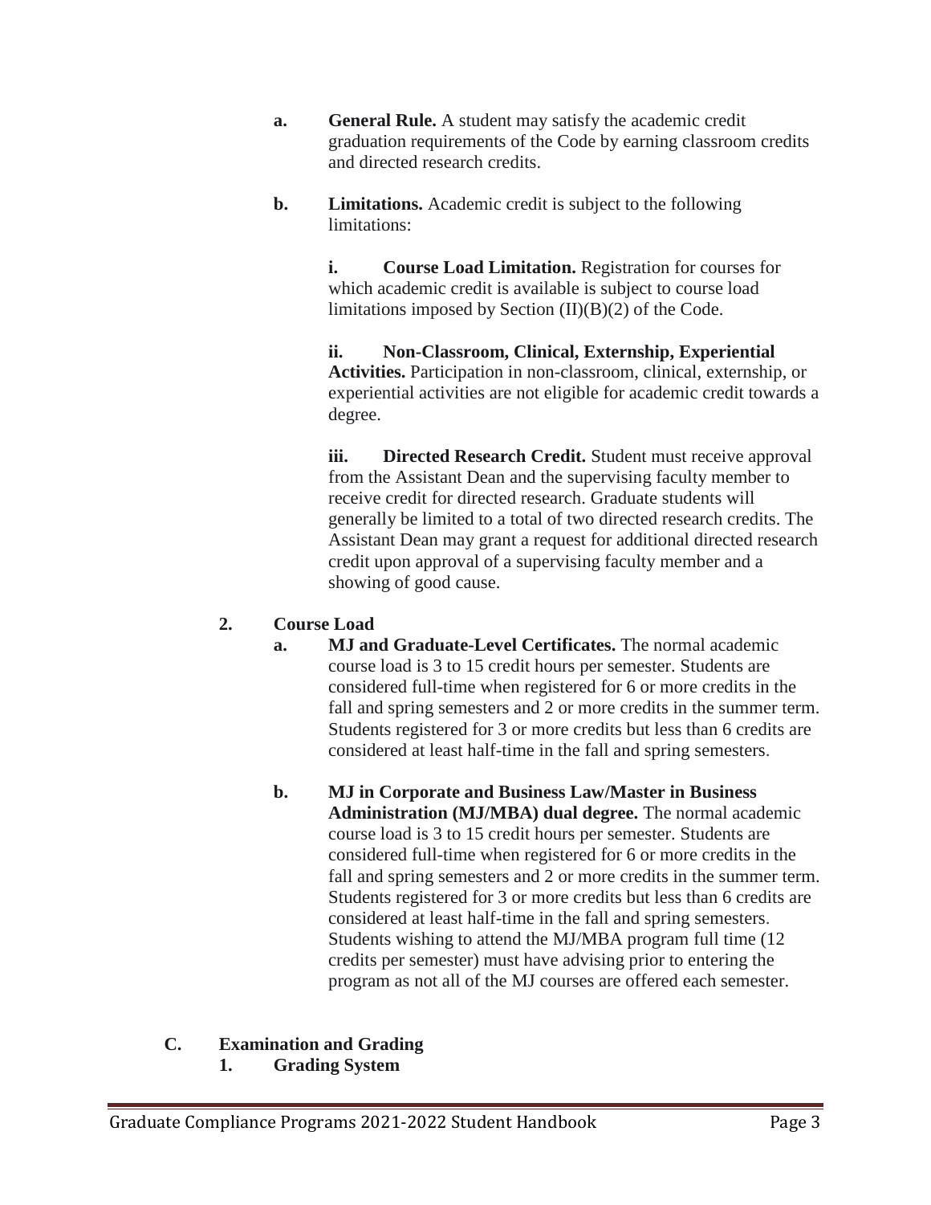**a. General Rule.** A student may satisfy the academic credit graduation requirements of the Code by earning classroom credits and directed research credits.

**b. Limitations.** Academic credit is subject to the following limitations:

**i. Course Load Limitation.** Registration for courses for which academic credit is available is subject to course load limitations imposed by Section (II)(B)(2) of the Code.

**ii. Non-Classroom, Clinical, Externship, Experiential Activities.** Participation in non-classroom, clinical, externship, or experiential activities are not eligible for academic credit towards a degree.

**iii. Directed Research Credit.** Student must receive approval from the Assistant Dean and the supervising faculty member to receive credit for directed research. Graduate students will generally be limited to a total of two directed research credits. The Assistant Dean may grant a request for additional directed research credit upon approval of a supervising faculty member and a showing of good cause.

### 2. Course Load

**a. MJ and Graduate-Level Certificates.** The normal academic course load is 3 to 15 credit hours per semester. Students are considered full-time when registered for 6 or more credits in the fall and spring semesters and 2 or more credits in the summer term. Students registered for 3 or more credits but less than 6 credits are considered at least half-time in the fall and spring semesters.

**b. MJ in Corporate and Business Law/Master in Business Administration (MJ/MBA) dual degree.** The normal academic course load is 3 to 15 credit hours per semester. Students are considered full-time when registered for 6 or more credits in the fall and spring semesters and 2 or more credits in the summer term. Students registered for 3 or more credits but less than 6 credits are considered at least half-time in the fall and spring semesters. Students wishing to attend the MJ/MBA program full time (12 credits per semester) must have advising prior to entering the program as not all of the MJ courses are offered each semester.

## C. Examination and Grading

### 1. Grading System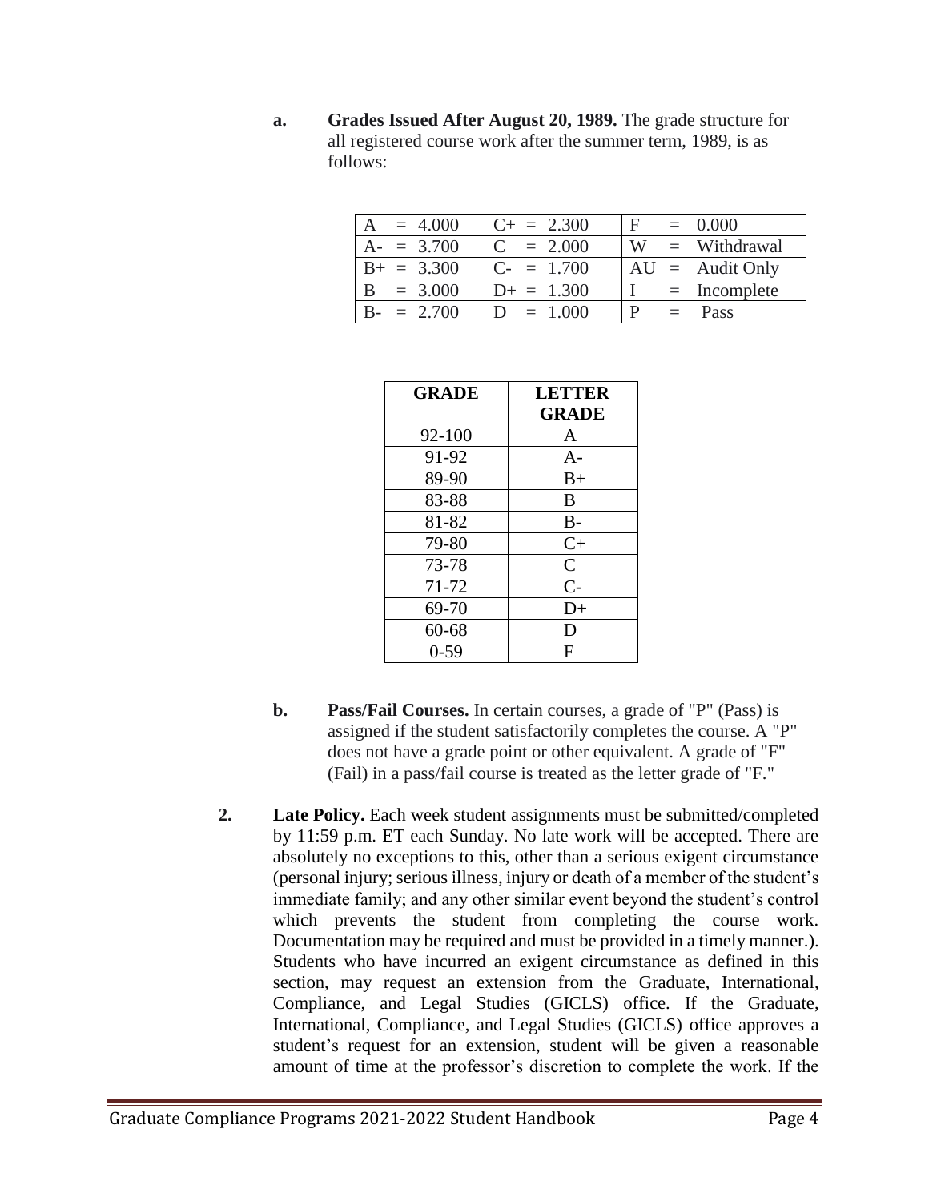**a. Grades Issued After August 20, 1989.** The grade structure for all registered course work after the summer term, 1989, is as follows:

| | | |
|---|---|---|
| A = 4.000 | C+ = 2.300 | F = 0.000 |
| A- = 3.700 | C = 2.000 | W = Withdrawal |
| B+ = 3.300 | C- = 1.700 | AU = Audit Only |
| B = 3.000 | D+ = 1.300 | I = Incomplete |
| B- = 2.700 | D = 1.000 | P = Pass |

| GRADE | LETTER GRADE |
|---|---|
| 92-100 | A |
| 91-92 | A- |
| 89-90 | B+ |
| 83-88 | B |
| 81-82 | B- |
| 79-80 | C+ |
| 73-78 | C |
| 71-72 | C- |
| 69-70 | D+ |
| 60-68 | D |
| 0-59 | F |

**b. Pass/Fail Courses.** In certain courses, a grade of "P" (Pass) is assigned if the student satisfactorily completes the course. A "P" does not have a grade point or other equivalent. A grade of "F" (Fail) in a pass/fail course is treated as the letter grade of "F."

**2. Late Policy.** Each week student assignments must be submitted/completed by 11:59 p.m. ET each Sunday. No late work will be accepted. There are absolutely no exceptions to this, other than a serious exigent circumstance (personal injury; serious illness, injury or death of a member of the student's immediate family; and any other similar event beyond the student's control which prevents the student from completing the course work. Documentation may be required and must be provided in a timely manner.). Students who have incurred an exigent circumstance as defined in this section, may request an extension from the Graduate, International, Compliance, and Legal Studies (GICLS) office. If the Graduate, International, Compliance, and Legal Studies (GICLS) office approves a student's request for an extension, student will be given a reasonable amount of time at the professor's discretion to complete the work. If the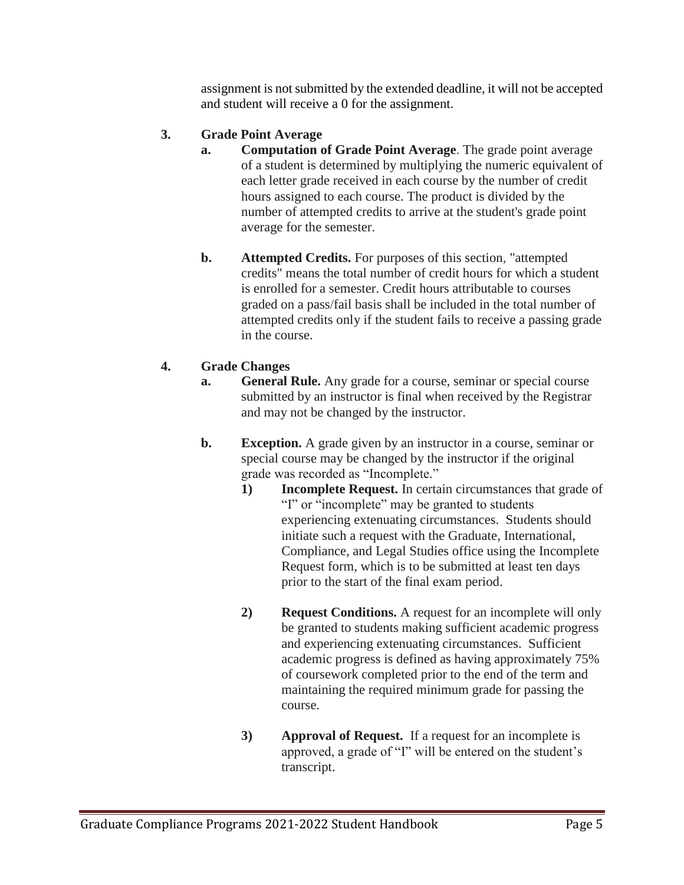assignment is not submitted by the extended deadline, it will not be accepted and student will receive a 0 for the assignment.

3. **Grade Point Average**

   a. **Computation of Grade Point Average**. The grade point average of a student is determined by multiplying the numeric equivalent of each letter grade received in each course by the number of credit hours assigned to each course. The product is divided by the number of attempted credits to arrive at the student's grade point average for the semester.

   b. **Attempted Credits.** For purposes of this section, "attempted credits" means the total number of credit hours for which a student is enrolled for a semester. Credit hours attributable to courses graded on a pass/fail basis shall be included in the total number of attempted credits only if the student fails to receive a passing grade in the course.

4. **Grade Changes**

   a. **General Rule.** Any grade for a course, seminar or special course submitted by an instructor is final when received by the Registrar and may not be changed by the instructor.

   b. **Exception.** A grade given by an instructor in a course, seminar or special course may be changed by the instructor if the original grade was recorded as "Incomplete."

      1) **Incomplete Request.** In certain circumstances that grade of "I" or "incomplete" may be granted to students experiencing extenuating circumstances. Students should initiate such a request with the Graduate, International, Compliance, and Legal Studies office using the Incomplete Request form, which is to be submitted at least ten days prior to the start of the final exam period.

      2) **Request Conditions.** A request for an incomplete will only be granted to students making sufficient academic progress and experiencing extenuating circumstances. Sufficient academic progress is defined as having approximately 75% of coursework completed prior to the end of the term and maintaining the required minimum grade for passing the course.

      3) **Approval of Request.** If a request for an incomplete is approved, a grade of "I" will be entered on the student's transcript.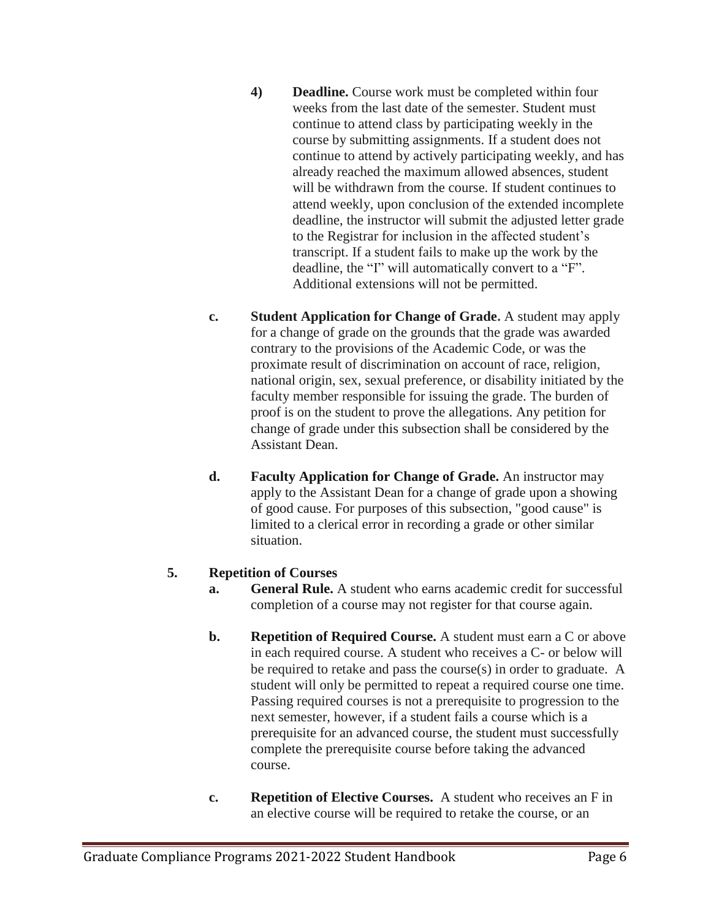4) **Deadline.** Course work must be completed within four weeks from the last date of the semester. Student must continue to attend class by participating weekly in the course by submitting assignments. If a student does not continue to attend by actively participating weekly, and has already reached the maximum allowed absences, student will be withdrawn from the course. If student continues to attend weekly, upon conclusion of the extended incomplete deadline, the instructor will submit the adjusted letter grade to the Registrar for inclusion in the affected student's transcript. If a student fails to make up the work by the deadline, the "I" will automatically convert to a "F". Additional extensions will not be permitted.

c. **Student Application for Change of Grade.** A student may apply for a change of grade on the grounds that the grade was awarded contrary to the provisions of the Academic Code, or was the proximate result of discrimination on account of race, religion, national origin, sex, sexual preference, or disability initiated by the faculty member responsible for issuing the grade. The burden of proof is on the student to prove the allegations. Any petition for change of grade under this subsection shall be considered by the Assistant Dean.

d. **Faculty Application for Change of Grade.** An instructor may apply to the Assistant Dean for a change of grade upon a showing of good cause. For purposes of this subsection, "good cause" is limited to a clerical error in recording a grade or other similar situation.

**5. Repetition of Courses**

a. **General Rule.** A student who earns academic credit for successful completion of a course may not register for that course again.

b. **Repetition of Required Course.** A student must earn a C or above in each required course. A student who receives a C- or below will be required to retake and pass the course(s) in order to graduate. A student will only be permitted to repeat a required course one time. Passing required courses is not a prerequisite to progression to the next semester, however, if a student fails a course which is a prerequisite for an advanced course, the student must successfully complete the prerequisite course before taking the advanced course.

c. **Repetition of Elective Courses.** A student who receives an F in an elective course will be required to retake the course, or an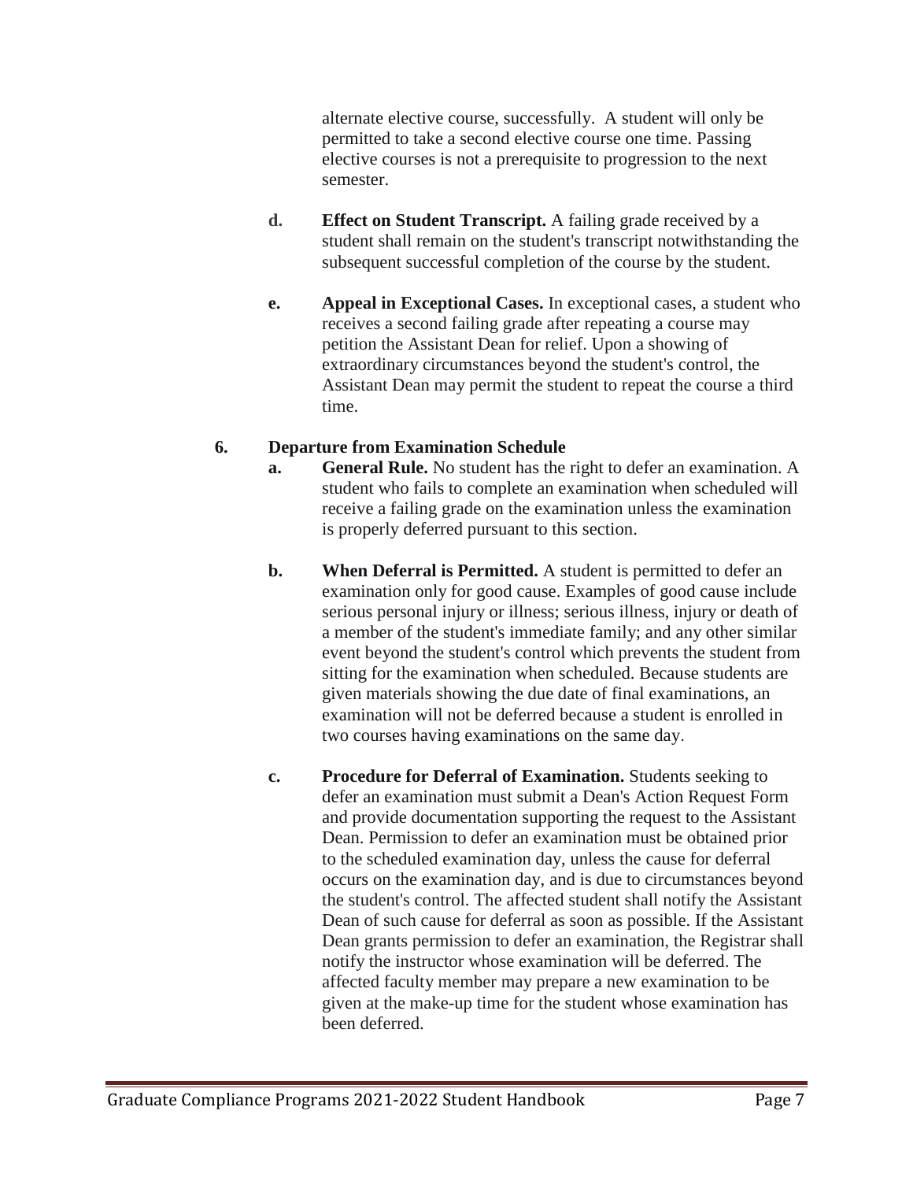alternate elective course, successfully. A student will only be permitted to take a second elective course one time. Passing elective courses is not a prerequisite to progression to the next semester.

**d. Effect on Student Transcript.** A failing grade received by a student shall remain on the student's transcript notwithstanding the subsequent successful completion of the course by the student.

**e. Appeal in Exceptional Cases.** In exceptional cases, a student who receives a second failing grade after repeating a course may petition the Assistant Dean for relief. Upon a showing of extraordinary circumstances beyond the student's control, the Assistant Dean may permit the student to repeat the course a third time.

### 6. Departure from Examination Schedule

**a. General Rule.** No student has the right to defer an examination. A student who fails to complete an examination when scheduled will receive a failing grade on the examination unless the examination is properly deferred pursuant to this section.

**b. When Deferral is Permitted.** A student is permitted to defer an examination only for good cause. Examples of good cause include serious personal injury or illness; serious illness, injury or death of a member of the student's immediate family; and any other similar event beyond the student's control which prevents the student from sitting for the examination when scheduled. Because students are given materials showing the due date of final examinations, an examination will not be deferred because a student is enrolled in two courses having examinations on the same day.

**c. Procedure for Deferral of Examination.** Students seeking to defer an examination must submit a Dean's Action Request Form and provide documentation supporting the request to the Assistant Dean. Permission to defer an examination must be obtained prior to the scheduled examination day, unless the cause for deferral occurs on the examination day, and is due to circumstances beyond the student's control. The affected student shall notify the Assistant Dean of such cause for deferral as soon as possible. If the Assistant Dean grants permission to defer an examination, the Registrar shall notify the instructor whose examination will be deferred. The affected faculty member may prepare a new examination to be given at the make-up time for the student whose examination has been deferred.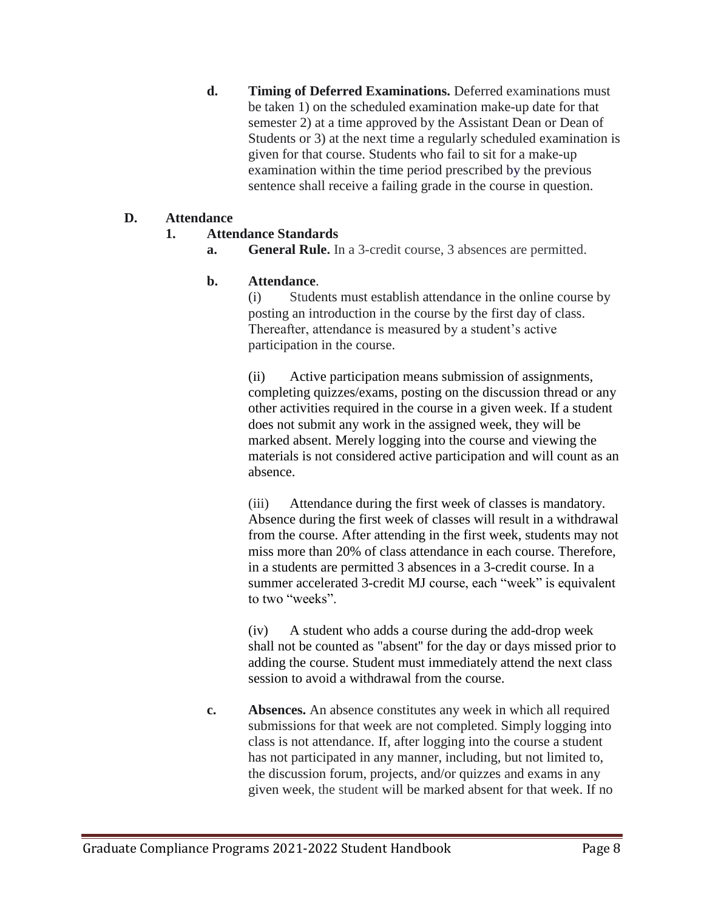**d. Timing of Deferred Examinations.** Deferred examinations must be taken 1) on the scheduled examination make-up date for that semester 2) at a time approved by the Assistant Dean or Dean of Students or 3) at the next time a regularly scheduled examination is given for that course. Students who fail to sit for a make-up examination within the time period prescribed by the previous sentence shall receive a failing grade in the course in question.

## D. Attendance

### 1. Attendance Standards

**a. General Rule.** In a 3-credit course, 3 absences are permitted.

**b. Attendance.**

(i) Students must establish attendance in the online course by posting an introduction in the course by the first day of class. Thereafter, attendance is measured by a student's active participation in the course.

(ii) Active participation means submission of assignments, completing quizzes/exams, posting on the discussion thread or any other activities required in the course in a given week. If a student does not submit any work in the assigned week, they will be marked absent. Merely logging into the course and viewing the materials is not considered active participation and will count as an absence.

(iii) Attendance during the first week of classes is mandatory. Absence during the first week of classes will result in a withdrawal from the course. After attending in the first week, students may not miss more than 20% of class attendance in each course. Therefore, in a students are permitted 3 absences in a 3-credit course. In a summer accelerated 3-credit MJ course, each "week" is equivalent to two "weeks".

(iv) A student who adds a course during the add-drop week shall not be counted as "absent" for the day or days missed prior to adding the course. Student must immediately attend the next class session to avoid a withdrawal from the course.

**c. Absences.** An absence constitutes any week in which all required submissions for that week are not completed. Simply logging into class is not attendance. If, after logging into the course a student has not participated in any manner, including, but not limited to, the discussion forum, projects, and/or quizzes and exams in any given week, the student will be marked absent for that week. If no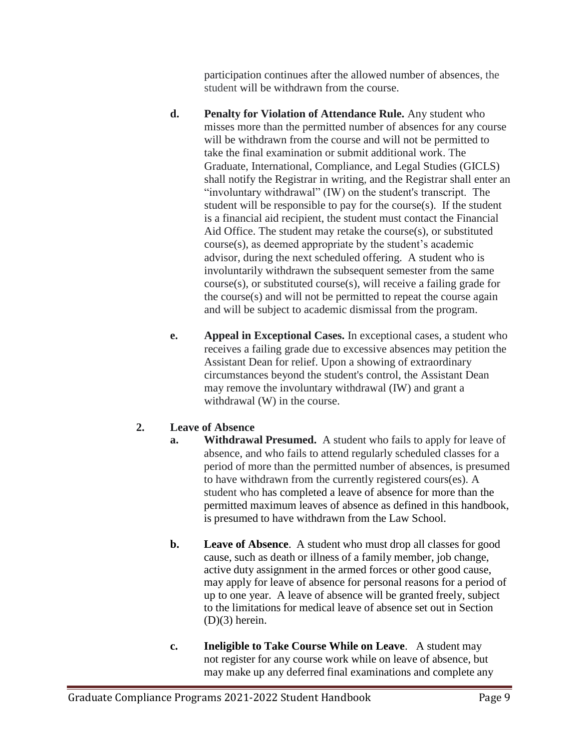participation continues after the allowed number of absences, the student will be withdrawn from the course.

**d. Penalty for Violation of Attendance Rule.** Any student who misses more than the permitted number of absences for any course will be withdrawn from the course and will not be permitted to take the final examination or submit additional work. The Graduate, International, Compliance, and Legal Studies (GICLS) shall notify the Registrar in writing, and the Registrar shall enter an "involuntary withdrawal" (IW) on the student's transcript. The student will be responsible to pay for the course(s). If the student is a financial aid recipient, the student must contact the Financial Aid Office. The student may retake the course(s), or substituted course(s), as deemed appropriate by the student's academic advisor, during the next scheduled offering. A student who is involuntarily withdrawn the subsequent semester from the same course(s), or substituted course(s), will receive a failing grade for the course(s) and will not be permitted to repeat the course again and will be subject to academic dismissal from the program.

**e. Appeal in Exceptional Cases.** In exceptional cases, a student who receives a failing grade due to excessive absences may petition the Assistant Dean for relief. Upon a showing of extraordinary circumstances beyond the student's control, the Assistant Dean may remove the involuntary withdrawal (IW) and grant a withdrawal (W) in the course.

**2. Leave of Absence**

**a. Withdrawal Presumed.** A student who fails to apply for leave of absence, and who fails to attend regularly scheduled classes for a period of more than the permitted number of absences, is presumed to have withdrawn from the currently registered cours(es). A student who has completed a leave of absence for more than the permitted maximum leaves of absence as defined in this handbook, is presumed to have withdrawn from the Law School.

**b. Leave of Absence**. A student who must drop all classes for good cause, such as death or illness of a family member, job change, active duty assignment in the armed forces or other good cause, may apply for leave of absence for personal reasons for a period of up to one year. A leave of absence will be granted freely, subject to the limitations for medical leave of absence set out in Section (D)(3) herein.

**c. Ineligible to Take Course While on Leave**. A student may not register for any course work while on leave of absence, but may make up any deferred final examinations and complete any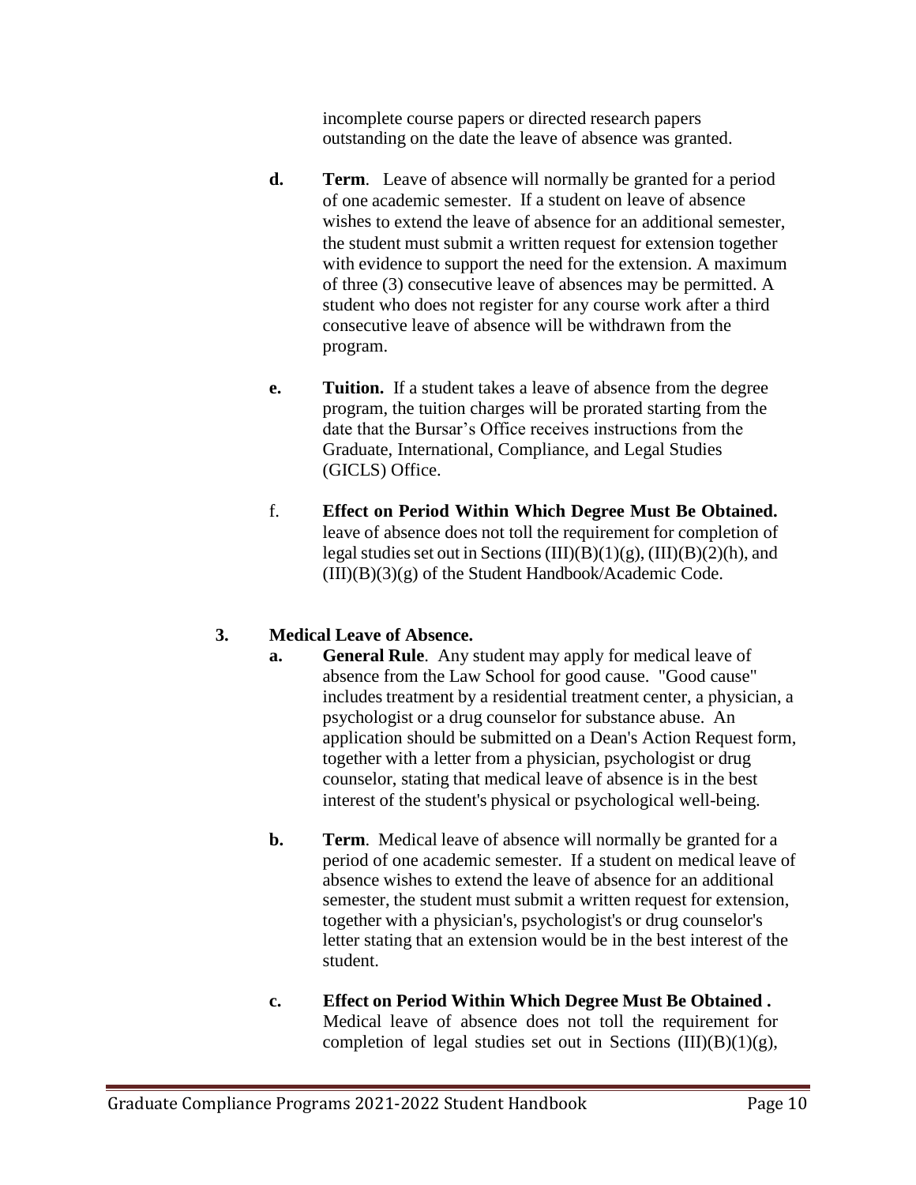incomplete course papers or directed research papers outstanding on the date the leave of absence was granted.

**d.** **Term**. Leave of absence will normally be granted for a period of one academic semester. If a student on leave of absence wishes to extend the leave of absence for an additional semester, the student must submit a written request for extension together with evidence to support the need for the extension. A maximum of three (3) consecutive leave of absences may be permitted. A student who does not register for any course work after a third consecutive leave of absence will be withdrawn from the program.

**e.** **Tuition.** If a student takes a leave of absence from the degree program, the tuition charges will be prorated starting from the date that the Bursar's Office receives instructions from the Graduate, International, Compliance, and Legal Studies (GICLS) Office.

f. **Effect on Period Within Which Degree Must Be Obtained.** leave of absence does not toll the requirement for completion of legal studies set out in Sections (III)(B)(1)(g), (III)(B)(2)(h), and (III)(B)(3)(g) of the Student Handbook/Academic Code.

**3. Medical Leave of Absence.**

**a.** **General Rule**. Any student may apply for medical leave of absence from the Law School for good cause. "Good cause" includes treatment by a residential treatment center, a physician, a psychologist or a drug counselor for substance abuse. An application should be submitted on a Dean's Action Request form, together with a letter from a physician, psychologist or drug counselor, stating that medical leave of absence is in the best interest of the student's physical or psychological well-being.

**b.** **Term**. Medical leave of absence will normally be granted for a period of one academic semester. If a student on medical leave of absence wishes to extend the leave of absence for an additional semester, the student must submit a written request for extension, together with a physician's, psychologist's or drug counselor's letter stating that an extension would be in the best interest of the student.

**c.** **Effect on Period Within Which Degree Must Be Obtained .** Medical leave of absence does not toll the requirement for completion of legal studies set out in Sections (III)(B)(1)(g),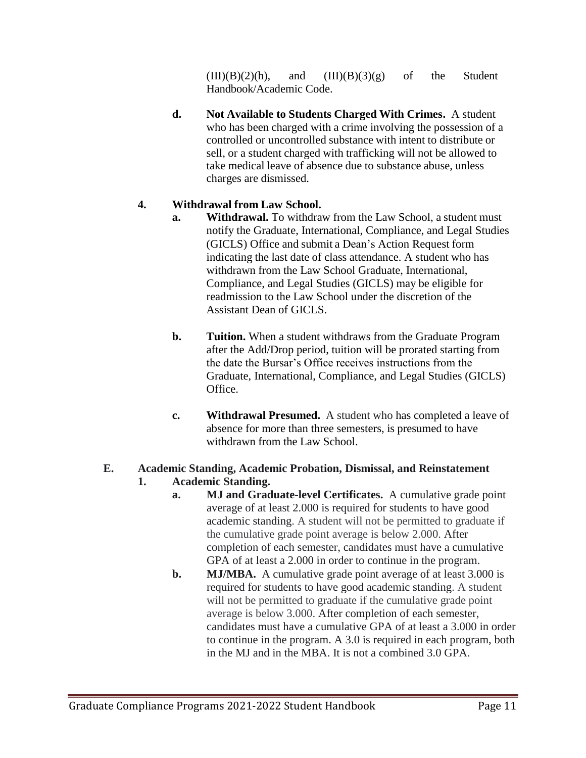(III)(B)(2)(h), and (III)(B)(3)(g) of the Student Handbook/Academic Code.

**d. Not Available to Students Charged With Crimes.** A student who has been charged with a crime involving the possession of a controlled or uncontrolled substance with intent to distribute or sell, or a student charged with trafficking will not be allowed to take medical leave of absence due to substance abuse, unless charges are dismissed.

**4. Withdrawal from Law School.**

**a. Withdrawal.** To withdraw from the Law School, a student must notify the Graduate, International, Compliance, and Legal Studies (GICLS) Office and submit a Dean's Action Request form indicating the last date of class attendance. A student who has withdrawn from the Law School Graduate, International, Compliance, and Legal Studies (GICLS) may be eligible for readmission to the Law School under the discretion of the Assistant Dean of GICLS.

**b. Tuition.** When a student withdraws from the Graduate Program after the Add/Drop period, tuition will be prorated starting from the date the Bursar's Office receives instructions from the Graduate, International, Compliance, and Legal Studies (GICLS) Office.

**c. Withdrawal Presumed.** A student who has completed a leave of absence for more than three semesters, is presumed to have withdrawn from the Law School.

**E. Academic Standing, Academic Probation, Dismissal, and Reinstatement**

**1. Academic Standing.**

**a. MJ and Graduate-level Certificates.** A cumulative grade point average of at least 2.000 is required for students to have good academic standing. A student will not be permitted to graduate if the cumulative grade point average is below 2.000. After completion of each semester, candidates must have a cumulative GPA of at least a 2.000 in order to continue in the program.

**b. MJ/MBA.** A cumulative grade point average of at least 3.000 is required for students to have good academic standing. A student will not be permitted to graduate if the cumulative grade point average is below 3.000. After completion of each semester, candidates must have a cumulative GPA of at least a 3.000 in order to continue in the program. A 3.0 is required in each program, both in the MJ and in the MBA. It is not a combined 3.0 GPA.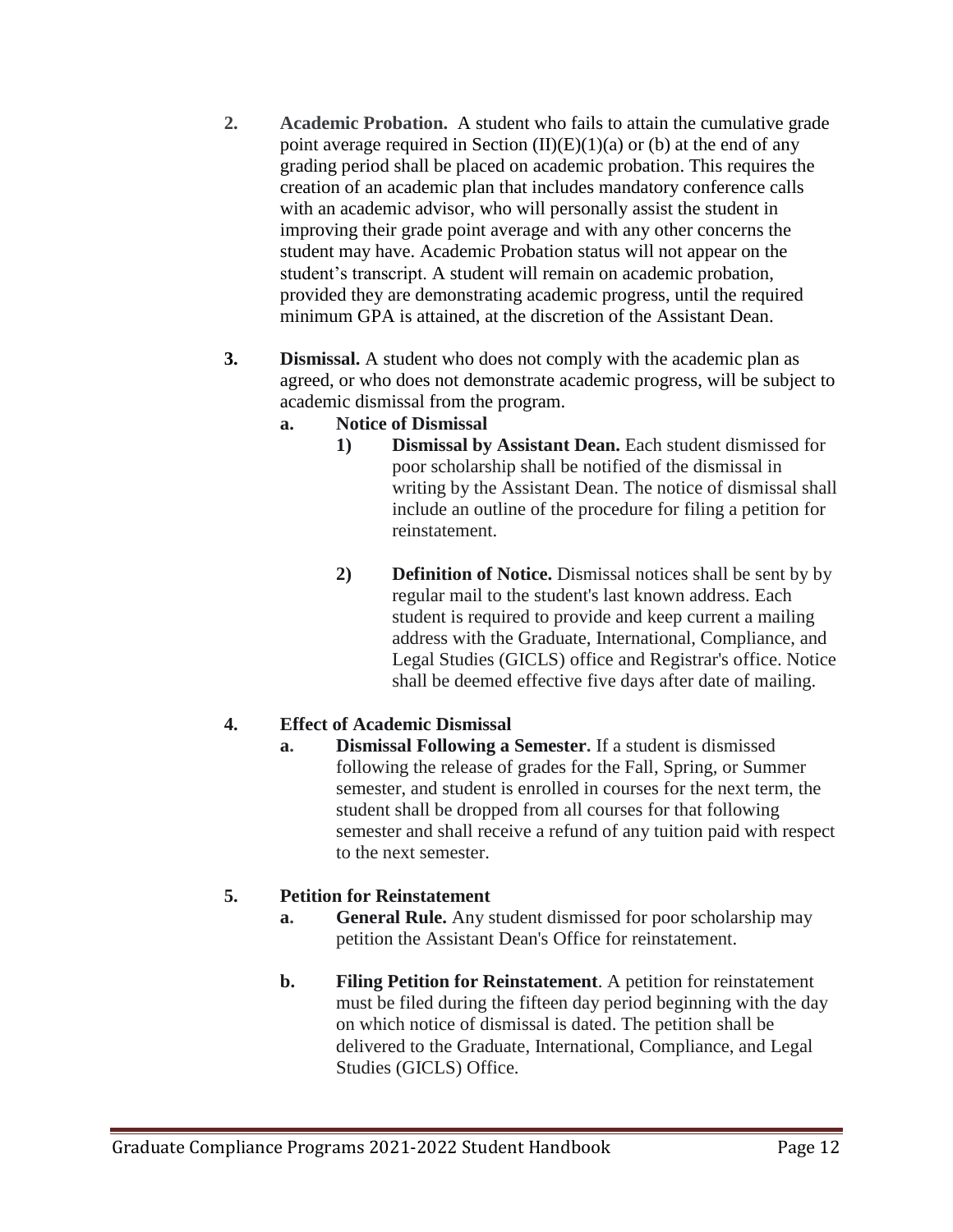2. **Academic Probation.** A student who fails to attain the cumulative grade point average required in Section (II)(E)(1)(a) or (b) at the end of any grading period shall be placed on academic probation. This requires the creation of an academic plan that includes mandatory conference calls with an academic advisor, who will personally assist the student in improving their grade point average and with any other concerns the student may have. Academic Probation status will not appear on the student's transcript. A student will remain on academic probation, provided they are demonstrating academic progress, until the required minimum GPA is attained, at the discretion of the Assistant Dean.

3. **Dismissal.** A student who does not comply with the academic plan as agreed, or who does not demonstrate academic progress, will be subject to academic dismissal from the program.

   a. **Notice of Dismissal**

      1) **Dismissal by Assistant Dean.** Each student dismissed for poor scholarship shall be notified of the dismissal in writing by the Assistant Dean. The notice of dismissal shall include an outline of the procedure for filing a petition for reinstatement.

      2) **Definition of Notice.** Dismissal notices shall be sent by by regular mail to the student's last known address. Each student is required to provide and keep current a mailing address with the Graduate, International, Compliance, and Legal Studies (GICLS) office and Registrar's office. Notice shall be deemed effective five days after date of mailing.

4. **Effect of Academic Dismissal**

   a. **Dismissal Following a Semester.** If a student is dismissed following the release of grades for the Fall, Spring, or Summer semester, and student is enrolled in courses for the next term, the student shall be dropped from all courses for that following semester and shall receive a refund of any tuition paid with respect to the next semester.

5. **Petition for Reinstatement**

   a. **General Rule.** Any student dismissed for poor scholarship may petition the Assistant Dean's Office for reinstatement.

   b. **Filing Petition for Reinstatement**. A petition for reinstatement must be filed during the fifteen day period beginning with the day on which notice of dismissal is dated. The petition shall be delivered to the Graduate, International, Compliance, and Legal Studies (GICLS) Office.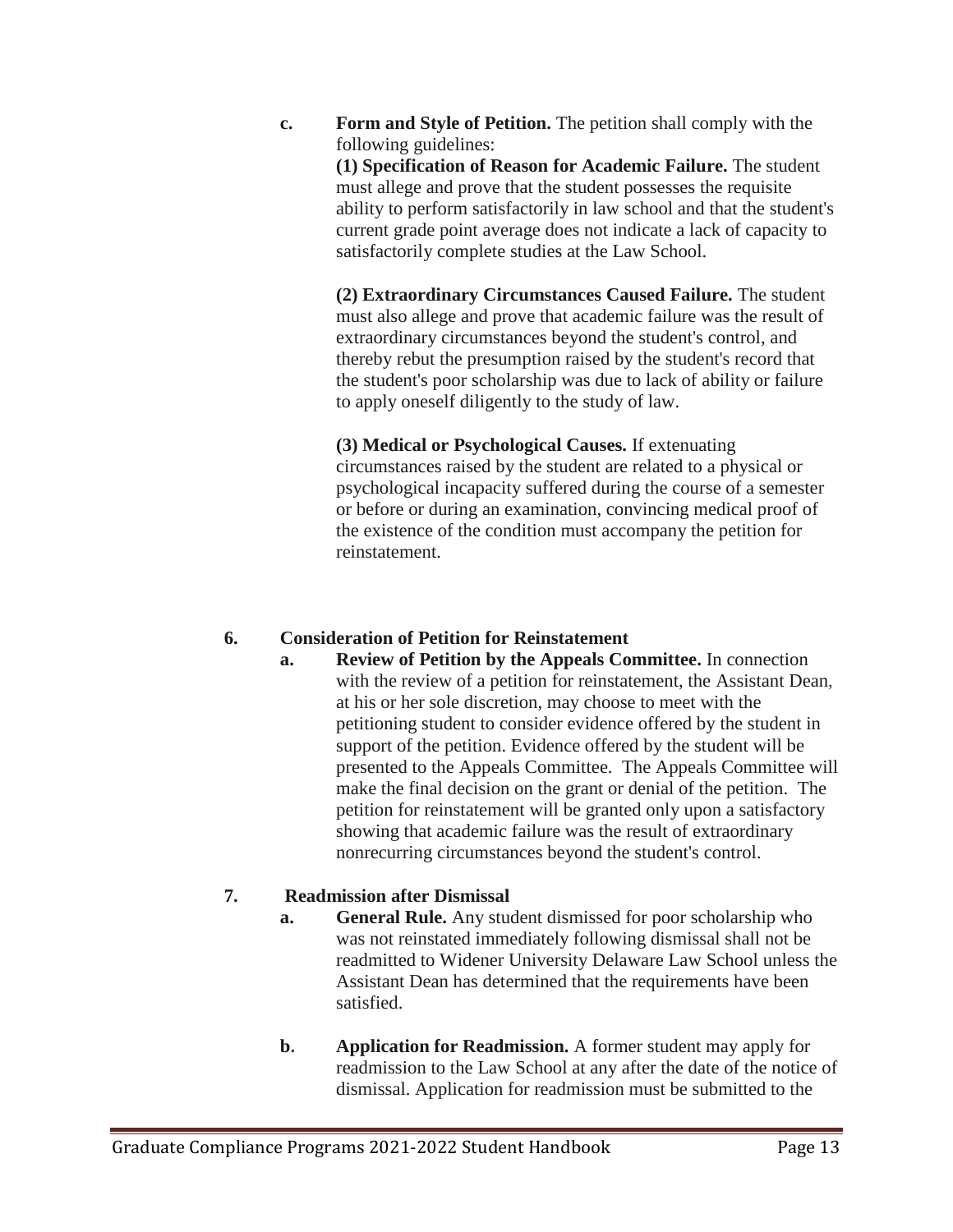**c. Form and Style of Petition.** The petition shall comply with the following guidelines:

**(1) Specification of Reason for Academic Failure.** The student must allege and prove that the student possesses the requisite ability to perform satisfactorily in law school and that the student's current grade point average does not indicate a lack of capacity to satisfactorily complete studies at the Law School.

**(2) Extraordinary Circumstances Caused Failure.** The student must also allege and prove that academic failure was the result of extraordinary circumstances beyond the student's control, and thereby rebut the presumption raised by the student's record that the student's poor scholarship was due to lack of ability or failure to apply oneself diligently to the study of law.

**(3) Medical or Psychological Causes.** If extenuating circumstances raised by the student are related to a physical or psychological incapacity suffered during the course of a semester or before or during an examination, convincing medical proof of the existence of the condition must accompany the petition for reinstatement.

**6. Consideration of Petition for Reinstatement**

**a. Review of Petition by the Appeals Committee.** In connection with the review of a petition for reinstatement, the Assistant Dean, at his or her sole discretion, may choose to meet with the petitioning student to consider evidence offered by the student in support of the petition. Evidence offered by the student will be presented to the Appeals Committee. The Appeals Committee will make the final decision on the grant or denial of the petition. The petition for reinstatement will be granted only upon a satisfactory showing that academic failure was the result of extraordinary nonrecurring circumstances beyond the student's control.

**7. Readmission after Dismissal**

**a. General Rule.** Any student dismissed for poor scholarship who was not reinstated immediately following dismissal shall not be readmitted to Widener University Delaware Law School unless the Assistant Dean has determined that the requirements have been satisfied.

**b. Application for Readmission.** A former student may apply for readmission to the Law School at any after the date of the notice of dismissal. Application for readmission must be submitted to the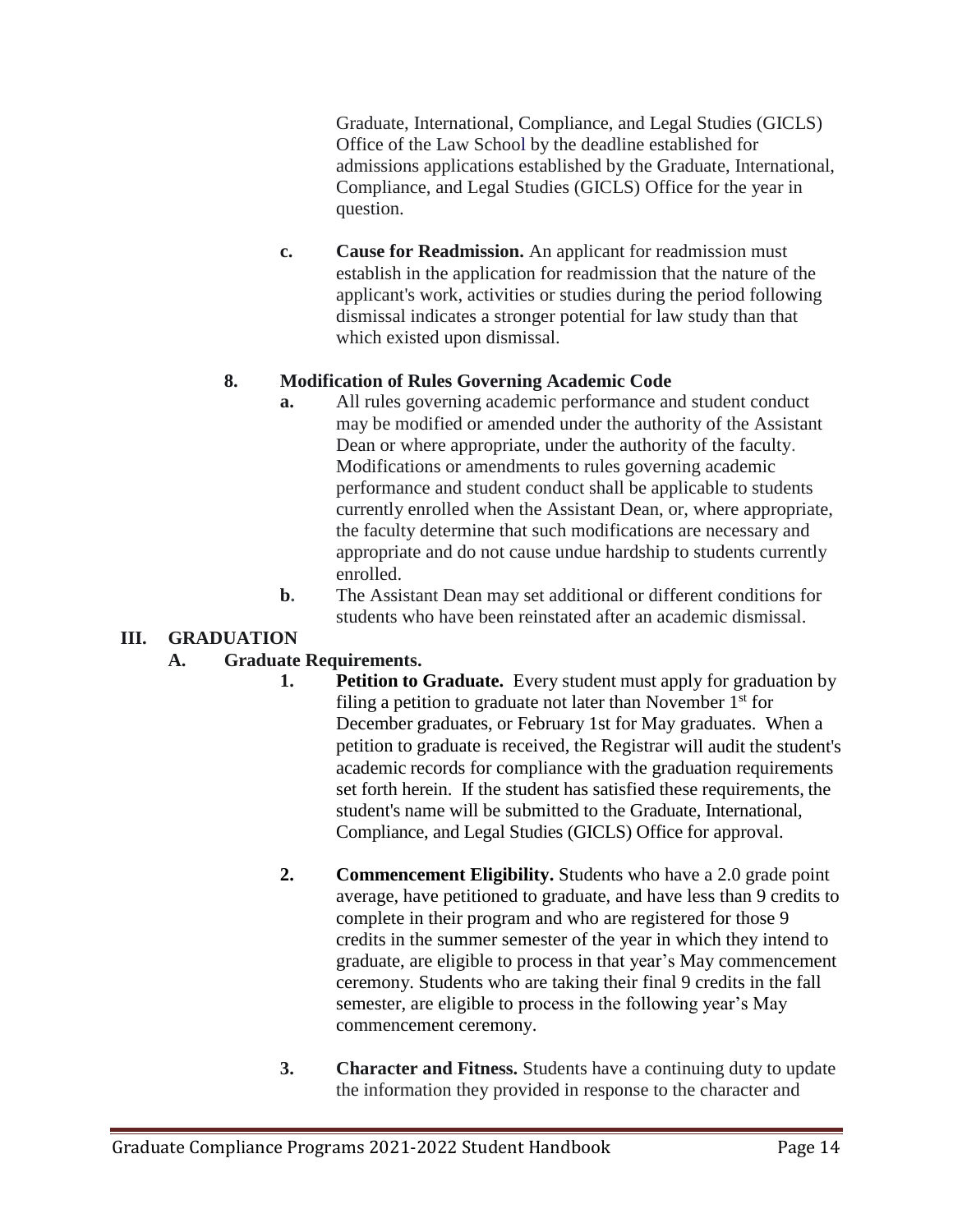Graduate, International, Compliance, and Legal Studies (GICLS) Office of the Law School by the deadline established for admissions applications established by the Graduate, International, Compliance, and Legal Studies (GICLS) Office for the year in question.

**c.** **Cause for Readmission.** An applicant for readmission must establish in the application for readmission that the nature of the applicant's work, activities or studies during the period following dismissal indicates a stronger potential for law study than that which existed upon dismissal.

**8.** **Modification of Rules Governing Academic Code**

**a.** All rules governing academic performance and student conduct may be modified or amended under the authority of the Assistant Dean or where appropriate, under the authority of the faculty. Modifications or amendments to rules governing academic performance and student conduct shall be applicable to students currently enrolled when the Assistant Dean, or, where appropriate, the faculty determine that such modifications are necessary and appropriate and do not cause undue hardship to students currently enrolled.

**b**. The Assistant Dean may set additional or different conditions for students who have been reinstated after an academic dismissal.

# III. GRADUATION

## A. Graduate Requirements.

**1.** **Petition to Graduate.** Every student must apply for graduation by filing a petition to graduate not later than November 1st for December graduates, or February 1st for May graduates. When a petition to graduate is received, the Registrar will audit the student's academic records for compliance with the graduation requirements set forth herein. If the student has satisfied these requirements, the student's name will be submitted to the Graduate, International, Compliance, and Legal Studies (GICLS) Office for approval.

**2.** **Commencement Eligibility.** Students who have a 2.0 grade point average, have petitioned to graduate, and have less than 9 credits to complete in their program and who are registered for those 9 credits in the summer semester of the year in which they intend to graduate, are eligible to process in that year's May commencement ceremony. Students who are taking their final 9 credits in the fall semester, are eligible to process in the following year's May commencement ceremony.

**3.** **Character and Fitness.** Students have a continuing duty to update the information they provided in response to the character and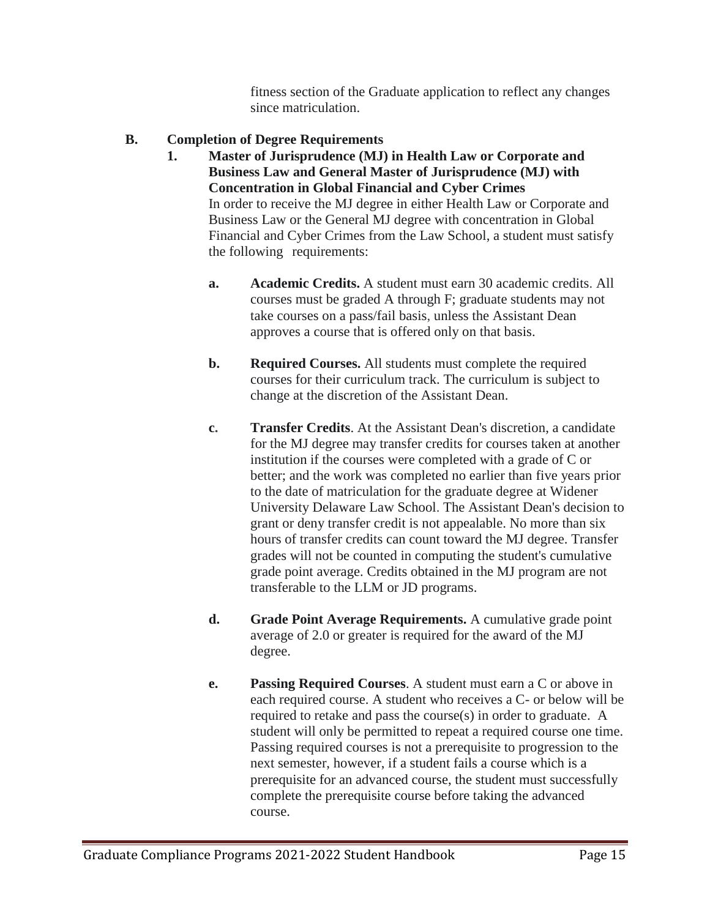fitness section of the Graduate application to reflect any changes since matriculation.

## B. Completion of Degree Requirements

### 1. Master of Jurisprudence (MJ) in Health Law or Corporate and Business Law and General Master of Jurisprudence (MJ) with Concentration in Global Financial and Cyber Crimes

In order to receive the MJ degree in either Health Law or Corporate and Business Law or the General MJ degree with concentration in Global Financial and Cyber Crimes from the Law School, a student must satisfy the following requirements:

**a. Academic Credits.** A student must earn 30 academic credits. All courses must be graded A through F; graduate students may not take courses on a pass/fail basis, unless the Assistant Dean approves a course that is offered only on that basis.

**b. Required Courses.** All students must complete the required courses for their curriculum track. The curriculum is subject to change at the discretion of the Assistant Dean.

**c. Transfer Credits**. At the Assistant Dean's discretion, a candidate for the MJ degree may transfer credits for courses taken at another institution if the courses were completed with a grade of C or better; and the work was completed no earlier than five years prior to the date of matriculation for the graduate degree at Widener University Delaware Law School. The Assistant Dean's decision to grant or deny transfer credit is not appealable. No more than six hours of transfer credits can count toward the MJ degree. Transfer grades will not be counted in computing the student's cumulative grade point average. Credits obtained in the MJ program are not transferable to the LLM or JD programs.

**d. Grade Point Average Requirements.** A cumulative grade point average of 2.0 or greater is required for the award of the MJ degree.

**e. Passing Required Courses**. A student must earn a C or above in each required course. A student who receives a C- or below will be required to retake and pass the course(s) in order to graduate. A student will only be permitted to repeat a required course one time. Passing required courses is not a prerequisite to progression to the next semester, however, if a student fails a course which is a prerequisite for an advanced course, the student must successfully complete the prerequisite course before taking the advanced course.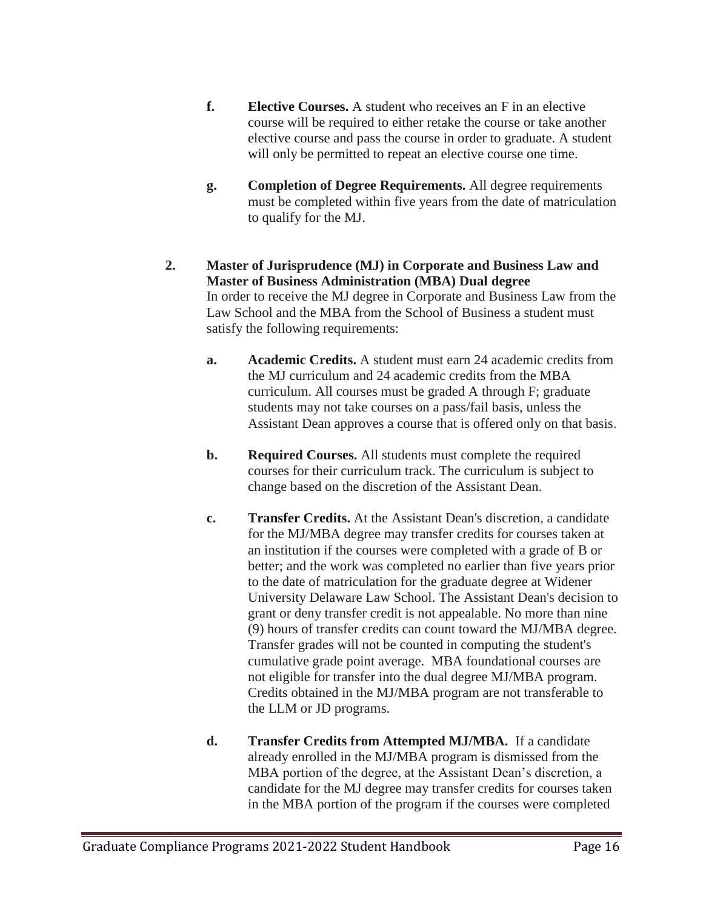f. **Elective Courses.** A student who receives an F in an elective course will be required to either retake the course or take another elective course and pass the course in order to graduate. A student will only be permitted to repeat an elective course one time.

g. **Completion of Degree Requirements.** All degree requirements must be completed within five years from the date of matriculation to qualify for the MJ.

2. **Master of Jurisprudence (MJ) in Corporate and Business Law and Master of Business Administration (MBA) Dual degree**

In order to receive the MJ degree in Corporate and Business Law from the Law School and the MBA from the School of Business a student must satisfy the following requirements:

a. **Academic Credits.** A student must earn 24 academic credits from the MJ curriculum and 24 academic credits from the MBA curriculum. All courses must be graded A through F; graduate students may not take courses on a pass/fail basis, unless the Assistant Dean approves a course that is offered only on that basis.

b. **Required Courses.** All students must complete the required courses for their curriculum track. The curriculum is subject to change based on the discretion of the Assistant Dean.

c. **Transfer Credits.** At the Assistant Dean's discretion, a candidate for the MJ/MBA degree may transfer credits for courses taken at an institution if the courses were completed with a grade of B or better; and the work was completed no earlier than five years prior to the date of matriculation for the graduate degree at Widener University Delaware Law School. The Assistant Dean's decision to grant or deny transfer credit is not appealable. No more than nine (9) hours of transfer credits can count toward the MJ/MBA degree. Transfer grades will not be counted in computing the student's cumulative grade point average. MBA foundational courses are not eligible for transfer into the dual degree MJ/MBA program. Credits obtained in the MJ/MBA program are not transferable to the LLM or JD programs.

d. **Transfer Credits from Attempted MJ/MBA.** If a candidate already enrolled in the MJ/MBA program is dismissed from the MBA portion of the degree, at the Assistant Dean's discretion, a candidate for the MJ degree may transfer credits for courses taken in the MBA portion of the program if the courses were completed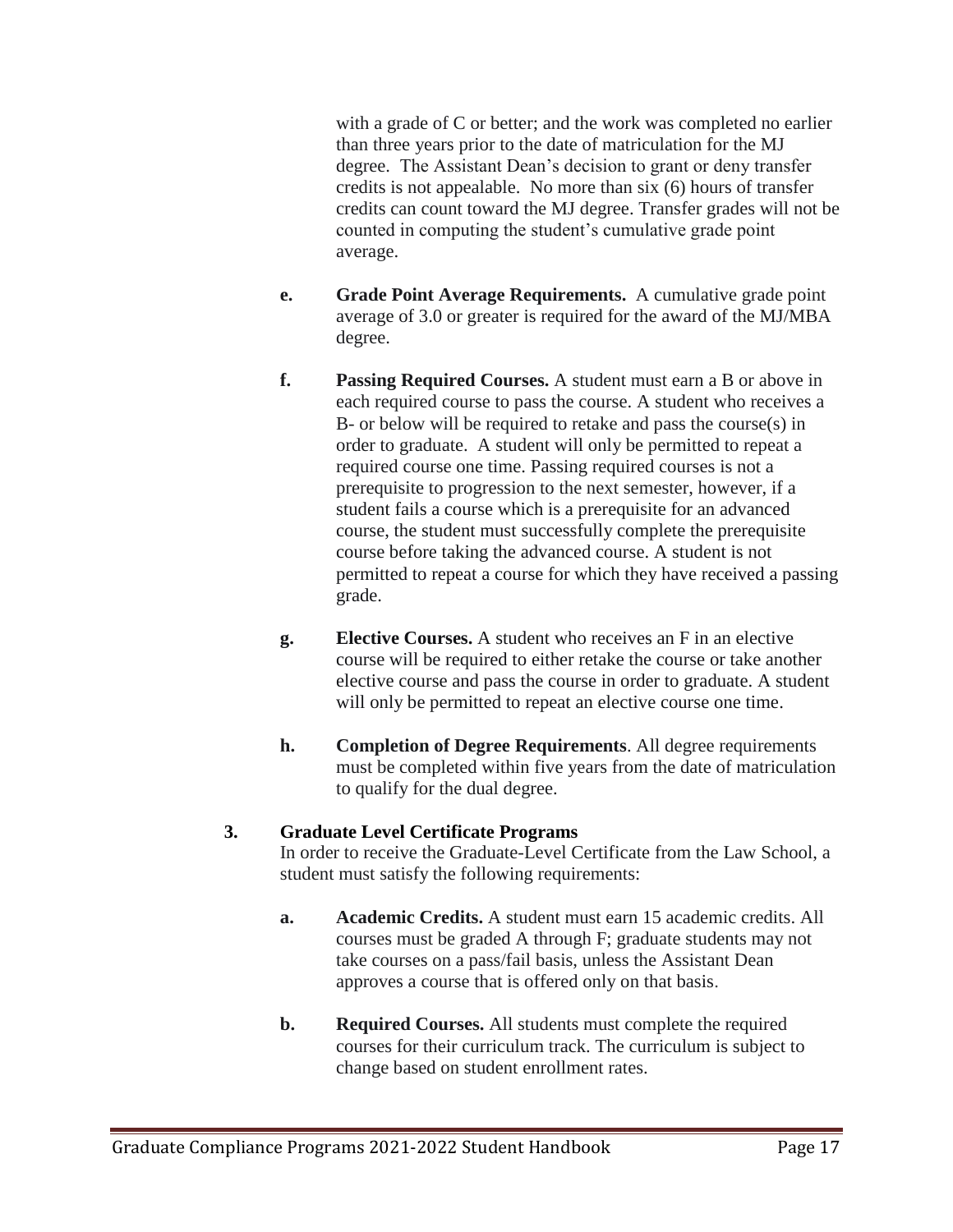with a grade of C or better; and the work was completed no earlier than three years prior to the date of matriculation for the MJ degree. The Assistant Dean's decision to grant or deny transfer credits is not appealable. No more than six (6) hours of transfer credits can count toward the MJ degree. Transfer grades will not be counted in computing the student's cumulative grade point average.

**e. Grade Point Average Requirements.** A cumulative grade point average of 3.0 or greater is required for the award of the MJ/MBA degree.

**f. Passing Required Courses.** A student must earn a B or above in each required course to pass the course. A student who receives a B- or below will be required to retake and pass the course(s) in order to graduate. A student will only be permitted to repeat a required course one time. Passing required courses is not a prerequisite to progression to the next semester, however, if a student fails a course which is a prerequisite for an advanced course, the student must successfully complete the prerequisite course before taking the advanced course. A student is not permitted to repeat a course for which they have received a passing grade.

**g. Elective Courses.** A student who receives an F in an elective course will be required to either retake the course or take another elective course and pass the course in order to graduate. A student will only be permitted to repeat an elective course one time.

**h. Completion of Degree Requirements**. All degree requirements must be completed within five years from the date of matriculation to qualify for the dual degree.

### 3. Graduate Level Certificate Programs

In order to receive the Graduate-Level Certificate from the Law School, a student must satisfy the following requirements:

**a. Academic Credits.** A student must earn 15 academic credits. All courses must be graded A through F; graduate students may not take courses on a pass/fail basis, unless the Assistant Dean approves a course that is offered only on that basis.

**b. Required Courses.** All students must complete the required courses for their curriculum track. The curriculum is subject to change based on student enrollment rates.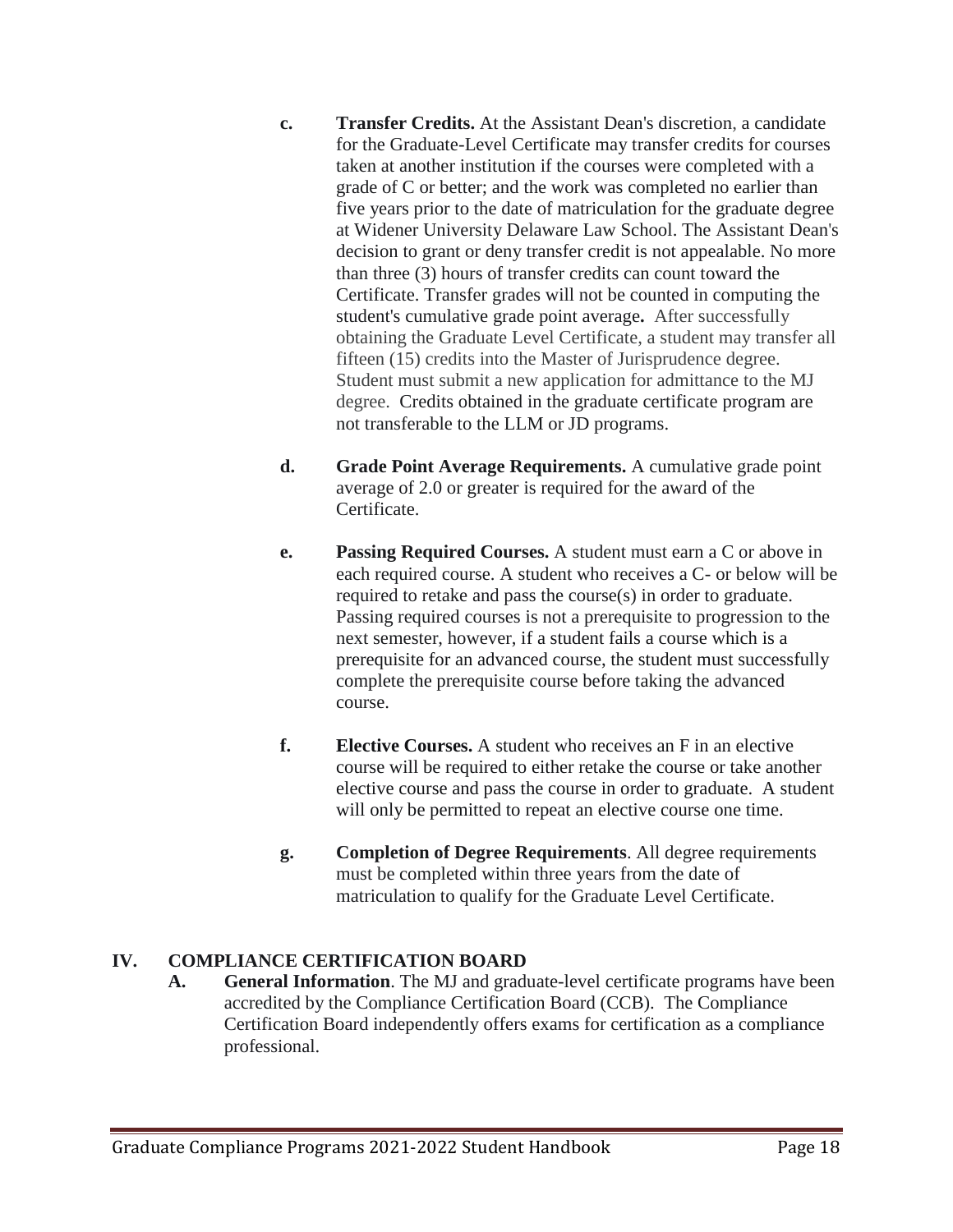c. **Transfer Credits.** At the Assistant Dean's discretion, a candidate for the Graduate-Level Certificate may transfer credits for courses taken at another institution if the courses were completed with a grade of C or better; and the work was completed no earlier than five years prior to the date of matriculation for the graduate degree at Widener University Delaware Law School. The Assistant Dean's decision to grant or deny transfer credit is not appealable. No more than three (3) hours of transfer credits can count toward the Certificate. Transfer grades will not be counted in computing the student's cumulative grade point average**.** After successfully obtaining the Graduate Level Certificate, a student may transfer all fifteen (15) credits into the Master of Jurisprudence degree. Student must submit a new application for admittance to the MJ degree. Credits obtained in the graduate certificate program are not transferable to the LLM or JD programs.

d. **Grade Point Average Requirements.** A cumulative grade point average of 2.0 or greater is required for the award of the Certificate.

e. **Passing Required Courses.** A student must earn a C or above in each required course. A student who receives a C- or below will be required to retake and pass the course(s) in order to graduate. Passing required courses is not a prerequisite to progression to the next semester, however, if a student fails a course which is a prerequisite for an advanced course, the student must successfully complete the prerequisite course before taking the advanced course.

f. **Elective Courses.** A student who receives an F in an elective course will be required to either retake the course or take another elective course and pass the course in order to graduate. A student will only be permitted to repeat an elective course one time.

g. **Completion of Degree Requirements**. All degree requirements must be completed within three years from the date of matriculation to qualify for the Graduate Level Certificate.

## IV. COMPLIANCE CERTIFICATION BOARD

A. **General Information**. The MJ and graduate-level certificate programs have been accredited by the Compliance Certification Board (CCB). The Compliance Certification Board independently offers exams for certification as a compliance professional.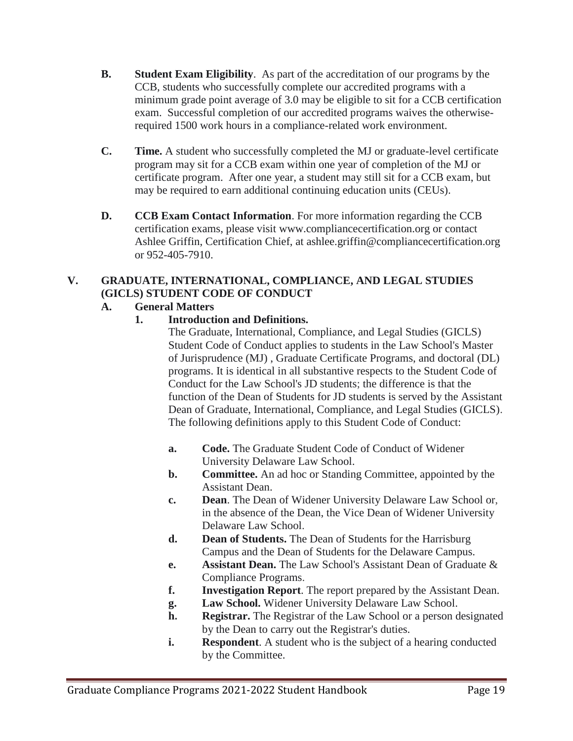**B. Student Exam Eligibility**. As part of the accreditation of our programs by the CCB, students who successfully complete our accredited programs with a minimum grade point average of 3.0 may be eligible to sit for a CCB certification exam. Successful completion of our accredited programs waives the otherwise-required 1500 work hours in a compliance-related work environment.

**C. Time.** A student who successfully completed the MJ or graduate-level certificate program may sit for a CCB exam within one year of completion of the MJ or certificate program. After one year, a student may still sit for a CCB exam, but may be required to earn additional continuing education units (CEUs).

**D. CCB Exam Contact Information**. For more information regarding the CCB certification exams, please visit www.compliancecertification.org or contact Ashlee Griffin, Certification Chief, at ashlee.griffin@compliancecertification.org or 952-405-7910.

## V. GRADUATE, INTERNATIONAL, COMPLIANCE, AND LEGAL STUDIES (GICLS) STUDENT CODE OF CONDUCT

### A. General Matters

#### 1. Introduction and Definitions.

The Graduate, International, Compliance, and Legal Studies (GICLS) Student Code of Conduct applies to students in the Law School's Master of Jurisprudence (MJ) , Graduate Certificate Programs, and doctoral (DL) programs. It is identical in all substantive respects to the Student Code of Conduct for the Law School's JD students; the difference is that the function of the Dean of Students for JD students is served by the Assistant Dean of Graduate, International, Compliance, and Legal Studies (GICLS). The following definitions apply to this Student Code of Conduct:

- **a. Code.** The Graduate Student Code of Conduct of Widener University Delaware Law School.
- **b. Committee.** An ad hoc or Standing Committee, appointed by the Assistant Dean.
- **c. Dean**. The Dean of Widener University Delaware Law School or, in the absence of the Dean, the Vice Dean of Widener University Delaware Law School.
- **d. Dean of Students.** The Dean of Students for the Harrisburg Campus and the Dean of Students for the Delaware Campus.
- **e. Assistant Dean.** The Law School's Assistant Dean of Graduate & Compliance Programs.
- **f. Investigation Report**. The report prepared by the Assistant Dean.
- **g. Law School.** Widener University Delaware Law School.
- **h. Registrar.** The Registrar of the Law School or a person designated by the Dean to carry out the Registrar's duties.
- **i. Respondent**. A student who is the subject of a hearing conducted by the Committee.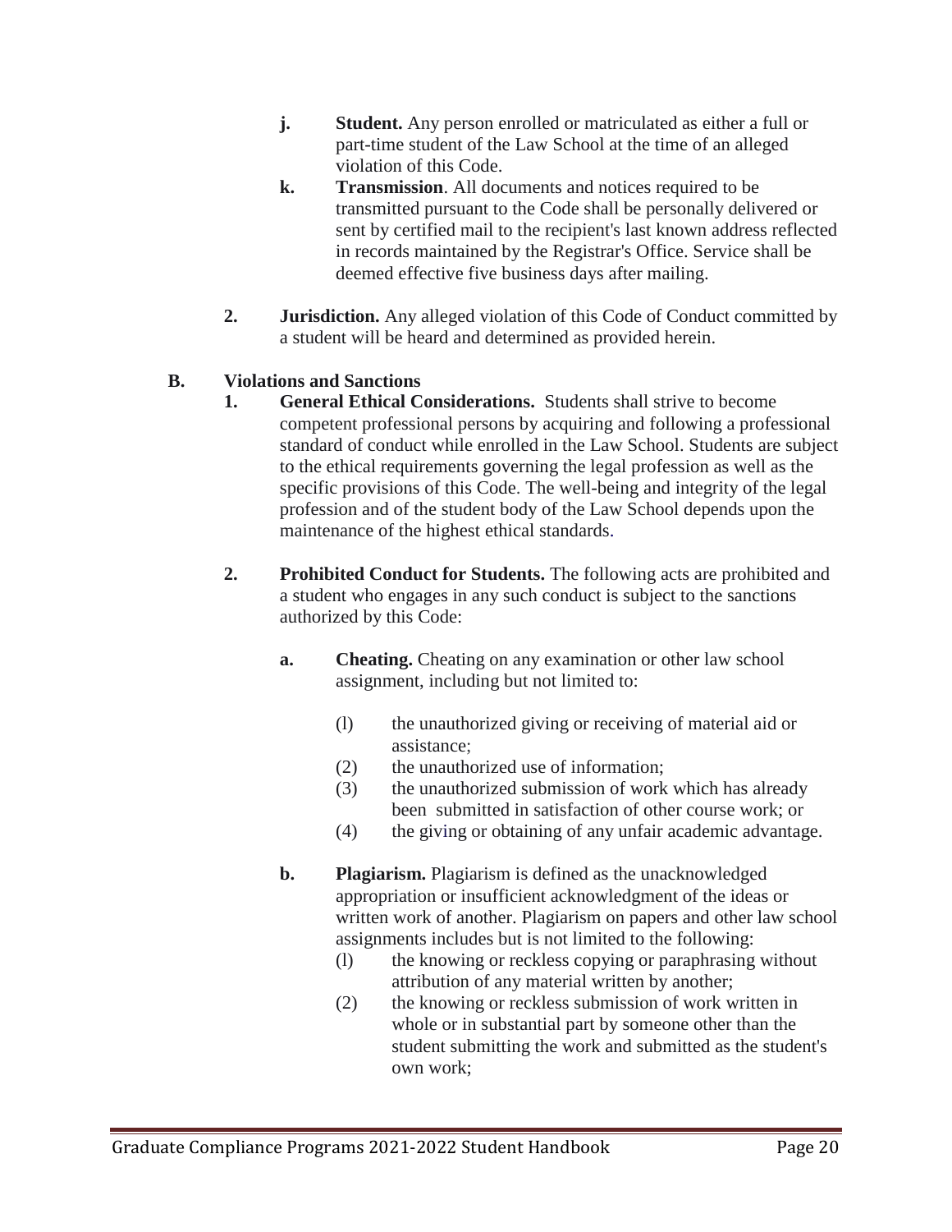- **j.** **Student.** Any person enrolled or matriculated as either a full or part-time student of the Law School at the time of an alleged violation of this Code.
- **k.** **Transmission**. All documents and notices required to be transmitted pursuant to the Code shall be personally delivered or sent by certified mail to the recipient's last known address reflected in records maintained by the Registrar's Office. Service shall be deemed effective five business days after mailing.

**2.** **Jurisdiction.** Any alleged violation of this Code of Conduct committed by a student will be heard and determined as provided herein.

## B. Violations and Sanctions

**1.** **General Ethical Considerations.** Students shall strive to become competent professional persons by acquiring and following a professional standard of conduct while enrolled in the Law School. Students are subject to the ethical requirements governing the legal profession as well as the specific provisions of this Code. The well-being and integrity of the legal profession and of the student body of the Law School depends upon the maintenance of the highest ethical standards.

**2.** **Prohibited Conduct for Students.** The following acts are prohibited and a student who engages in any such conduct is subject to the sanctions authorized by this Code:

**a.** **Cheating.** Cheating on any examination or other law school assignment, including but not limited to:

(l) the unauthorized giving or receiving of material aid or assistance;
(2) the unauthorized use of information;
(3) the unauthorized submission of work which has already been submitted in satisfaction of other course work; or
(4) the giving or obtaining of any unfair academic advantage.

**b.** **Plagiarism.** Plagiarism is defined as the unacknowledged appropriation or insufficient acknowledgment of the ideas or written work of another. Plagiarism on papers and other law school assignments includes but is not limited to the following:

(l) the knowing or reckless copying or paraphrasing without attribution of any material written by another;
(2) the knowing or reckless submission of work written in whole or in substantial part by someone other than the student submitting the work and submitted as the student's own work;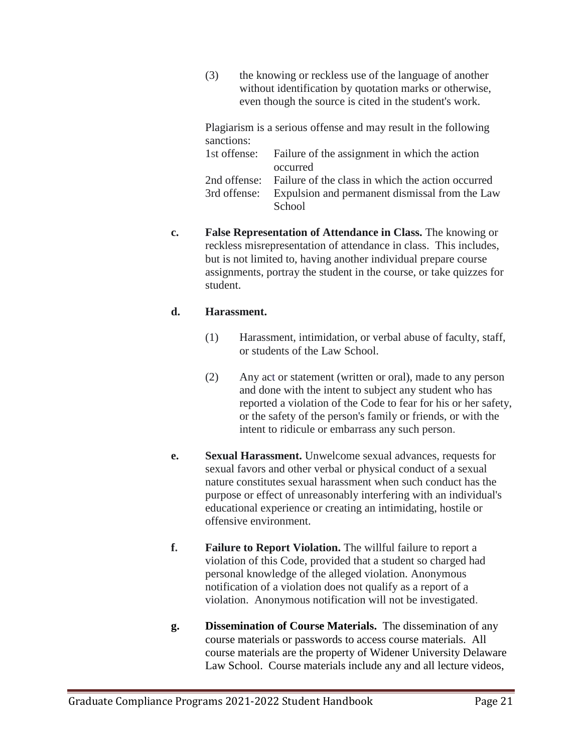(3) the knowing or reckless use of the language of another without identification by quotation marks or otherwise, even though the source is cited in the student's work.

Plagiarism is a serious offense and may result in the following sanctions:

| | |
|---|---|
| 1st offense: | Failure of the assignment in which the action occurred |
| 2nd offense: | Failure of the class in which the action occurred |
| 3rd offense: | Expulsion and permanent dismissal from the Law School |

**c. False Representation of Attendance in Class.** The knowing or reckless misrepresentation of attendance in class. This includes, but is not limited to, having another individual prepare course assignments, portray the student in the course, or take quizzes for student.

**d. Harassment.**

(1) Harassment, intimidation, or verbal abuse of faculty, staff, or students of the Law School.

(2) Any act or statement (written or oral), made to any person and done with the intent to subject any student who has reported a violation of the Code to fear for his or her safety, or the safety of the person's family or friends, or with the intent to ridicule or embarrass any such person.

**e. Sexual Harassment.** Unwelcome sexual advances, requests for sexual favors and other verbal or physical conduct of a sexual nature constitutes sexual harassment when such conduct has the purpose or effect of unreasonably interfering with an individual's educational experience or creating an intimidating, hostile or offensive environment.

**f. Failure to Report Violation.** The willful failure to report a violation of this Code, provided that a student so charged had personal knowledge of the alleged violation. Anonymous notification of a violation does not qualify as a report of a violation. Anonymous notification will not be investigated.

**g. Dissemination of Course Materials.** The dissemination of any course materials or passwords to access course materials. All course materials are the property of Widener University Delaware Law School. Course materials include any and all lecture videos,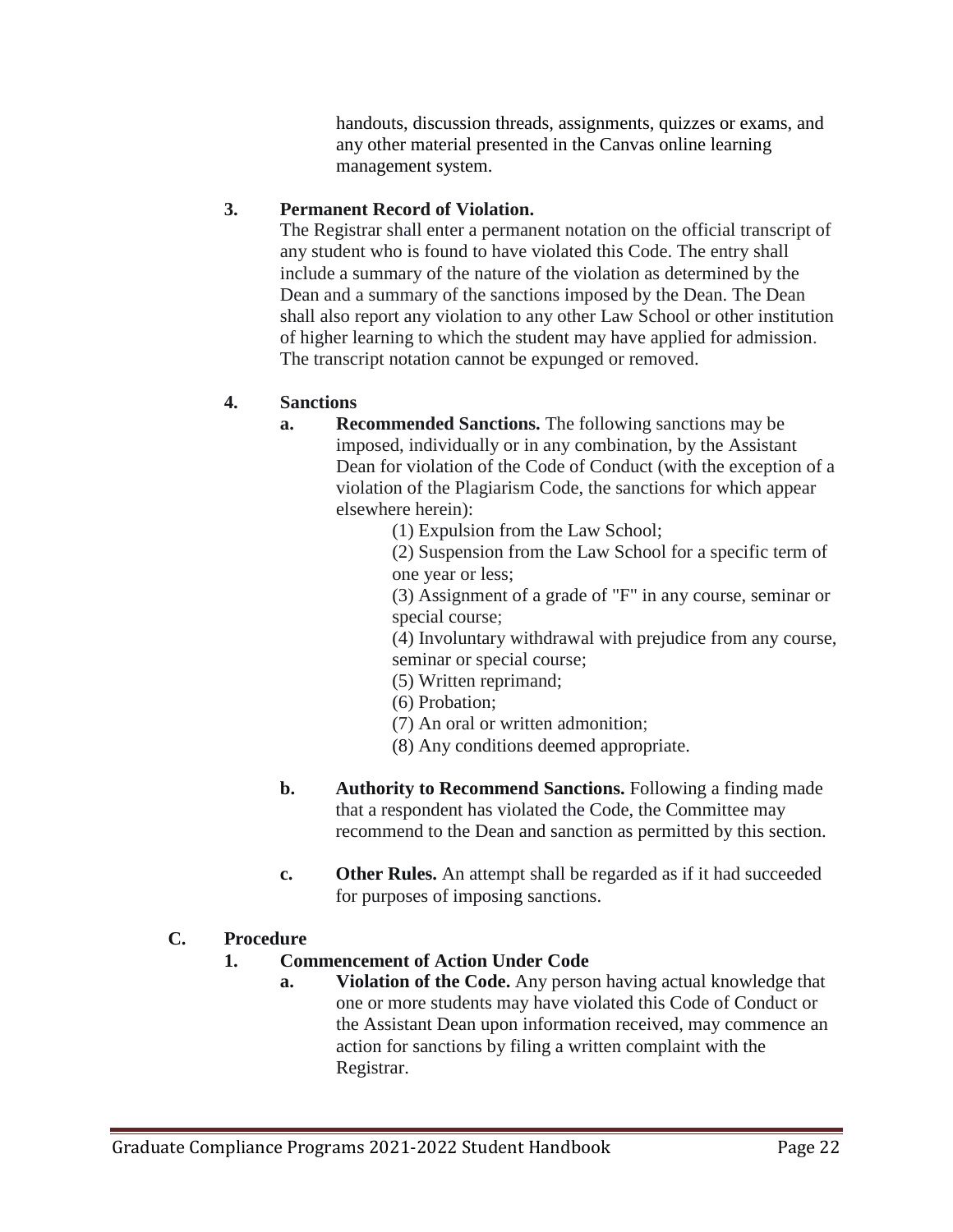handouts, discussion threads, assignments, quizzes or exams, and any other material presented in the Canvas online learning management system.

**3. Permanent Record of Violation.**

The Registrar shall enter a permanent notation on the official transcript of any student who is found to have violated this Code. The entry shall include a summary of the nature of the violation as determined by the Dean and a summary of the sanctions imposed by the Dean. The Dean shall also report any violation to any other Law School or other institution of higher learning to which the student may have applied for admission. The transcript notation cannot be expunged or removed.

**4. Sanctions**

**a. Recommended Sanctions.** The following sanctions may be imposed, individually or in any combination, by the Assistant Dean for violation of the Code of Conduct (with the exception of a violation of the Plagiarism Code, the sanctions for which appear elsewhere herein):

(1) Expulsion from the Law School;
(2) Suspension from the Law School for a specific term of one year or less;
(3) Assignment of a grade of "F" in any course, seminar or special course;
(4) Involuntary withdrawal with prejudice from any course, seminar or special course;
(5) Written reprimand;
(6) Probation;
(7) An oral or written admonition;
(8) Any conditions deemed appropriate.

**b. Authority to Recommend Sanctions.** Following a finding made that a respondent has violated the Code, the Committee may recommend to the Dean and sanction as permitted by this section.

**c. Other Rules.** An attempt shall be regarded as if it had succeeded for purposes of imposing sanctions.

**C. Procedure**

**1. Commencement of Action Under Code**

**a. Violation of the Code.** Any person having actual knowledge that one or more students may have violated this Code of Conduct or the Assistant Dean upon information received, may commence an action for sanctions by filing a written complaint with the Registrar.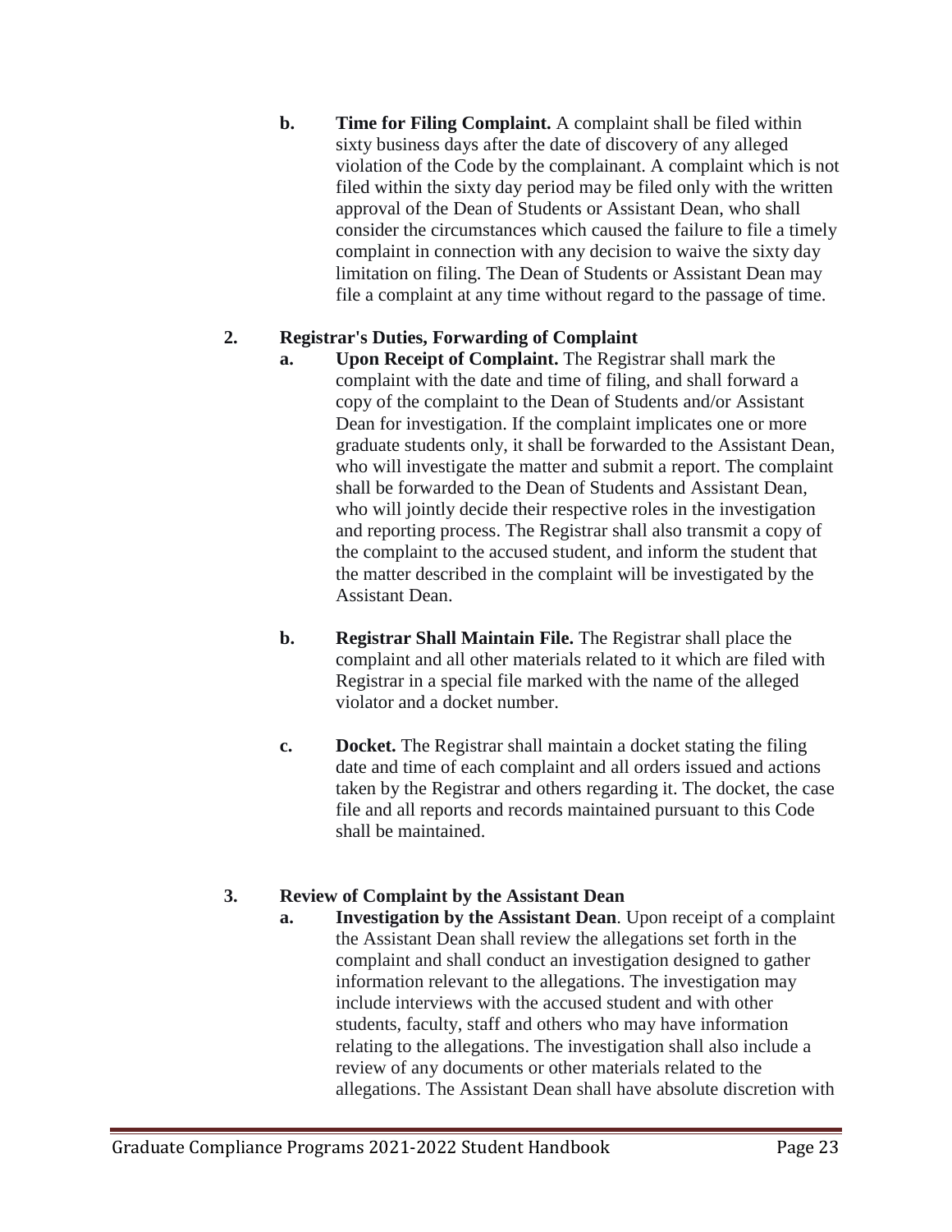**b. Time for Filing Complaint.** A complaint shall be filed within sixty business days after the date of discovery of any alleged violation of the Code by the complainant. A complaint which is not filed within the sixty day period may be filed only with the written approval of the Dean of Students or Assistant Dean, who shall consider the circumstances which caused the failure to file a timely complaint in connection with any decision to waive the sixty day limitation on filing. The Dean of Students or Assistant Dean may file a complaint at any time without regard to the passage of time.

**2. Registrar's Duties, Forwarding of Complaint**

**a. Upon Receipt of Complaint.** The Registrar shall mark the complaint with the date and time of filing, and shall forward a copy of the complaint to the Dean of Students and/or Assistant Dean for investigation. If the complaint implicates one or more graduate students only, it shall be forwarded to the Assistant Dean, who will investigate the matter and submit a report. The complaint shall be forwarded to the Dean of Students and Assistant Dean, who will jointly decide their respective roles in the investigation and reporting process. The Registrar shall also transmit a copy of the complaint to the accused student, and inform the student that the matter described in the complaint will be investigated by the Assistant Dean.

**b. Registrar Shall Maintain File.** The Registrar shall place the complaint and all other materials related to it which are filed with Registrar in a special file marked with the name of the alleged violator and a docket number.

**c. Docket.** The Registrar shall maintain a docket stating the filing date and time of each complaint and all orders issued and actions taken by the Registrar and others regarding it. The docket, the case file and all reports and records maintained pursuant to this Code shall be maintained.

**3. Review of Complaint by the Assistant Dean**

**a. Investigation by the Assistant Dean**. Upon receipt of a complaint the Assistant Dean shall review the allegations set forth in the complaint and shall conduct an investigation designed to gather information relevant to the allegations. The investigation may include interviews with the accused student and with other students, faculty, staff and others who may have information relating to the allegations. The investigation shall also include a review of any documents or other materials related to the allegations. The Assistant Dean shall have absolute discretion with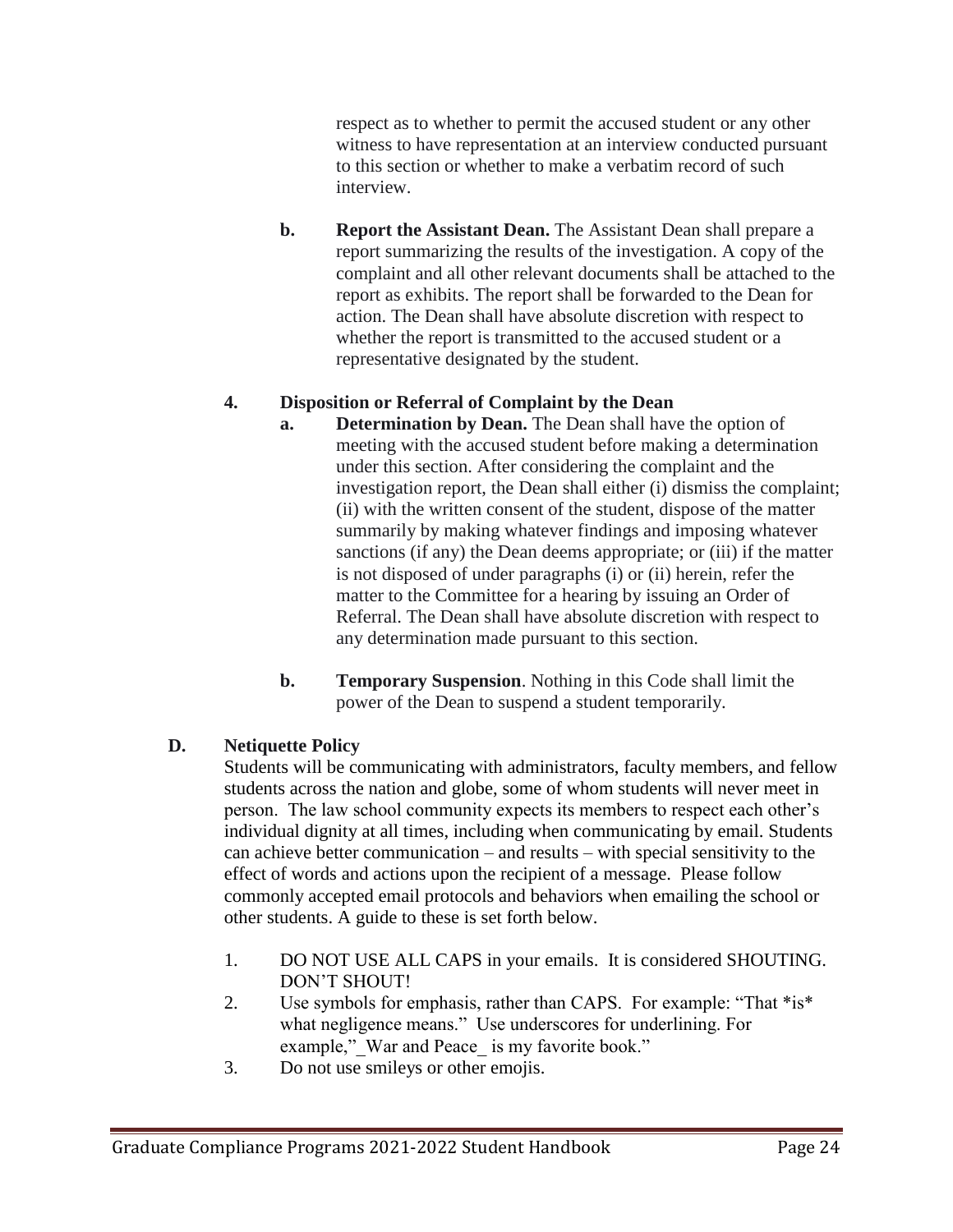respect as to whether to permit the accused student or any other witness to have representation at an interview conducted pursuant to this section or whether to make a verbatim record of such interview.

**b. Report the Assistant Dean.** The Assistant Dean shall prepare a report summarizing the results of the investigation. A copy of the complaint and all other relevant documents shall be attached to the report as exhibits. The report shall be forwarded to the Dean for action. The Dean shall have absolute discretion with respect to whether the report is transmitted to the accused student or a representative designated by the student.

**4. Disposition or Referral of Complaint by the Dean**

**a. Determination by Dean.** The Dean shall have the option of meeting with the accused student before making a determination under this section. After considering the complaint and the investigation report, the Dean shall either (i) dismiss the complaint; (ii) with the written consent of the student, dispose of the matter summarily by making whatever findings and imposing whatever sanctions (if any) the Dean deems appropriate; or (iii) if the matter is not disposed of under paragraphs (i) or (ii) herein, refer the matter to the Committee for a hearing by issuing an Order of Referral. The Dean shall have absolute discretion with respect to any determination made pursuant to this section.

**b. Temporary Suspension**. Nothing in this Code shall limit the power of the Dean to suspend a student temporarily.

## D. Netiquette Policy

Students will be communicating with administrators, faculty members, and fellow students across the nation and globe, some of whom students will never meet in person. The law school community expects its members to respect each other's individual dignity at all times, including when communicating by email. Students can achieve better communication – and results – with special sensitivity to the effect of words and actions upon the recipient of a message. Please follow commonly accepted email protocols and behaviors when emailing the school or other students. A guide to these is set forth below.

1. DO NOT USE ALL CAPS in your emails. It is considered SHOUTING. DON'T SHOUT!
2. Use symbols for emphasis, rather than CAPS. For example: "That *is* what negligence means." Use underscores for underlining. For example,"_War and Peace_ is my favorite book."
3. Do not use smileys or other emojis.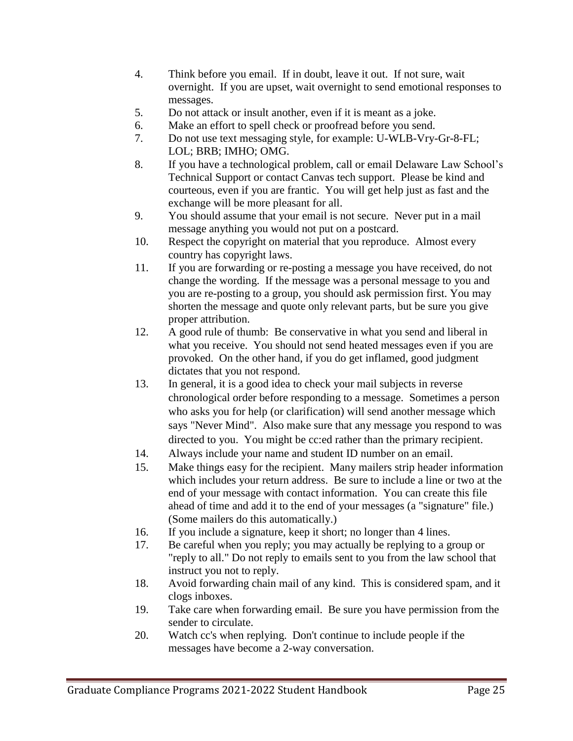4. Think before you email. If in doubt, leave it out. If not sure, wait overnight. If you are upset, wait overnight to send emotional responses to messages.
5. Do not attack or insult another, even if it is meant as a joke.
6. Make an effort to spell check or proofread before you send.
7. Do not use text messaging style, for example: U-WLB-Vry-Gr-8-FL; LOL; BRB; IMHO; OMG.
8. If you have a technological problem, call or email Delaware Law School's Technical Support or contact Canvas tech support. Please be kind and courteous, even if you are frantic. You will get help just as fast and the exchange will be more pleasant for all.
9. You should assume that your email is not secure. Never put in a mail message anything you would not put on a postcard.
10. Respect the copyright on material that you reproduce. Almost every country has copyright laws.
11. If you are forwarding or re-posting a message you have received, do not change the wording. If the message was a personal message to you and you are re-posting to a group, you should ask permission first. You may shorten the message and quote only relevant parts, but be sure you give proper attribution.
12. A good rule of thumb: Be conservative in what you send and liberal in what you receive. You should not send heated messages even if you are provoked. On the other hand, if you do get inflamed, good judgment dictates that you not respond.
13. In general, it is a good idea to check your mail subjects in reverse chronological order before responding to a message. Sometimes a person who asks you for help (or clarification) will send another message which says "Never Mind". Also make sure that any message you respond to was directed to you. You might be cc:ed rather than the primary recipient.
14. Always include your name and student ID number on an email.
15. Make things easy for the recipient. Many mailers strip header information which includes your return address. Be sure to include a line or two at the end of your message with contact information. You can create this file ahead of time and add it to the end of your messages (a "signature" file.) (Some mailers do this automatically.)
16. If you include a signature, keep it short; no longer than 4 lines.
17. Be careful when you reply; you may actually be replying to a group or "reply to all." Do not reply to emails sent to you from the law school that instruct you not to reply.
18. Avoid forwarding chain mail of any kind. This is considered spam, and it clogs inboxes.
19. Take care when forwarding email. Be sure you have permission from the sender to circulate.
20. Watch cc's when replying. Don't continue to include people if the messages have become a 2-way conversation.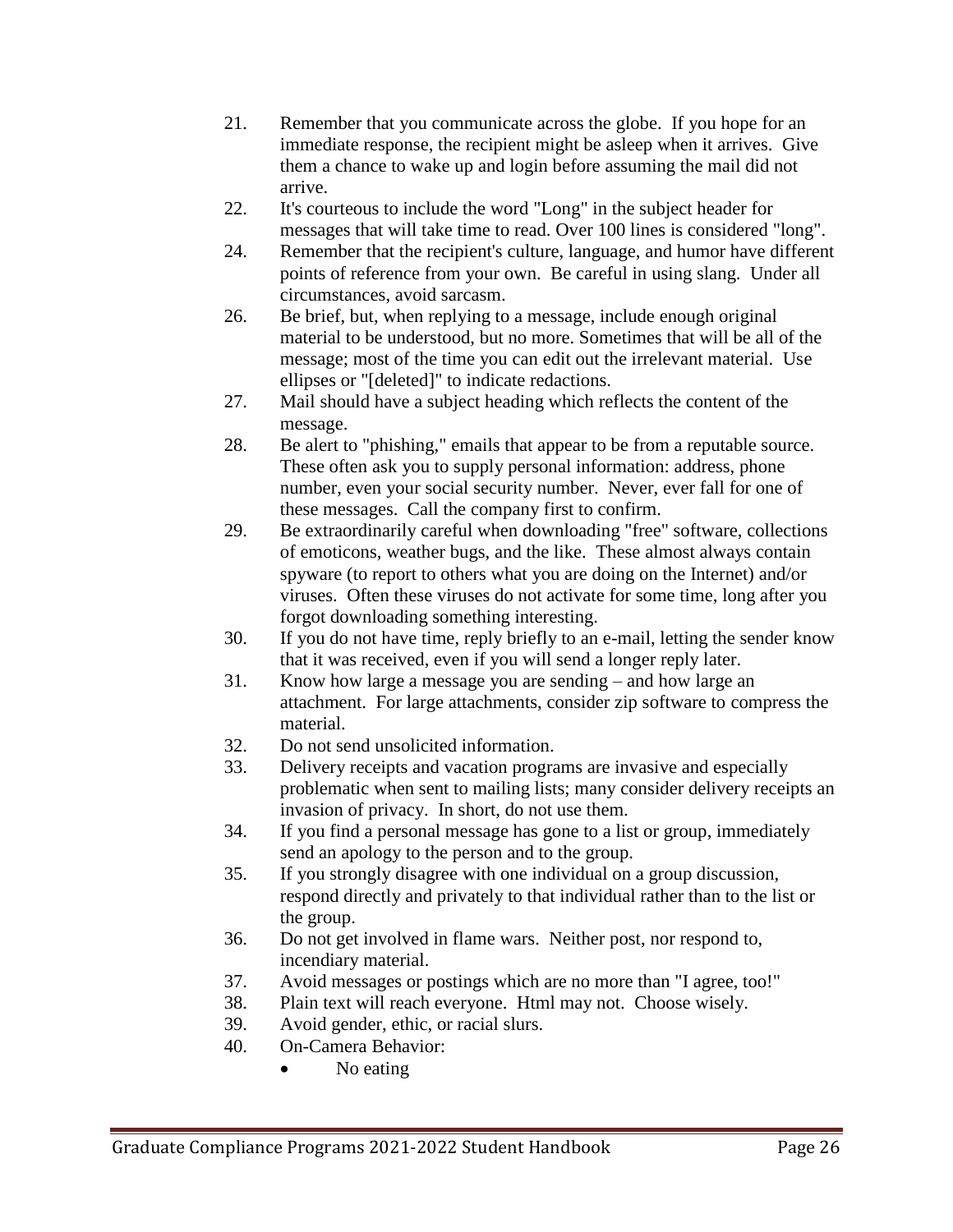21. Remember that you communicate across the globe. If you hope for an immediate response, the recipient might be asleep when it arrives. Give them a chance to wake up and login before assuming the mail did not arrive.
22. It's courteous to include the word "Long" in the subject header for messages that will take time to read. Over 100 lines is considered "long".
24. Remember that the recipient's culture, language, and humor have different points of reference from your own. Be careful in using slang. Under all circumstances, avoid sarcasm.
26. Be brief, but, when replying to a message, include enough original material to be understood, but no more. Sometimes that will be all of the message; most of the time you can edit out the irrelevant material. Use ellipses or "[deleted]" to indicate redactions.
27. Mail should have a subject heading which reflects the content of the message.
28. Be alert to "phishing," emails that appear to be from a reputable source. These often ask you to supply personal information: address, phone number, even your social security number. Never, ever fall for one of these messages. Call the company first to confirm.
29. Be extraordinarily careful when downloading "free" software, collections of emoticons, weather bugs, and the like. These almost always contain spyware (to report to others what you are doing on the Internet) and/or viruses. Often these viruses do not activate for some time, long after you forgot downloading something interesting.
30. If you do not have time, reply briefly to an e-mail, letting the sender know that it was received, even if you will send a longer reply later.
31. Know how large a message you are sending – and how large an attachment. For large attachments, consider zip software to compress the material.
32. Do not send unsolicited information.
33. Delivery receipts and vacation programs are invasive and especially problematic when sent to mailing lists; many consider delivery receipts an invasion of privacy. In short, do not use them.
34. If you find a personal message has gone to a list or group, immediately send an apology to the person and to the group.
35. If you strongly disagree with one individual on a group discussion, respond directly and privately to that individual rather than to the list or the group.
36. Do not get involved in flame wars. Neither post, nor respond to, incendiary material.
37. Avoid messages or postings which are no more than "I agree, too!"
38. Plain text will reach everyone. Html may not. Choose wisely.
39. Avoid gender, ethic, or racial slurs.
40. On-Camera Behavior:
    - No eating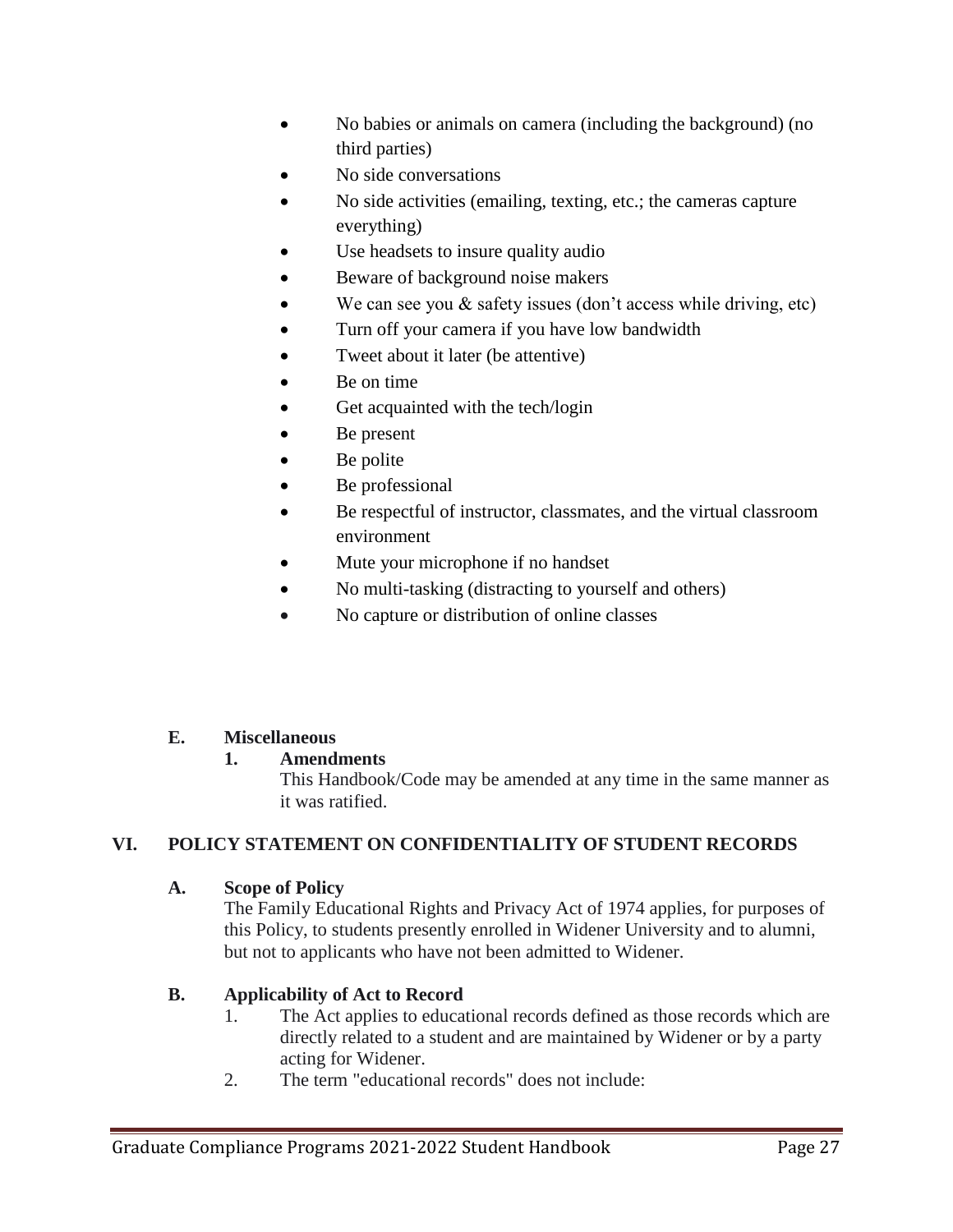- No babies or animals on camera (including the background) (no third parties)
- No side conversations
- No side activities (emailing, texting, etc.; the cameras capture everything)
- Use headsets to insure quality audio
- Beware of background noise makers
- We can see you & safety issues (don't access while driving, etc)
- Turn off your camera if you have low bandwidth
- Tweet about it later (be attentive)
- Be on time
- Get acquainted with the tech/login
- Be present
- Be polite
- Be professional
- Be respectful of instructor, classmates, and the virtual classroom environment
- Mute your microphone if no handset
- No multi-tasking (distracting to yourself and others)
- No capture or distribution of online classes

### E. Miscellaneous

#### 1. Amendments

This Handbook/Code may be amended at any time in the same manner as it was ratified.

## VI. POLICY STATEMENT ON CONFIDENTIALITY OF STUDENT RECORDS

### A. Scope of Policy

The Family Educational Rights and Privacy Act of 1974 applies, for purposes of this Policy, to students presently enrolled in Widener University and to alumni, but not to applicants who have not been admitted to Widener.

### B. Applicability of Act to Record

1. The Act applies to educational records defined as those records which are directly related to a student and are maintained by Widener or by a party acting for Widener.
2. The term "educational records" does not include: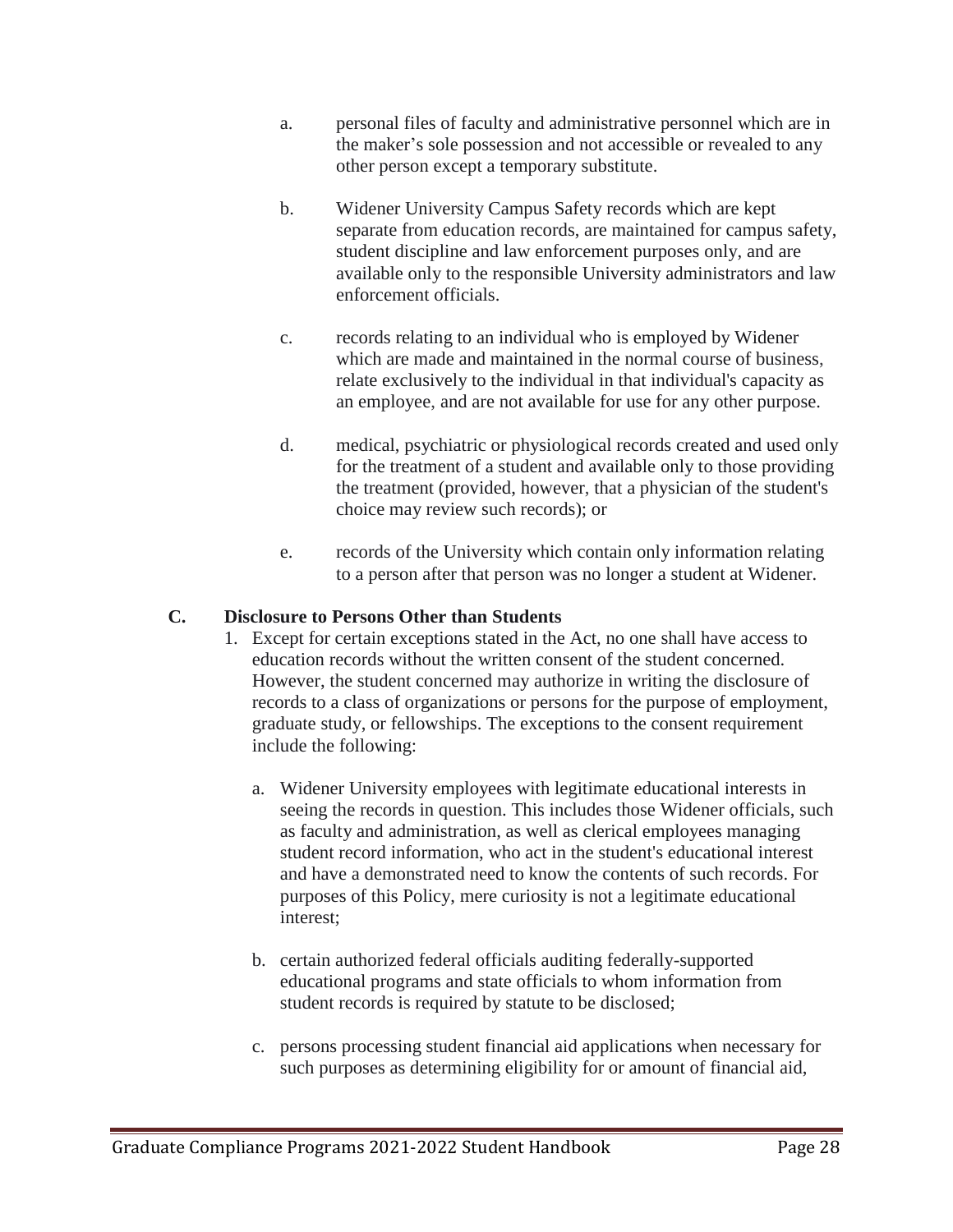a. personal files of faculty and administrative personnel which are in the maker's sole possession and not accessible or revealed to any other person except a temporary substitute.

b. Widener University Campus Safety records which are kept separate from education records, are maintained for campus safety, student discipline and law enforcement purposes only, and are available only to the responsible University administrators and law enforcement officials.

c. records relating to an individual who is employed by Widener which are made and maintained in the normal course of business, relate exclusively to the individual in that individual's capacity as an employee, and are not available for use for any other purpose.

d. medical, psychiatric or physiological records created and used only for the treatment of a student and available only to those providing the treatment (provided, however, that a physician of the student's choice may review such records); or

e. records of the University which contain only information relating to a person after that person was no longer a student at Widener.

### C. Disclosure to Persons Other than Students

1. Except for certain exceptions stated in the Act, no one shall have access to education records without the written consent of the student concerned. However, the student concerned may authorize in writing the disclosure of records to a class of organizations or persons for the purpose of employment, graduate study, or fellowships. The exceptions to the consent requirement include the following:

   a. Widener University employees with legitimate educational interests in seeing the records in question. This includes those Widener officials, such as faculty and administration, as well as clerical employees managing student record information, who act in the student's educational interest and have a demonstrated need to know the contents of such records. For purposes of this Policy, mere curiosity is not a legitimate educational interest;

   b. certain authorized federal officials auditing federally-supported educational programs and state officials to whom information from student records is required by statute to be disclosed;

   c. persons processing student financial aid applications when necessary for such purposes as determining eligibility for or amount of financial aid,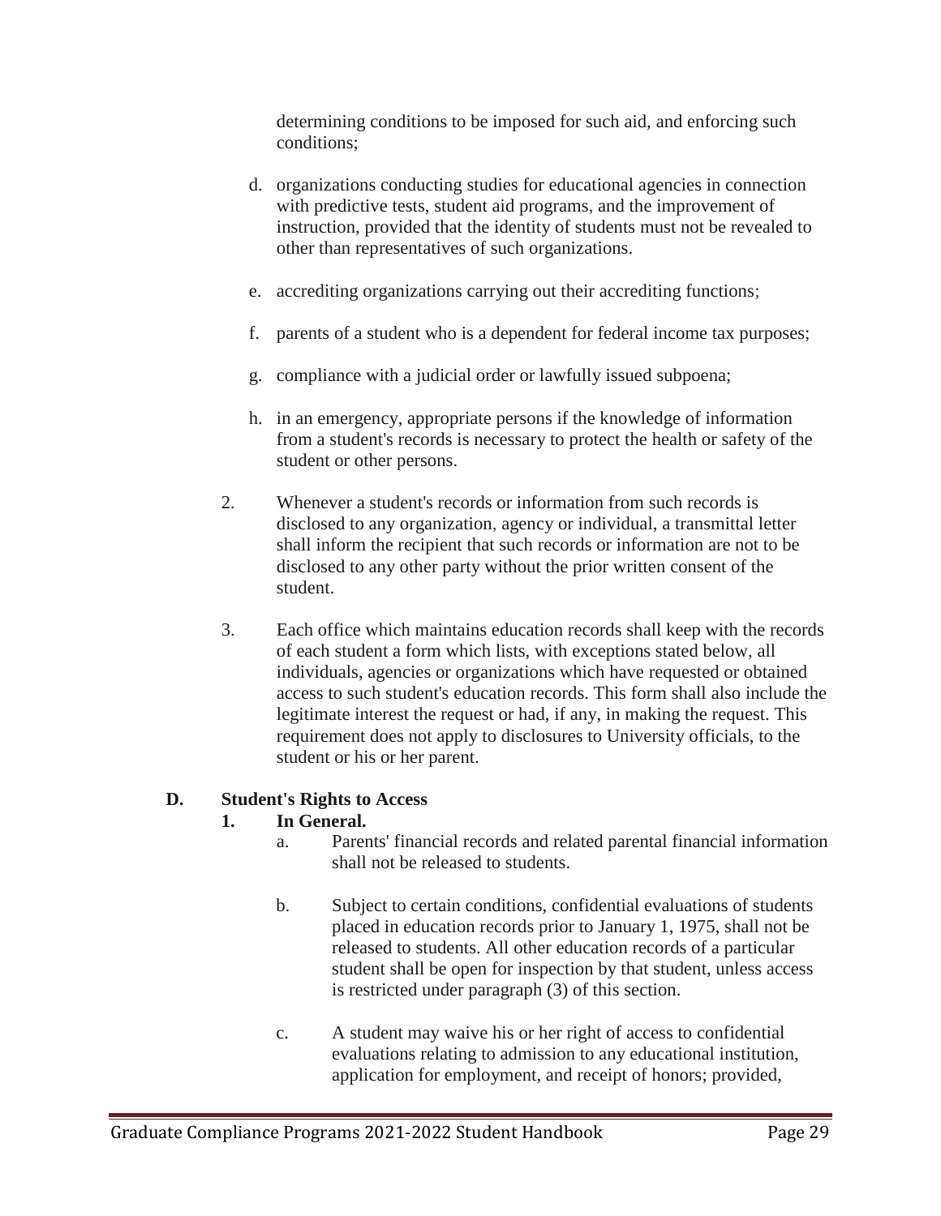determining conditions to be imposed for such aid, and enforcing such conditions;

d. organizations conducting studies for educational agencies in connection with predictive tests, student aid programs, and the improvement of instruction, provided that the identity of students must not be revealed to other than representatives of such organizations.

e. accrediting organizations carrying out their accrediting functions;

f. parents of a student who is a dependent for federal income tax purposes;

g. compliance with a judicial order or lawfully issued subpoena;

h. in an emergency, appropriate persons if the knowledge of information from a student's records is necessary to protect the health or safety of the student or other persons.

2. Whenever a student's records or information from such records is disclosed to any organization, agency or individual, a transmittal letter shall inform the recipient that such records or information are not to be disclosed to any other party without the prior written consent of the student.

3. Each office which maintains education records shall keep with the records of each student a form which lists, with exceptions stated below, all individuals, agencies or organizations which have requested or obtained access to such student's education records. This form shall also include the legitimate interest the request or had, if any, in making the request. This requirement does not apply to disclosures to University officials, to the student or his or her parent.

**D. Student's Rights to Access**

**1. In General.**

a. Parents' financial records and related parental financial information shall not be released to students.

b. Subject to certain conditions, confidential evaluations of students placed in education records prior to January 1, 1975, shall not be released to students. All other education records of a particular student shall be open for inspection by that student, unless access is restricted under paragraph (3) of this section.

c. A student may waive his or her right of access to confidential evaluations relating to admission to any educational institution, application for employment, and receipt of honors; provided,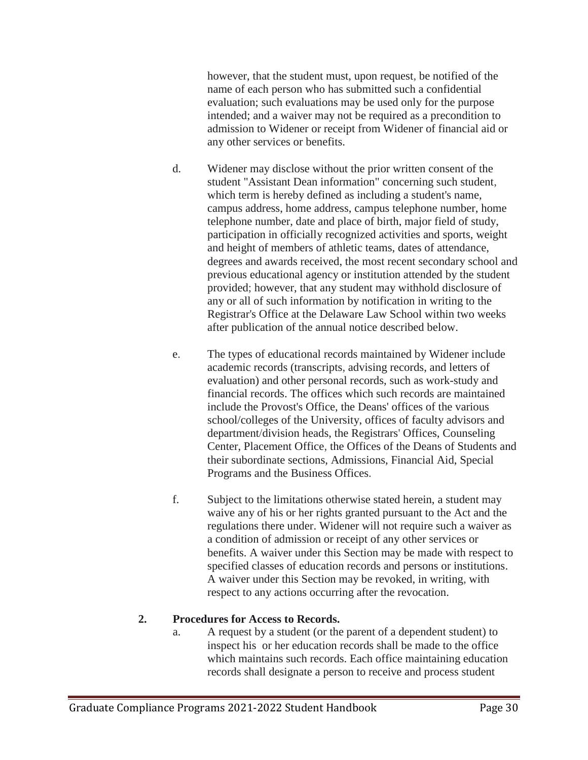however, that the student must, upon request, be notified of the name of each person who has submitted such a confidential evaluation; such evaluations may be used only for the purpose intended; and a waiver may not be required as a precondition to admission to Widener or receipt from Widener of financial aid or any other services or benefits.

d. Widener may disclose without the prior written consent of the student "Assistant Dean information" concerning such student, which term is hereby defined as including a student's name, campus address, home address, campus telephone number, home telephone number, date and place of birth, major field of study, participation in officially recognized activities and sports, weight and height of members of athletic teams, dates of attendance, degrees and awards received, the most recent secondary school and previous educational agency or institution attended by the student provided; however, that any student may withhold disclosure of any or all of such information by notification in writing to the Registrar's Office at the Delaware Law School within two weeks after publication of the annual notice described below.

e. The types of educational records maintained by Widener include academic records (transcripts, advising records, and letters of evaluation) and other personal records, such as work-study and financial records. The offices which such records are maintained include the Provost's Office, the Deans' offices of the various school/colleges of the University, offices of faculty advisors and department/division heads, the Registrars' Offices, Counseling Center, Placement Office, the Offices of the Deans of Students and their subordinate sections, Admissions, Financial Aid, Special Programs and the Business Offices.

f. Subject to the limitations otherwise stated herein, a student may waive any of his or her rights granted pursuant to the Act and the regulations there under. Widener will not require such a waiver as a condition of admission or receipt of any other services or benefits. A waiver under this Section may be made with respect to specified classes of education records and persons or institutions. A waiver under this Section may be revoked, in writing, with respect to any actions occurring after the revocation.

**2. Procedures for Access to Records.**

a. A request by a student (or the parent of a dependent student) to inspect his or her education records shall be made to the office which maintains such records. Each office maintaining education records shall designate a person to receive and process student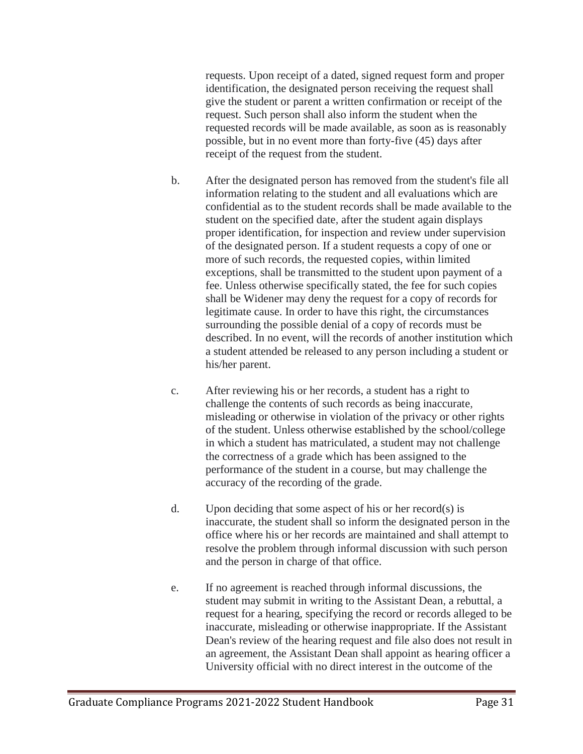requests. Upon receipt of a dated, signed request form and proper identification, the designated person receiving the request shall give the student or parent a written confirmation or receipt of the request. Such person shall also inform the student when the requested records will be made available, as soon as is reasonably possible, but in no event more than forty-five (45) days after receipt of the request from the student.

b. After the designated person has removed from the student's file all information relating to the student and all evaluations which are confidential as to the student records shall be made available to the student on the specified date, after the student again displays proper identification, for inspection and review under supervision of the designated person. If a student requests a copy of one or more of such records, the requested copies, within limited exceptions, shall be transmitted to the student upon payment of a fee. Unless otherwise specifically stated, the fee for such copies shall be Widener may deny the request for a copy of records for legitimate cause. In order to have this right, the circumstances surrounding the possible denial of a copy of records must be described. In no event, will the records of another institution which a student attended be released to any person including a student or his/her parent.

c. After reviewing his or her records, a student has a right to challenge the contents of such records as being inaccurate, misleading or otherwise in violation of the privacy or other rights of the student. Unless otherwise established by the school/college in which a student has matriculated, a student may not challenge the correctness of a grade which has been assigned to the performance of the student in a course, but may challenge the accuracy of the recording of the grade.

d. Upon deciding that some aspect of his or her record(s) is inaccurate, the student shall so inform the designated person in the office where his or her records are maintained and shall attempt to resolve the problem through informal discussion with such person and the person in charge of that office.

e. If no agreement is reached through informal discussions, the student may submit in writing to the Assistant Dean, a rebuttal, a request for a hearing, specifying the record or records alleged to be inaccurate, misleading or otherwise inappropriate. If the Assistant Dean's review of the hearing request and file also does not result in an agreement, the Assistant Dean shall appoint as hearing officer a University official with no direct interest in the outcome of the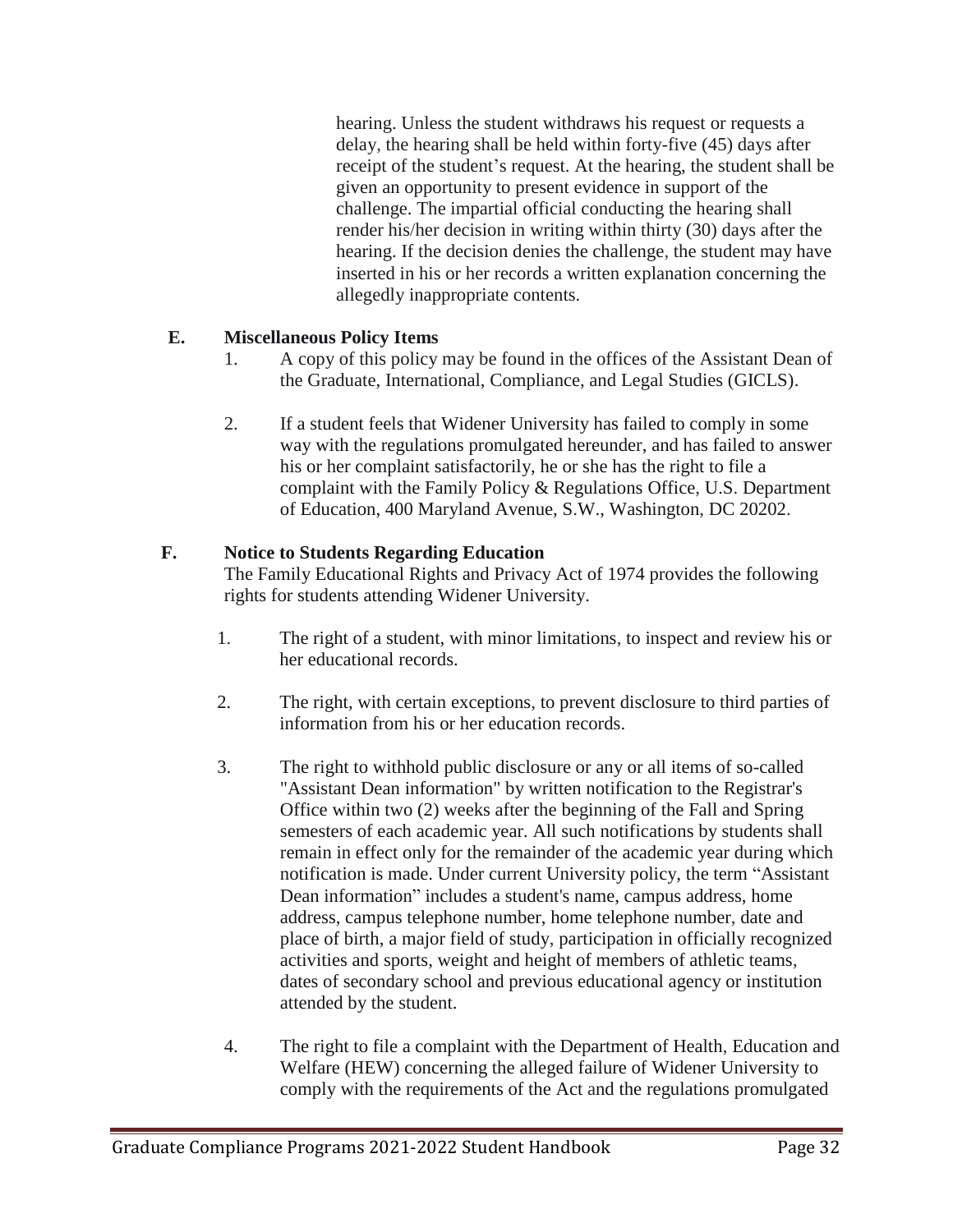hearing. Unless the student withdraws his request or requests a delay, the hearing shall be held within forty-five (45) days after receipt of the student's request. At the hearing, the student shall be given an opportunity to present evidence in support of the challenge. The impartial official conducting the hearing shall render his/her decision in writing within thirty (30) days after the hearing. If the decision denies the challenge, the student may have inserted in his or her records a written explanation concerning the allegedly inappropriate contents.

**E. Miscellaneous Policy Items**

1. A copy of this policy may be found in the offices of the Assistant Dean of the Graduate, International, Compliance, and Legal Studies (GICLS).

2. If a student feels that Widener University has failed to comply in some way with the regulations promulgated hereunder, and has failed to answer his or her complaint satisfactorily, he or she has the right to file a complaint with the Family Policy & Regulations Office, U.S. Department of Education, 400 Maryland Avenue, S.W., Washington, DC 20202.

**F. Notice to Students Regarding Education**

The Family Educational Rights and Privacy Act of 1974 provides the following rights for students attending Widener University.

1. The right of a student, with minor limitations, to inspect and review his or her educational records.

2. The right, with certain exceptions, to prevent disclosure to third parties of information from his or her education records.

3. The right to withhold public disclosure or any or all items of so-called "Assistant Dean information" by written notification to the Registrar's Office within two (2) weeks after the beginning of the Fall and Spring semesters of each academic year. All such notifications by students shall remain in effect only for the remainder of the academic year during which notification is made. Under current University policy, the term "Assistant Dean information" includes a student's name, campus address, home address, campus telephone number, home telephone number, date and place of birth, a major field of study, participation in officially recognized activities and sports, weight and height of members of athletic teams, dates of secondary school and previous educational agency or institution attended by the student.

4. The right to file a complaint with the Department of Health, Education and Welfare (HEW) concerning the alleged failure of Widener University to comply with the requirements of the Act and the regulations promulgated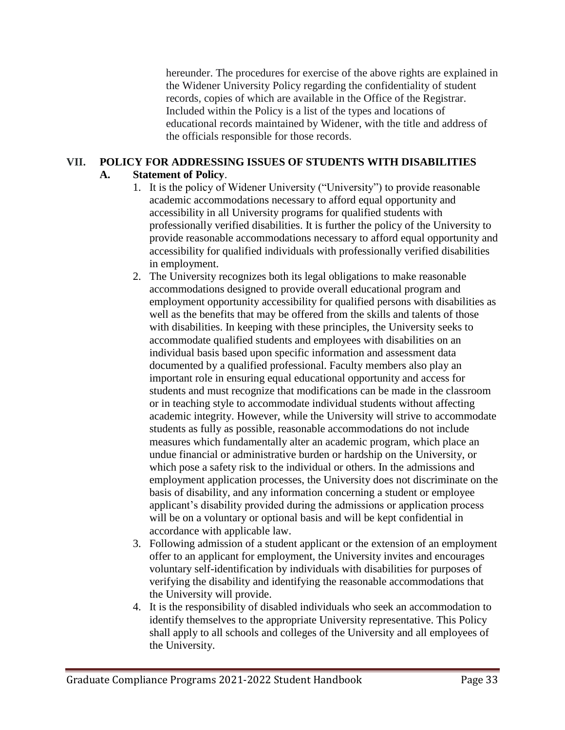hereunder. The procedures for exercise of the above rights are explained in the Widener University Policy regarding the confidentiality of student records, copies of which are available in the Office of the Registrar. Included within the Policy is a list of the types and locations of educational records maintained by Widener, with the title and address of the officials responsible for those records.

## VII. POLICY FOR ADDRESSING ISSUES OF STUDENTS WITH DISABILITIES

### A. Statement of Policy.

1. It is the policy of Widener University ("University") to provide reasonable academic accommodations necessary to afford equal opportunity and accessibility in all University programs for qualified students with professionally verified disabilities. It is further the policy of the University to provide reasonable accommodations necessary to afford equal opportunity and accessibility for qualified individuals with professionally verified disabilities in employment.
2. The University recognizes both its legal obligations to make reasonable accommodations designed to provide overall educational program and employment opportunity accessibility for qualified persons with disabilities as well as the benefits that may be offered from the skills and talents of those with disabilities. In keeping with these principles, the University seeks to accommodate qualified students and employees with disabilities on an individual basis based upon specific information and assessment data documented by a qualified professional. Faculty members also play an important role in ensuring equal educational opportunity and access for students and must recognize that modifications can be made in the classroom or in teaching style to accommodate individual students without affecting academic integrity. However, while the University will strive to accommodate students as fully as possible, reasonable accommodations do not include measures which fundamentally alter an academic program, which place an undue financial or administrative burden or hardship on the University, or which pose a safety risk to the individual or others. In the admissions and employment application processes, the University does not discriminate on the basis of disability, and any information concerning a student or employee applicant's disability provided during the admissions or application process will be on a voluntary or optional basis and will be kept confidential in accordance with applicable law.
3. Following admission of a student applicant or the extension of an employment offer to an applicant for employment, the University invites and encourages voluntary self-identification by individuals with disabilities for purposes of verifying the disability and identifying the reasonable accommodations that the University will provide.
4. It is the responsibility of disabled individuals who seek an accommodation to identify themselves to the appropriate University representative. This Policy shall apply to all schools and colleges of the University and all employees of the University.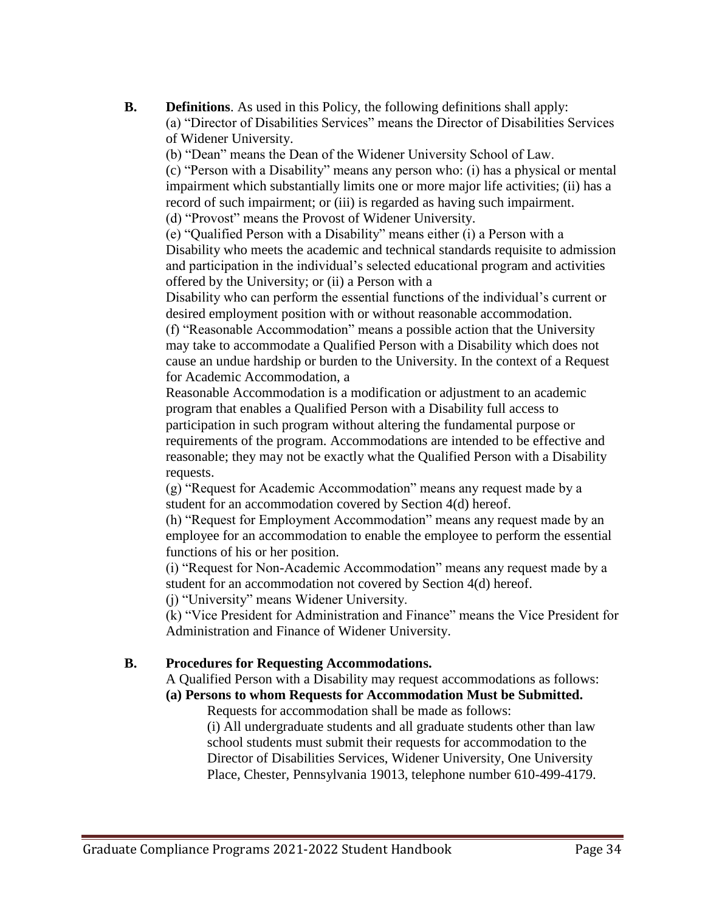**B. Definitions**. As used in this Policy, the following definitions shall apply:

(a) "Director of Disabilities Services" means the Director of Disabilities Services of Widener University.

(b) "Dean" means the Dean of the Widener University School of Law.

(c) "Person with a Disability" means any person who: (i) has a physical or mental impairment which substantially limits one or more major life activities; (ii) has a record of such impairment; or (iii) is regarded as having such impairment.

(d) "Provost" means the Provost of Widener University.

(e) "Qualified Person with a Disability" means either (i) a Person with a Disability who meets the academic and technical standards requisite to admission and participation in the individual's selected educational program and activities offered by the University; or (ii) a Person with a Disability who can perform the essential functions of the individual's current or desired employment position with or without reasonable accommodation.

(f) "Reasonable Accommodation" means a possible action that the University may take to accommodate a Qualified Person with a Disability which does not cause an undue hardship or burden to the University. In the context of a Request for Academic Accommodation, a Reasonable Accommodation is a modification or adjustment to an academic program that enables a Qualified Person with a Disability full access to participation in such program without altering the fundamental purpose or requirements of the program. Accommodations are intended to be effective and reasonable; they may not be exactly what the Qualified Person with a Disability requests.

(g) "Request for Academic Accommodation" means any request made by a student for an accommodation covered by Section 4(d) hereof.

(h) "Request for Employment Accommodation" means any request made by an employee for an accommodation to enable the employee to perform the essential functions of his or her position.

(i) "Request for Non-Academic Accommodation" means any request made by a student for an accommodation not covered by Section 4(d) hereof.

(j) "University" means Widener University.

(k) "Vice President for Administration and Finance" means the Vice President for Administration and Finance of Widener University.

**B. Procedures for Requesting Accommodations.**

A Qualified Person with a Disability may request accommodations as follows:

**(a) Persons to whom Requests for Accommodation Must be Submitted.**

Requests for accommodation shall be made as follows:

(i) All undergraduate students and all graduate students other than law school students must submit their requests for accommodation to the Director of Disabilities Services, Widener University, One University Place, Chester, Pennsylvania 19013, telephone number 610-499-4179.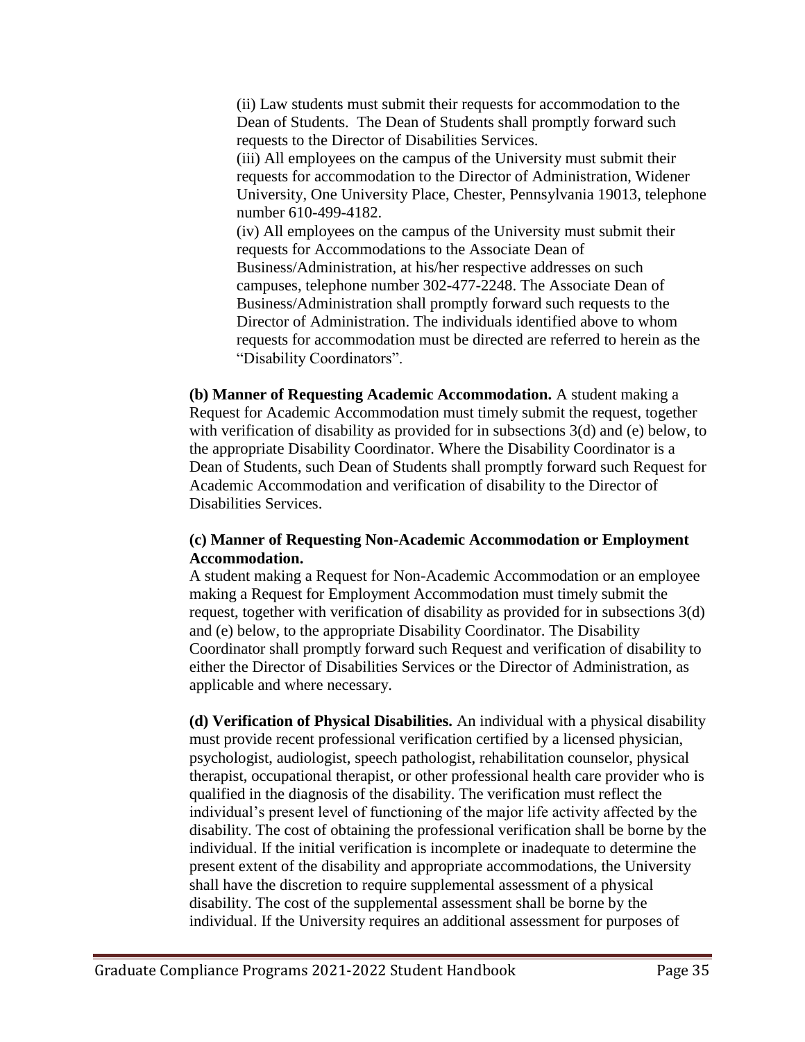(ii) Law students must submit their requests for accommodation to the Dean of Students. The Dean of Students shall promptly forward such requests to the Director of Disabilities Services.

(iii) All employees on the campus of the University must submit their requests for accommodation to the Director of Administration, Widener University, One University Place, Chester, Pennsylvania 19013, telephone number 610-499-4182.

(iv) All employees on the campus of the University must submit their requests for Accommodations to the Associate Dean of Business/Administration, at his/her respective addresses on such campuses, telephone number 302-477-2248. The Associate Dean of Business/Administration shall promptly forward such requests to the Director of Administration. The individuals identified above to whom requests for accommodation must be directed are referred to herein as the "Disability Coordinators".

**(b) Manner of Requesting Academic Accommodation.** A student making a Request for Academic Accommodation must timely submit the request, together with verification of disability as provided for in subsections 3(d) and (e) below, to the appropriate Disability Coordinator. Where the Disability Coordinator is a Dean of Students, such Dean of Students shall promptly forward such Request for Academic Accommodation and verification of disability to the Director of Disabilities Services.

**(c) Manner of Requesting Non-Academic Accommodation or Employment Accommodation.**

A student making a Request for Non-Academic Accommodation or an employee making a Request for Employment Accommodation must timely submit the request, together with verification of disability as provided for in subsections 3(d) and (e) below, to the appropriate Disability Coordinator. The Disability Coordinator shall promptly forward such Request and verification of disability to either the Director of Disabilities Services or the Director of Administration, as applicable and where necessary.

**(d) Verification of Physical Disabilities.** An individual with a physical disability must provide recent professional verification certified by a licensed physician, psychologist, audiologist, speech pathologist, rehabilitation counselor, physical therapist, occupational therapist, or other professional health care provider who is qualified in the diagnosis of the disability. The verification must reflect the individual's present level of functioning of the major life activity affected by the disability. The cost of obtaining the professional verification shall be borne by the individual. If the initial verification is incomplete or inadequate to determine the present extent of the disability and appropriate accommodations, the University shall have the discretion to require supplemental assessment of a physical disability. The cost of the supplemental assessment shall be borne by the individual. If the University requires an additional assessment for purposes of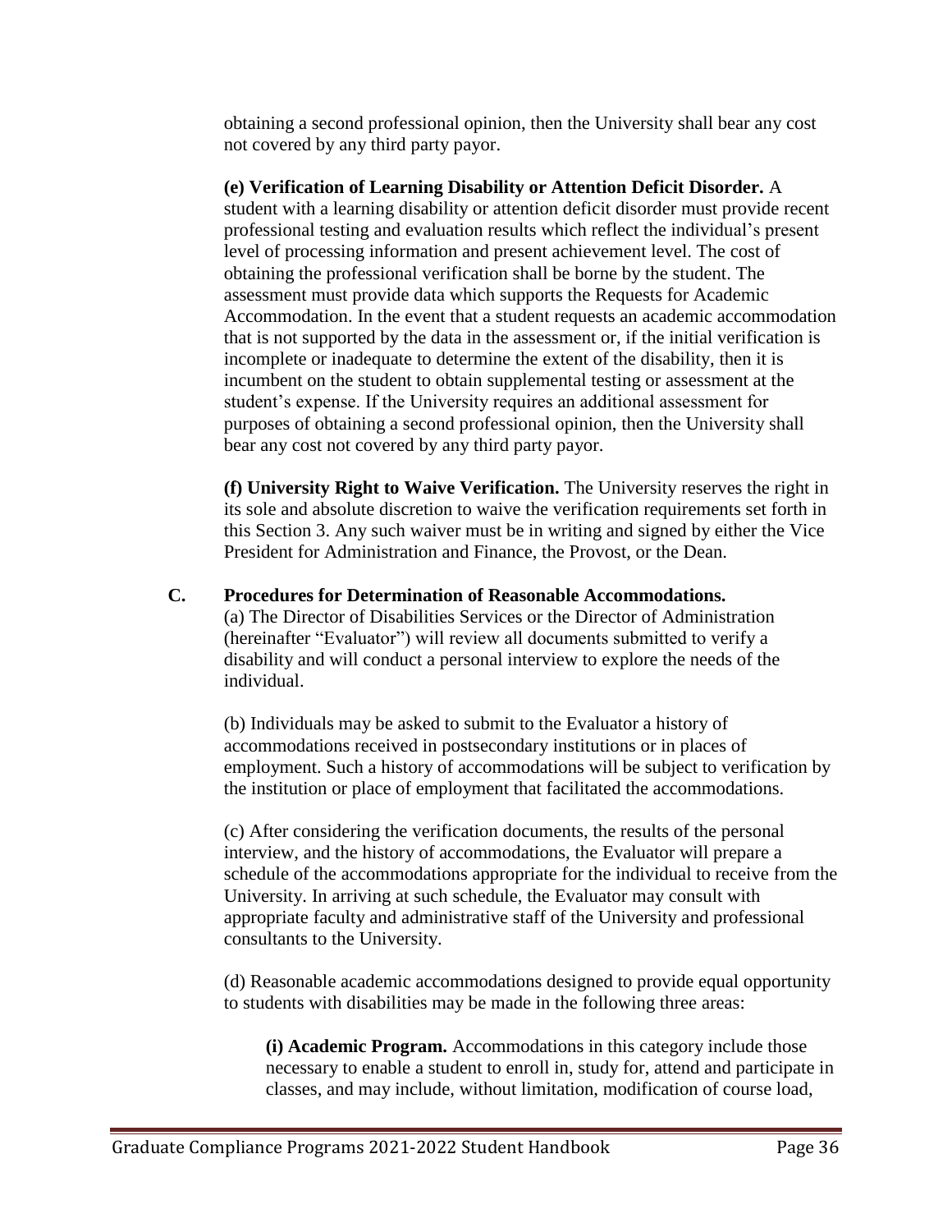obtaining a second professional opinion, then the University shall bear any cost not covered by any third party payor.

**(e) Verification of Learning Disability or Attention Deficit Disorder.** A student with a learning disability or attention deficit disorder must provide recent professional testing and evaluation results which reflect the individual's present level of processing information and present achievement level. The cost of obtaining the professional verification shall be borne by the student. The assessment must provide data which supports the Requests for Academic Accommodation. In the event that a student requests an academic accommodation that is not supported by the data in the assessment or, if the initial verification is incomplete or inadequate to determine the extent of the disability, then it is incumbent on the student to obtain supplemental testing or assessment at the student's expense. If the University requires an additional assessment for purposes of obtaining a second professional opinion, then the University shall bear any cost not covered by any third party payor.

**(f) University Right to Waive Verification.** The University reserves the right in its sole and absolute discretion to waive the verification requirements set forth in this Section 3. Any such waiver must be in writing and signed by either the Vice President for Administration and Finance, the Provost, or the Dean.

**C. Procedures for Determination of Reasonable Accommodations.**

(a) The Director of Disabilities Services or the Director of Administration (hereinafter "Evaluator") will review all documents submitted to verify a disability and will conduct a personal interview to explore the needs of the individual.

(b) Individuals may be asked to submit to the Evaluator a history of accommodations received in postsecondary institutions or in places of employment. Such a history of accommodations will be subject to verification by the institution or place of employment that facilitated the accommodations.

(c) After considering the verification documents, the results of the personal interview, and the history of accommodations, the Evaluator will prepare a schedule of the accommodations appropriate for the individual to receive from the University. In arriving at such schedule, the Evaluator may consult with appropriate faculty and administrative staff of the University and professional consultants to the University.

(d) Reasonable academic accommodations designed to provide equal opportunity to students with disabilities may be made in the following three areas:

**(i) Academic Program.** Accommodations in this category include those necessary to enable a student to enroll in, study for, attend and participate in classes, and may include, without limitation, modification of course load,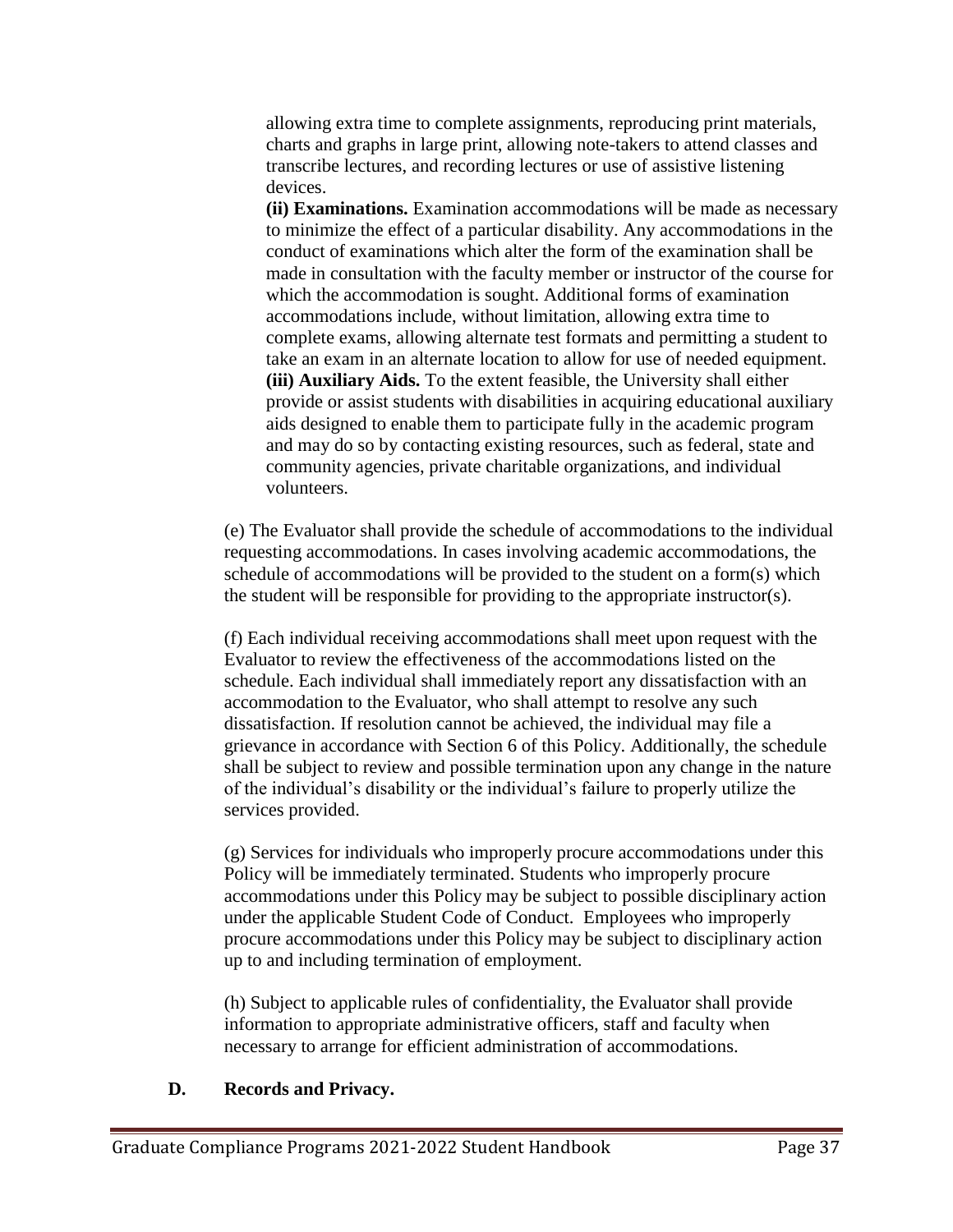allowing extra time to complete assignments, reproducing print materials, charts and graphs in large print, allowing note-takers to attend classes and transcribe lectures, and recording lectures or use of assistive listening devices.

**(ii) Examinations.** Examination accommodations will be made as necessary to minimize the effect of a particular disability. Any accommodations in the conduct of examinations which alter the form of the examination shall be made in consultation with the faculty member or instructor of the course for which the accommodation is sought. Additional forms of examination accommodations include, without limitation, allowing extra time to complete exams, allowing alternate test formats and permitting a student to take an exam in an alternate location to allow for use of needed equipment.

**(iii) Auxiliary Aids.** To the extent feasible, the University shall either provide or assist students with disabilities in acquiring educational auxiliary aids designed to enable them to participate fully in the academic program and may do so by contacting existing resources, such as federal, state and community agencies, private charitable organizations, and individual volunteers.

(e) The Evaluator shall provide the schedule of accommodations to the individual requesting accommodations. In cases involving academic accommodations, the schedule of accommodations will be provided to the student on a form(s) which the student will be responsible for providing to the appropriate instructor(s).

(f) Each individual receiving accommodations shall meet upon request with the Evaluator to review the effectiveness of the accommodations listed on the schedule. Each individual shall immediately report any dissatisfaction with an accommodation to the Evaluator, who shall attempt to resolve any such dissatisfaction. If resolution cannot be achieved, the individual may file a grievance in accordance with Section 6 of this Policy. Additionally, the schedule shall be subject to review and possible termination upon any change in the nature of the individual's disability or the individual's failure to properly utilize the services provided.

(g) Services for individuals who improperly procure accommodations under this Policy will be immediately terminated. Students who improperly procure accommodations under this Policy may be subject to possible disciplinary action under the applicable Student Code of Conduct. Employees who improperly procure accommodations under this Policy may be subject to disciplinary action up to and including termination of employment.

(h) Subject to applicable rules of confidentiality, the Evaluator shall provide information to appropriate administrative officers, staff and faculty when necessary to arrange for efficient administration of accommodations.

**D. Records and Privacy.**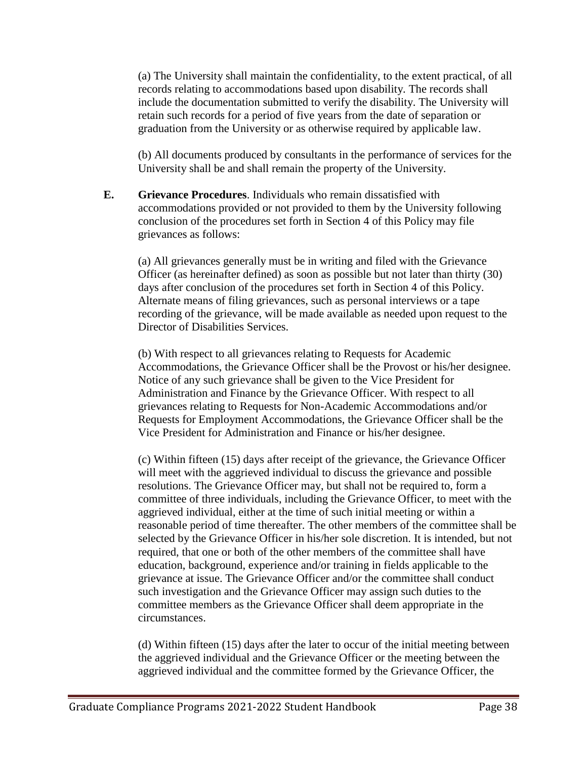(a) The University shall maintain the confidentiality, to the extent practical, of all records relating to accommodations based upon disability. The records shall include the documentation submitted to verify the disability. The University will retain such records for a period of five years from the date of separation or graduation from the University or as otherwise required by applicable law.

(b) All documents produced by consultants in the performance of services for the University shall be and shall remain the property of the University.

**E. Grievance Procedures**. Individuals who remain dissatisfied with accommodations provided or not provided to them by the University following conclusion of the procedures set forth in Section 4 of this Policy may file grievances as follows:

(a) All grievances generally must be in writing and filed with the Grievance Officer (as hereinafter defined) as soon as possible but not later than thirty (30) days after conclusion of the procedures set forth in Section 4 of this Policy. Alternate means of filing grievances, such as personal interviews or a tape recording of the grievance, will be made available as needed upon request to the Director of Disabilities Services.

(b) With respect to all grievances relating to Requests for Academic Accommodations, the Grievance Officer shall be the Provost or his/her designee. Notice of any such grievance shall be given to the Vice President for Administration and Finance by the Grievance Officer. With respect to all grievances relating to Requests for Non-Academic Accommodations and/or Requests for Employment Accommodations, the Grievance Officer shall be the Vice President for Administration and Finance or his/her designee.

(c) Within fifteen (15) days after receipt of the grievance, the Grievance Officer will meet with the aggrieved individual to discuss the grievance and possible resolutions. The Grievance Officer may, but shall not be required to, form a committee of three individuals, including the Grievance Officer, to meet with the aggrieved individual, either at the time of such initial meeting or within a reasonable period of time thereafter. The other members of the committee shall be selected by the Grievance Officer in his/her sole discretion. It is intended, but not required, that one or both of the other members of the committee shall have education, background, experience and/or training in fields applicable to the grievance at issue. The Grievance Officer and/or the committee shall conduct such investigation and the Grievance Officer may assign such duties to the committee members as the Grievance Officer shall deem appropriate in the circumstances.

(d) Within fifteen (15) days after the later to occur of the initial meeting between the aggrieved individual and the Grievance Officer or the meeting between the aggrieved individual and the committee formed by the Grievance Officer, the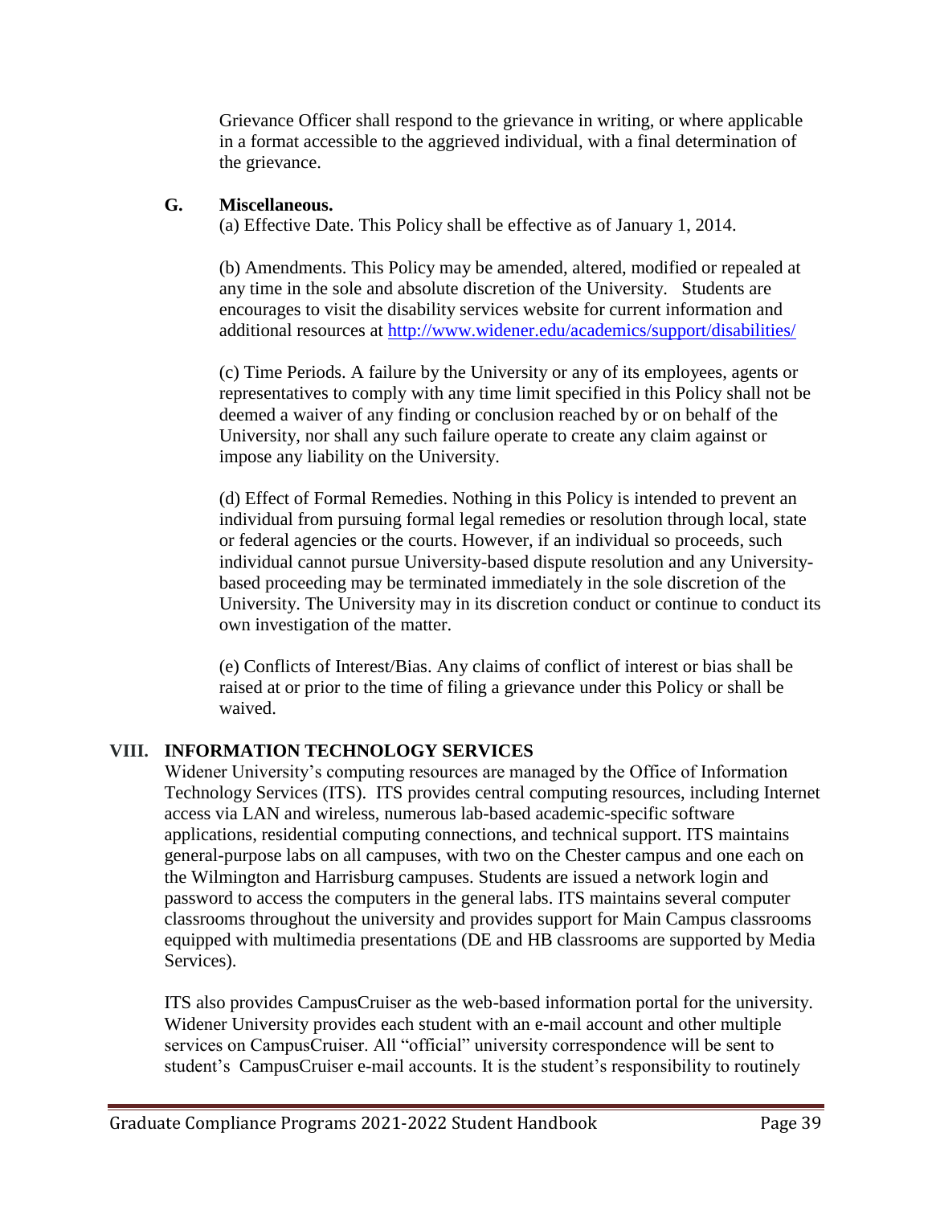Grievance Officer shall respond to the grievance in writing, or where applicable in a format accessible to the aggrieved individual, with a final determination of the grievance.

### G. Miscellaneous.

(a) Effective Date. This Policy shall be effective as of January 1, 2014.

(b) Amendments. This Policy may be amended, altered, modified or repealed at any time in the sole and absolute discretion of the University. Students are encourages to visit the disability services website for current information and additional resources at http://www.widener.edu/academics/support/disabilities/

(c) Time Periods. A failure by the University or any of its employees, agents or representatives to comply with any time limit specified in this Policy shall not be deemed a waiver of any finding or conclusion reached by or on behalf of the University, nor shall any such failure operate to create any claim against or impose any liability on the University.

(d) Effect of Formal Remedies. Nothing in this Policy is intended to prevent an individual from pursuing formal legal remedies or resolution through local, state or federal agencies or the courts. However, if an individual so proceeds, such individual cannot pursue University-based dispute resolution and any University-based proceeding may be terminated immediately in the sole discretion of the University. The University may in its discretion conduct or continue to conduct its own investigation of the matter.

(e) Conflicts of Interest/Bias. Any claims of conflict of interest or bias shall be raised at or prior to the time of filing a grievance under this Policy or shall be waived.

## VIII. INFORMATION TECHNOLOGY SERVICES

Widener University's computing resources are managed by the Office of Information Technology Services (ITS). ITS provides central computing resources, including Internet access via LAN and wireless, numerous lab-based academic-specific software applications, residential computing connections, and technical support. ITS maintains general-purpose labs on all campuses, with two on the Chester campus and one each on the Wilmington and Harrisburg campuses. Students are issued a network login and password to access the computers in the general labs. ITS maintains several computer classrooms throughout the university and provides support for Main Campus classrooms equipped with multimedia presentations (DE and HB classrooms are supported by Media Services).

ITS also provides CampusCruiser as the web-based information portal for the university. Widener University provides each student with an e-mail account and other multiple services on CampusCruiser. All "official" university correspondence will be sent to student's CampusCruiser e-mail accounts. It is the student's responsibility to routinely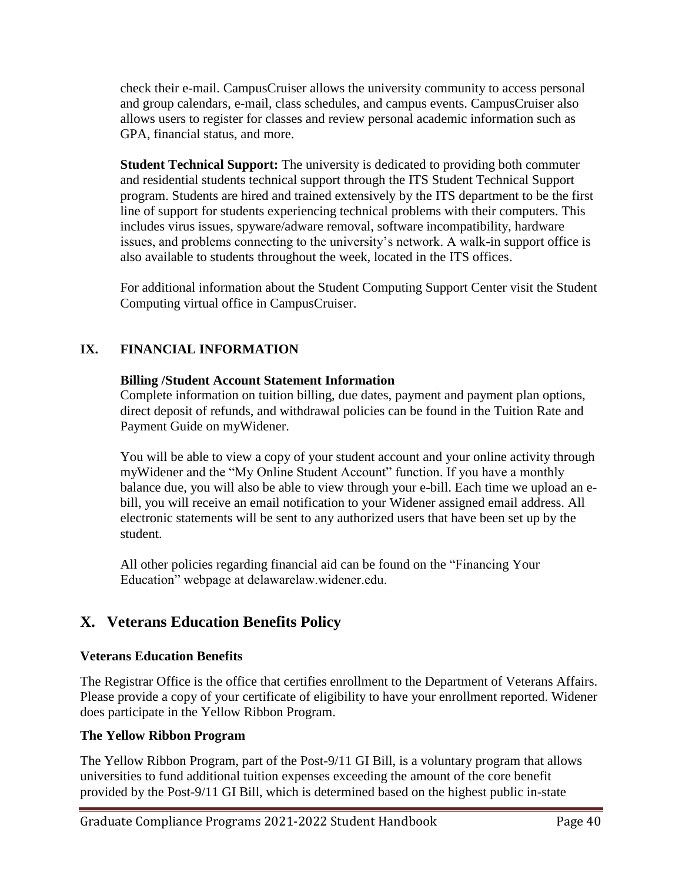check their e-mail. CampusCruiser allows the university community to access personal and group calendars, e-mail, class schedules, and campus events. CampusCruiser also allows users to register for classes and review personal academic information such as GPA, financial status, and more.

**Student Technical Support:** The university is dedicated to providing both commuter and residential students technical support through the ITS Student Technical Support program. Students are hired and trained extensively by the ITS department to be the first line of support for students experiencing technical problems with their computers. This includes virus issues, spyware/adware removal, software incompatibility, hardware issues, and problems connecting to the university's network. A walk-in support office is also available to students throughout the week, located in the ITS offices.

For additional information about the Student Computing Support Center visit the Student Computing virtual office in CampusCruiser.

## IX. FINANCIAL INFORMATION

**Billing /Student Account Statement Information**

Complete information on tuition billing, due dates, payment and payment plan options, direct deposit of refunds, and withdrawal policies can be found in the Tuition Rate and Payment Guide on myWidener.

You will be able to view a copy of your student account and your online activity through myWidener and the "My Online Student Account" function. If you have a monthly balance due, you will also be able to view through your e-bill. Each time we upload an e-bill, you will receive an email notification to your Widener assigned email address. All electronic statements will be sent to any authorized users that have been set up by the student.

All other policies regarding financial aid can be found on the "Financing Your Education" webpage at delawarelaw.widener.edu.

## X. Veterans Education Benefits Policy

**Veterans Education Benefits**

The Registrar Office is the office that certifies enrollment to the Department of Veterans Affairs. Please provide a copy of your certificate of eligibility to have your enrollment reported. Widener does participate in the Yellow Ribbon Program.

**The Yellow Ribbon Program**

The Yellow Ribbon Program, part of the Post-9/11 GI Bill, is a voluntary program that allows universities to fund additional tuition expenses exceeding the amount of the core benefit provided by the Post-9/11 GI Bill, which is determined based on the highest public in-state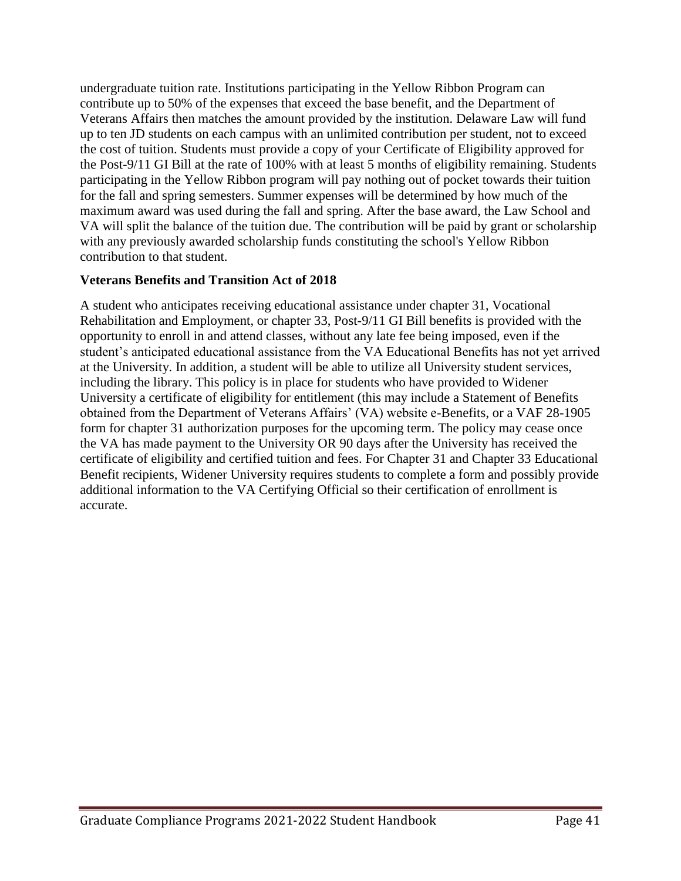undergraduate tuition rate. Institutions participating in the Yellow Ribbon Program can contribute up to 50% of the expenses that exceed the base benefit, and the Department of Veterans Affairs then matches the amount provided by the institution. Delaware Law will fund up to ten JD students on each campus with an unlimited contribution per student, not to exceed the cost of tuition. Students must provide a copy of your Certificate of Eligibility approved for the Post-9/11 GI Bill at the rate of 100% with at least 5 months of eligibility remaining. Students participating in the Yellow Ribbon program will pay nothing out of pocket towards their tuition for the fall and spring semesters. Summer expenses will be determined by how much of the maximum award was used during the fall and spring. After the base award, the Law School and VA will split the balance of the tuition due. The contribution will be paid by grant or scholarship with any previously awarded scholarship funds constituting the school's Yellow Ribbon contribution to that student.

**Veterans Benefits and Transition Act of 2018**

A student who anticipates receiving educational assistance under chapter 31, Vocational Rehabilitation and Employment, or chapter 33, Post-9/11 GI Bill benefits is provided with the opportunity to enroll in and attend classes, without any late fee being imposed, even if the student's anticipated educational assistance from the VA Educational Benefits has not yet arrived at the University. In addition, a student will be able to utilize all University student services, including the library. This policy is in place for students who have provided to Widener University a certificate of eligibility for entitlement (this may include a Statement of Benefits obtained from the Department of Veterans Affairs' (VA) website e-Benefits, or a VAF 28-1905 form for chapter 31 authorization purposes for the upcoming term. The policy may cease once the VA has made payment to the University OR 90 days after the University has received the certificate of eligibility and certified tuition and fees. For Chapter 31 and Chapter 33 Educational Benefit recipients, Widener University requires students to complete a form and possibly provide additional information to the VA Certifying Official so their certification of enrollment is accurate.